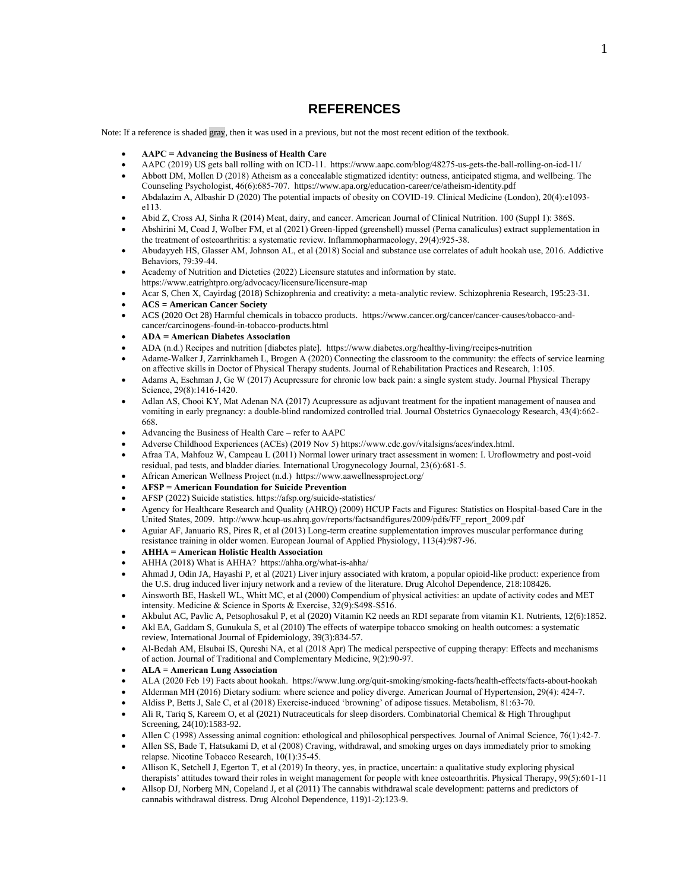# REFERENCES

Note: If a reference is shaded gray, then it was used in a previous, but not the most recent edition of the textbook.

- **AAPC = Advancing the Business of Health Care**
- AAPC (2019) US gets ball rolling with on ICD-11. https://www.aapc.com/blog/48275-us-gets-the-ball-rolling-on-icd-11/
- Abbott DM, Mollen D (2018) Atheism as a concealable stigmatized identity: outness, anticipated stigma, and wellbeing. The Counseling Psychologist, 46(6):685-707. https://www.apa.org/education-career/ce/atheism-identity.pdf
- Abdalazim A, Albashir D (2020) The potential impacts of obesity on COVID-19. Clinical Medicine (London), 20(4):e1093-e113.
- Abid Z, Cross AJ, Sinha R (2014) Meat, dairy, and cancer. American Journal of Clinical Nutrition. 100 (Suppl 1): 386S.
- Abshirini M, Coad J, Wolber FM, et al (2021) Green-lipped (greenshell) mussel (Perna canaliculus) extract supplementation in the treatment of osteoarthritis: a systematic review. Inflammopharmacology, 29(4):925-38.
- Abudayyeh HS, Glasser AM, Johnson AL, et al (2018) Social and substance use correlates of adult hookah use, 2016. Addictive Behaviors, 79:39-44.
- Academy of Nutrition and Dietetics (2022) Licensure statutes and information by state. https://www.eatrightpro.org/advocacy/licensure/licensure-map
- Acar S, Chen X, Cayirdag (2018) Schizophrenia and creativity: a meta-analytic review. Schizophrenia Research, 195:23-31.
- **ACS = American Cancer Society**
- ACS (2020 Oct 28) Harmful chemicals in tobacco products. https://www.cancer.org/cancer/cancer-causes/tobacco-and-cancer/carcinogens-found-in-tobacco-products.html
- **ADA = American Diabetes Association**
- ADA (n.d.) Recipes and nutrition [diabetes plate]. https://www.diabetes.org/healthy-living/recipes-nutrition
- Adame-Walker J, Zarrinkhameh L, Brogen A (2020) Connecting the classroom to the community: the effects of service learning on affective skills in Doctor of Physical Therapy students. Journal of Rehabilitation Practices and Research, 1:105.
- Adams A, Eschman J, Ge W (2017) Acupressure for chronic low back pain: a single system study. Journal Physical Therapy Science, 29(8):1416-1420.
- Adlan AS, Chooi KY, Mat Adenan NA (2017) Acupressure as adjuvant treatment for the inpatient management of nausea and vomiting in early pregnancy: a double-blind randomized controlled trial. Journal Obstetrics Gynaecology Research, 43(4):662-668.
- Advancing the Business of Health Care – refer to AAPC
- Adverse Childhood Experiences (ACEs) (2019 Nov 5) https://www.cdc.gov/vitalsigns/aces/index.html.
- Afraa TA, Mahfouz W, Campeau L (2011) Normal lower urinary tract assessment in women: I. Uroflowmetry and post-void residual, pad tests, and bladder diaries. International Urogynecology Journal, 23(6):681-5.
- African American Wellness Project (n.d.) https://www.aawellnessproject.org/
- **AFSP = American Foundation for Suicide Prevention**
- AFSP (2022) Suicide statistics. https://afsp.org/suicide-statistics/
- Agency for Healthcare Research and Quality (AHRQ) (2009) HCUP Facts and Figures: Statistics on Hospital-based Care in the United States, 2009. http://www.hcup-us.ahrq.gov/reports/factsandfigures/2009/pdfs/FF_report_2009.pdf
- Aguiar AF, Januario RS, Pires R, et al (2013) Long-term creatine supplementation improves muscular performance during resistance training in older women. European Journal of Applied Physiology, 113(4):987-96.
- **AHHA = American Holistic Health Association**
- AHHA (2018) What is AHHA? https://ahha.org/what-is-ahha/
- Ahmad J, Odin JA, Hayashi P, et al (2021) Liver injury associated with kratom, a popular opioid-like product: experience from the U.S. drug induced liver injury network and a review of the literature. Drug Alcohol Dependence, 218:108426.
- Ainsworth BE, Haskell WL, Whitt MC, et al (2000) Compendium of physical activities: an update of activity codes and MET intensity. Medicine & Science in Sports & Exercise, 32(9):S498-S516.
- Akbulut AC, Pavlic A, Petsophosakul P, et al (2020) Vitamin K2 needs an RDI separate from vitamin K1. Nutrients, 12(6):1852.
- Akl EA, Gaddam S, Gunukula S, et al (2010) The effects of waterpipe tobacco smoking on health outcomes: a systematic review, International Journal of Epidemiology, 39(3):834-57.
- Al-Bedah AM, Elsubai IS, Qureshi NA, et al (2018 Apr) The medical perspective of cupping therapy: Effects and mechanisms of action. Journal of Traditional and Complementary Medicine, 9(2):90-97.
- **ALA = American Lung Association**
- ALA (2020 Feb 19) Facts about hookah. https://www.lung.org/quit-smoking/smoking-facts/health-effects/facts-about-hookah
- Alderman MH (2016) Dietary sodium: where science and policy diverge. American Journal of Hypertension, 29(4): 424-7.
- Aldiss P, Betts J, Sale C, et al (2018) Exercise-induced 'browning' of adipose tissues. Metabolism, 81:63-70.
- Ali R, Tariq S, Kareem O, et al (2021) Nutraceuticals for sleep disorders. Combinatorial Chemical & High Throughput Screening, 24(10):1583-92.
- Allen C (1998) Assessing animal cognition: ethological and philosophical perspectives. Journal of Animal Science, 76(1):42-7.
- Allen SS, Bade T, Hatsukami D, et al (2008) Craving, withdrawal, and smoking urges on days immediately prior to smoking relapse. Nicotine Tobacco Research, 10(1):35-45.
- Allison K, Setchell J, Egerton T, et al (2019) In theory, yes, in practice, uncertain: a qualitative study exploring physical therapists' attitudes toward their roles in weight management for people with knee osteoarthritis. Physical Therapy, 99(5):601-11
- Allsop DJ, Norberg MN, Copeland J, et al (2011) The cannabis withdrawal scale development: patterns and predictors of cannabis withdrawal distress. Drug Alcohol Dependence, 119)1-2):123-9.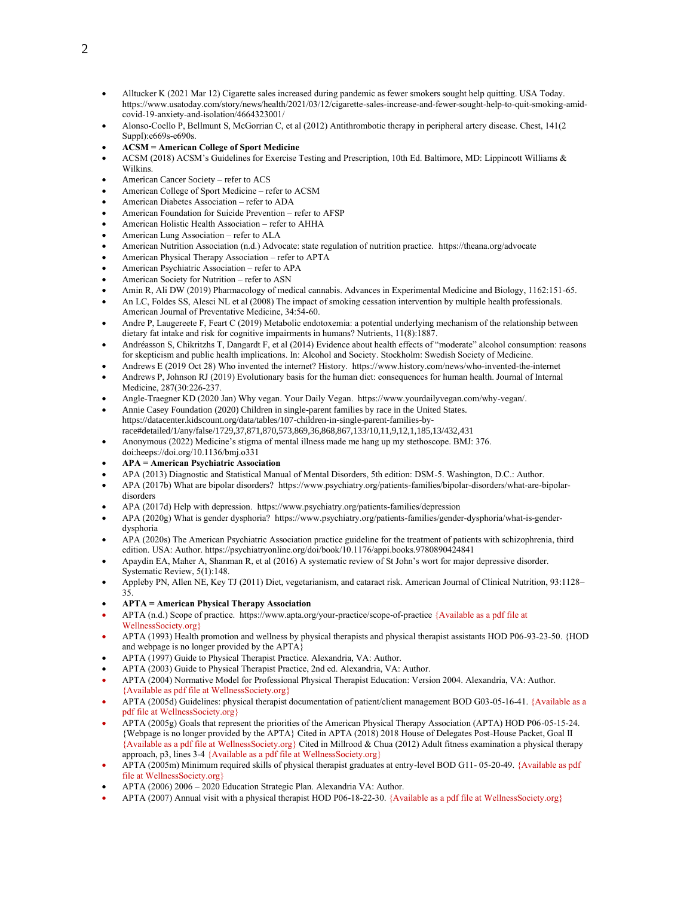- Alltucker K (2021 Mar 12) Cigarette sales increased during pandemic as fewer smokers sought help quitting. USA Today. https://www.usatoday.com/story/news/health/2021/03/12/cigarette-sales-increase-and-fewer-sought-help-to-quit-smoking-amid-covid-19-anxiety-and-isolation/4664323001/
- Alonso-Coello P, Bellmunt S, McGorrian C, et al (2012) Antithrombotic therapy in peripheral artery disease. Chest, 141(2 Suppl):e669s-e690s.
- **ACSM = American College of Sport Medicine**
- ACSM (2018) ACSM's Guidelines for Exercise Testing and Prescription, 10th Ed. Baltimore, MD: Lippincott Williams & Wilkins.
- American Cancer Society – refer to ACS
- American College of Sport Medicine – refer to ACSM
- American Diabetes Association – refer to ADA
- American Foundation for Suicide Prevention – refer to AFSP
- American Holistic Health Association – refer to AHHA
- American Lung Association – refer to ALA
- American Nutrition Association (n.d.) Advocate: state regulation of nutrition practice. https://theana.org/advocate
- American Physical Therapy Association – refer to APTA
- American Psychiatric Association – refer to APA
- American Society for Nutrition – refer to ASN
- Amin R, Ali DW (2019) Pharmacology of medical cannabis. Advances in Experimental Medicine and Biology, 1162:151-65.
- An LC, Foldes SS, Alesci NL et al (2008) The impact of smoking cessation intervention by multiple health professionals. American Journal of Preventative Medicine, 34:54-60.
- Andre P, Laugereete F, Feart C (2019) Metabolic endotoxemia: a potential underlying mechanism of the relationship between dietary fat intake and risk for cognitive impairments in humans? Nutrients, 11(8):1887.
- Andréasson S, Chikritzhs T, Dangardt F, et al (2014) Evidence about health effects of "moderate" alcohol consumption: reasons for skepticism and public health implications. In: Alcohol and Society. Stockholm: Swedish Society of Medicine.
- Andrews E (2019 Oct 28) Who invented the internet? History. https://www.history.com/news/who-invented-the-internet
- Andrews P, Johnson RJ (2019) Evolutionary basis for the human diet: consequences for human health. Journal of Internal Medicine, 287(30:226-237.
- Angle-Traegner KD (2020 Jan) Why vegan. Your Daily Vegan. https://www.yourdailyvegan.com/why-vegan/.
- Annie Casey Foundation (2020) Children in single-parent families by race in the United States. https://datacenter.kidscount.org/data/tables/107-children-in-single-parent-families-by-race#detailed/1/any/false/1729,37,871,870,573,869,36,868,867,133/10,11,9,12,1,185,13/432,431
- Anonymous (2022) Medicine's stigma of mental illness made me hang up my stethoscope. BMJ: 376. doi:heeps://doi.org/10.1136/bmj.o331
- **APA = American Psychiatric Association**
- APA (2013) Diagnostic and Statistical Manual of Mental Disorders, 5th edition: DSM-5. Washington, D.C.: Author.
- APA (2017b) What are bipolar disorders? https://www.psychiatry.org/patients-families/bipolar-disorders/what-are-bipolar-disorders
- APA (2017d) Help with depression. https://www.psychiatry.org/patients-families/depression
- APA (2020g) What is gender dysphoria? https://www.psychiatry.org/patients-families/gender-dysphoria/what-is-gender-dysphoria
- APA (2020s) The American Psychiatric Association practice guideline for the treatment of patients with schizophrenia, third edition. USA: Author. https://psychiatryonline.org/doi/book/10.1176/appi.books.9780890424841
- Apaydin EA, Maher A, Shanman R, et al (2016) A systematic review of St John's wort for major depressive disorder. Systematic Review, 5(1):148.
- Appleby PN, Allen NE, Key TJ (2011) Diet, vegetarianism, and cataract risk. American Journal of Clinical Nutrition, 93:1128–35.
- **APTA = American Physical Therapy Association**
- APTA (n.d.) Scope of practice. https://www.apta.org/your-practice/scope-of-practice {Available as a pdf file at WellnessSociety.org}
- APTA (1993) Health promotion and wellness by physical therapists and physical therapist assistants HOD P06-93-23-50. {HOD and webpage is no longer provided by the APTA}
- APTA (1997) Guide to Physical Therapist Practice. Alexandria, VA: Author.
- APTA (2003) Guide to Physical Therapist Practice, 2nd ed. Alexandria, VA: Author.
- APTA (2004) Normative Model for Professional Physical Therapist Education: Version 2004. Alexandria, VA: Author. {Available as pdf file at WellnessSociety.org}
- APTA (2005d) Guidelines: physical therapist documentation of patient/client management BOD G03-05-16-41. {Available as a pdf file at WellnessSociety.org}
- APTA (2005g) Goals that represent the priorities of the American Physical Therapy Association (APTA) HOD P06-05-15-24. {Webpage is no longer provided by the APTA} Cited in APTA (2018) 2018 House of Delegates Post-House Packet, Goal II {Available as a pdf file at WellnessSociety.org} Cited in Millrood & Chua (2012) Adult fitness examination a physical therapy approach, p3, lines 3-4 {Available as a pdf file at WellnessSociety.org}
- APTA (2005m) Minimum required skills of physical therapist graduates at entry-level BOD G11- 05-20-49. {Available as pdf file at WellnessSociety.org}
- APTA (2006) 2006 – 2020 Education Strategic Plan. Alexandria VA: Author.
- APTA (2007) Annual visit with a physical therapist HOD P06-18-22-30. {Available as a pdf file at WellnessSociety.org}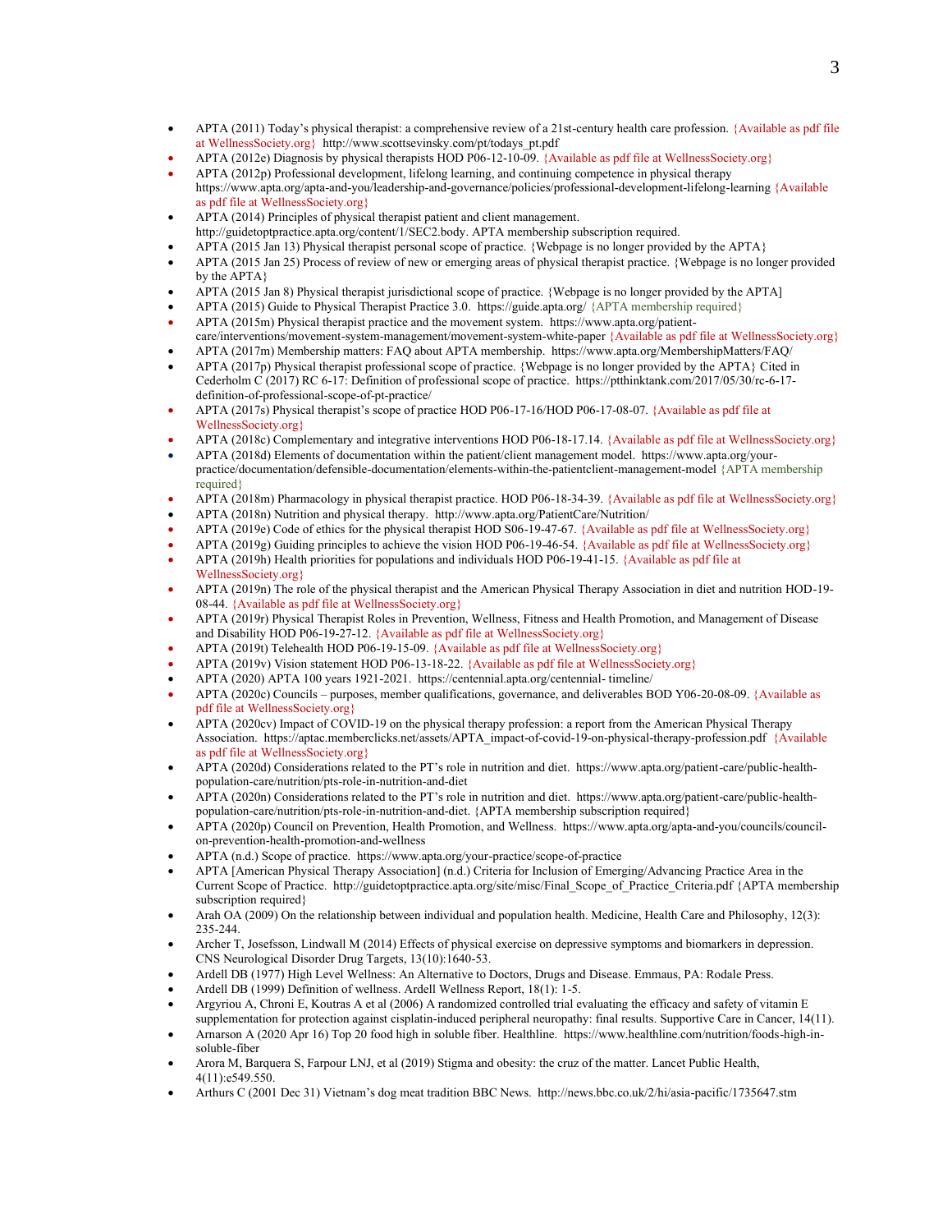- APTA (2011) Today's physical therapist: a comprehensive review of a 21st-century health care profession. {Available as pdf file at WellnessSociety.org} http://www.scottsevinsky.com/pt/todays_pt.pdf
- APTA (2012e) Diagnosis by physical therapists HOD P06-12-10-09. {Available as pdf file at WellnessSociety.org}
- APTA (2012p) Professional development, lifelong learning, and continuing competence in physical therapy https://www.apta.org/apta-and-you/leadership-and-governance/policies/professional-development-lifelong-learning {Available as pdf file at WellnessSociety.org}
- APTA (2014) Principles of physical therapist patient and client management. http://guidetoptpractice.apta.org/content/1/SEC2.body. APTA membership subscription required.
- APTA (2015 Jan 13) Physical therapist personal scope of practice. {Webpage is no longer provided by the APTA}
- APTA (2015 Jan 25) Process of review of new or emerging areas of physical therapist practice. {Webpage is no longer provided by the APTA}
- APTA (2015 Jan 8) Physical therapist jurisdictional scope of practice. {Webpage is no longer provided by the APTA]
- APTA (2015) Guide to Physical Therapist Practice 3.0. https://guide.apta.org/ {APTA membership required}
- APTA (2015m) Physical therapist practice and the movement system. https://www.apta.org/patient-care/interventions/movement-system-management/movement-system-white-paper {Available as pdf file at WellnessSociety.org}
- APTA (2017m) Membership matters: FAQ about APTA membership. https://www.apta.org/MembershipMatters/FAQ/
- APTA (2017p) Physical therapist professional scope of practice. {Webpage is no longer provided by the APTA} Cited in Cederholm C (2017) RC 6-17: Definition of professional scope of practice. https://ptthinktank.com/2017/05/30/rc-6-17-definition-of-professional-scope-of-pt-practice/
- APTA (2017s) Physical therapist's scope of practice HOD P06-17-16/HOD P06-17-08-07. {Available as pdf file at WellnessSociety.org}
- APTA (2018c) Complementary and integrative interventions HOD P06-18-17.14. {Available as pdf file at WellnessSociety.org}
- APTA (2018d) Elements of documentation within the patient/client management model. https://www.apta.org/your-practice/documentation/defensible-documentation/elements-within-the-patientclient-management-model {APTA membership required}
- APTA (2018m) Pharmacology in physical therapist practice. HOD P06-18-34-39. {Available as pdf file at WellnessSociety.org}
- APTA (2018n) Nutrition and physical therapy. http://www.apta.org/PatientCare/Nutrition/
- APTA (2019e) Code of ethics for the physical therapist HOD S06-19-47-67. {Available as pdf file at WellnessSociety.org}
- APTA (2019g) Guiding principles to achieve the vision HOD P06-19-46-54. {Available as pdf file at WellnessSociety.org}
- APTA (2019h) Health priorities for populations and individuals HOD P06-19-41-15. {Available as pdf file at WellnessSociety.org}
- APTA (2019n) The role of the physical therapist and the American Physical Therapy Association in diet and nutrition HOD-19-08-44. {Available as pdf file at WellnessSociety.org}
- APTA (2019r) Physical Therapist Roles in Prevention, Wellness, Fitness and Health Promotion, and Management of Disease and Disability HOD P06-19-27-12. {Available as pdf file at WellnessSociety.org}
- APTA (2019t) Telehealth HOD P06-19-15-09. {Available as pdf file at WellnessSociety.org}
- APTA (2019v) Vision statement HOD P06-13-18-22. {Available as pdf file at WellnessSociety.org}
- APTA (2020) APTA 100 years 1921-2021. https://centennial.apta.org/centennial- timeline/
- APTA (2020c) Councils – purposes, member qualifications, governance, and deliverables BOD Y06-20-08-09. {Available as pdf file at WellnessSociety.org}
- APTA (2020cv) Impact of COVID-19 on the physical therapy profession: a report from the American Physical Therapy Association. https://aptac.memberclicks.net/assets/APTA_impact-of-covid-19-on-physical-therapy-profession.pdf {Available as pdf file at WellnessSociety.org}
- APTA (2020d) Considerations related to the PT's role in nutrition and diet. https://www.apta.org/patient-care/public-health-population-care/nutrition/pts-role-in-nutrition-and-diet
- APTA (2020n) Considerations related to the PT's role in nutrition and diet. https://www.apta.org/patient-care/public-health-population-care/nutrition/pts-role-in-nutrition-and-diet. {APTA membership subscription required}
- APTA (2020p) Council on Prevention, Health Promotion, and Wellness. https://www.apta.org/apta-and-you/councils/council-on-prevention-health-promotion-and-wellness
- APTA (n.d.) Scope of practice. https://www.apta.org/your-practice/scope-of-practice
- APTA [American Physical Therapy Association] (n.d.) Criteria for Inclusion of Emerging/Advancing Practice Area in the Current Scope of Practice. http://guidetoptpractice.apta.org/site/misc/Final_Scope_of_Practice_Criteria.pdf {APTA membership subscription required}
- Arah OA (2009) On the relationship between individual and population health. Medicine, Health Care and Philosophy, 12(3): 235-244.
- Archer T, Josefsson, Lindwall M (2014) Effects of physical exercise on depressive symptoms and biomarkers in depression. CNS Neurological Disorder Drug Targets, 13(10):1640-53.
- Ardell DB (1977) High Level Wellness: An Alternative to Doctors, Drugs and Disease. Emmaus, PA: Rodale Press.
- Ardell DB (1999) Definition of wellness. Ardell Wellness Report, 18(1): 1-5.
- Argyriou A, Chroni E, Koutras A et al (2006) A randomized controlled trial evaluating the efficacy and safety of vitamin E supplementation for protection against cisplatin-induced peripheral neuropathy: final results. Supportive Care in Cancer, 14(11).
- Arnarson A (2020 Apr 16) Top 20 food high in soluble fiber. Healthline. https://www.healthline.com/nutrition/foods-high-in-soluble-fiber
- Arora M, Barquera S, Farpour LNJ, et al (2019) Stigma and obesity: the cruz of the matter. Lancet Public Health, 4(11):e549.550.
- Arthurs C (2001 Dec 31) Vietnam's dog meat tradition BBC News. http://news.bbc.co.uk/2/hi/asia-pacific/1735647.stm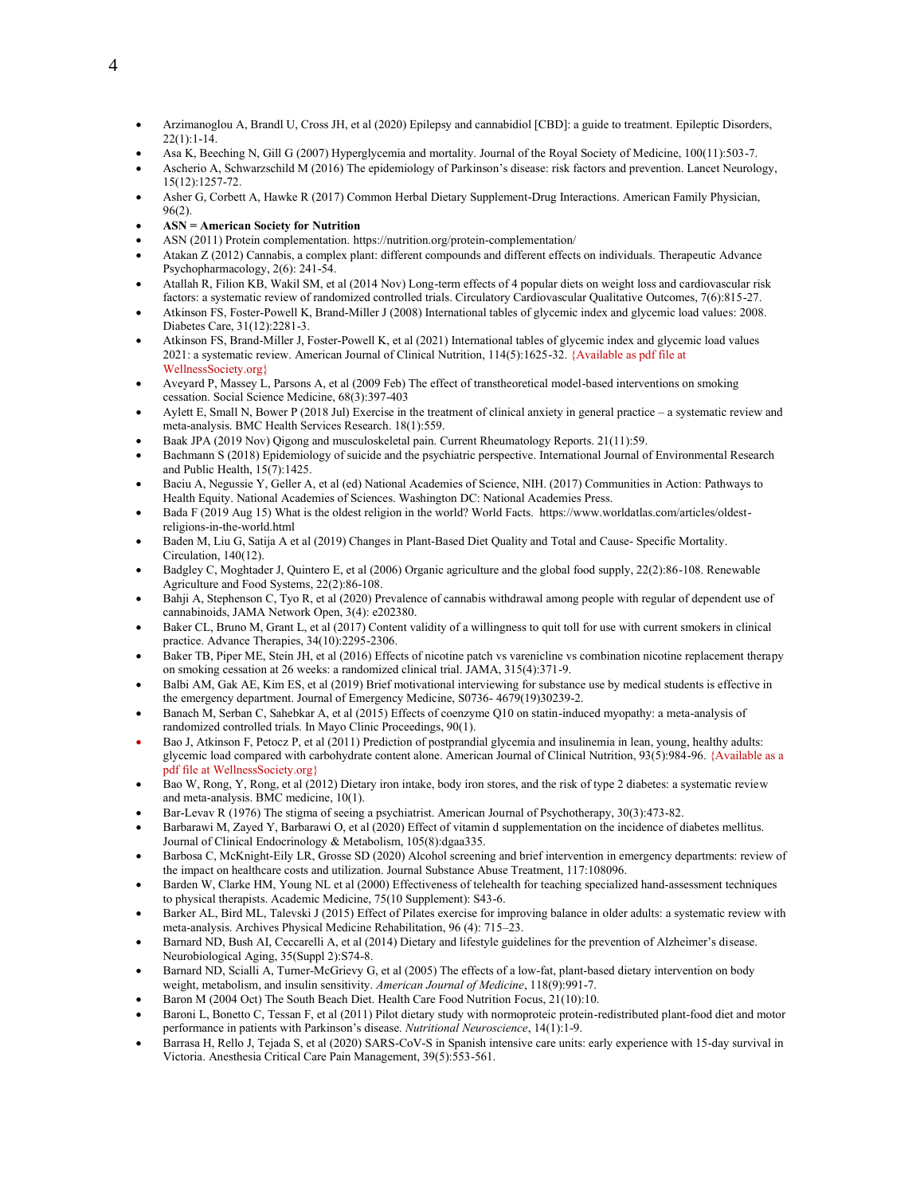- Arzimanoglou A, Brandl U, Cross JH, et al (2020) Epilepsy and cannabidiol [CBD]: a guide to treatment. Epileptic Disorders, 22(1):1-14.
- Asa K, Beeching N, Gill G (2007) Hyperglycemia and mortality. Journal of the Royal Society of Medicine, 100(11):503-7.
- Ascherio A, Schwarzschild M (2016) The epidemiology of Parkinson's disease: risk factors and prevention. Lancet Neurology, 15(12):1257-72.
- Asher G, Corbett A, Hawke R (2017) Common Herbal Dietary Supplement-Drug Interactions. American Family Physician, 96(2).
- **ASN = American Society for Nutrition**
- ASN (2011) Protein complementation. https://nutrition.org/protein-complementation/
- Atakan Z (2012) Cannabis, a complex plant: different compounds and different effects on individuals. Therapeutic Advance Psychopharmacology, 2(6): 241-54.
- Atallah R, Filion KB, Wakil SM, et al (2014 Nov) Long-term effects of 4 popular diets on weight loss and cardiovascular risk factors: a systematic review of randomized controlled trials. Circulatory Cardiovascular Qualitative Outcomes, 7(6):815-27.
- Atkinson FS, Foster-Powell K, Brand-Miller J (2008) International tables of glycemic index and glycemic load values: 2008. Diabetes Care, 31(12):2281-3.
- Atkinson FS, Brand-Miller J, Foster-Powell K, et al (2021) International tables of glycemic index and glycemic load values 2021: a systematic review. American Journal of Clinical Nutrition, 114(5):1625-32. {Available as pdf file at WellnessSociety.org}
- Aveyard P, Massey L, Parsons A, et al (2009 Feb) The effect of transtheoretical model-based interventions on smoking cessation. Social Science Medicine, 68(3):397-403
- Aylett E, Small N, Bower P (2018 Jul) Exercise in the treatment of clinical anxiety in general practice – a systematic review and meta-analysis. BMC Health Services Research. 18(1):559.
- Baak JPA (2019 Nov) Qigong and musculoskeletal pain. Current Rheumatology Reports. 21(11):59.
- Bachmann S (2018) Epidemiology of suicide and the psychiatric perspective. International Journal of Environmental Research and Public Health, 15(7):1425.
- Baciu A, Negussie Y, Geller A, et al (ed) National Academies of Science, NIH. (2017) Communities in Action: Pathways to Health Equity. National Academies of Sciences. Washington DC: National Academies Press.
- Bada F (2019 Aug 15) What is the oldest religion in the world? World Facts. https://www.worldatlas.com/articles/oldest-religions-in-the-world.html
- Baden M, Liu G, Satija A et al (2019) Changes in Plant-Based Diet Quality and Total and Cause- Specific Mortality. Circulation, 140(12).
- Badgley C, Moghtader J, Quintero E, et al (2006) Organic agriculture and the global food supply, 22(2):86-108. Renewable Agriculture and Food Systems, 22(2):86-108.
- Bahji A, Stephenson C, Tyo R, et al (2020) Prevalence of cannabis withdrawal among people with regular of dependent use of cannabinoids, JAMA Network Open, 3(4): e202380.
- Baker CL, Bruno M, Grant L, et al (2017) Content validity of a willingness to quit toll for use with current smokers in clinical practice. Advance Therapies, 34(10):2295-2306.
- Baker TB, Piper ME, Stein JH, et al (2016) Effects of nicotine patch vs varenicline vs combination nicotine replacement therapy on smoking cessation at 26 weeks: a randomized clinical trial. JAMA, 315(4):371-9.
- Balbi AM, Gak AE, Kim ES, et al (2019) Brief motivational interviewing for substance use by medical students is effective in the emergency department. Journal of Emergency Medicine, S0736- 4679(19)30239-2.
- Banach M, Serban C, Sahebkar A, et al (2015) Effects of coenzyme Q10 on statin-induced myopathy: a meta-analysis of randomized controlled trials. In Mayo Clinic Proceedings, 90(1).
- Bao J, Atkinson F, Petocz P, et al (2011) Prediction of postprandial glycemia and insulinemia in lean, young, healthy adults: glycemic load compared with carbohydrate content alone. American Journal of Clinical Nutrition, 93(5):984-96. {Available as a pdf file at WellnessSociety.org}
- Bao W, Rong, Y, Rong, et al (2012) Dietary iron intake, body iron stores, and the risk of type 2 diabetes: a systematic review and meta-analysis. BMC medicine, 10(1).
- Bar-Levav R (1976) The stigma of seeing a psychiatrist. American Journal of Psychotherapy, 30(3):473-82.
- Barbarawi M, Zayed Y, Barbarawi O, et al (2020) Effect of vitamin d supplementation on the incidence of diabetes mellitus. Journal of Clinical Endocrinology & Metabolism, 105(8):dgaa335.
- Barbosa C, McKnight-Eily LR, Grosse SD (2020) Alcohol screening and brief intervention in emergency departments: review of the impact on healthcare costs and utilization. Journal Substance Abuse Treatment, 117:108096.
- Barden W, Clarke HM, Young NL et al (2000) Effectiveness of telehealth for teaching specialized hand-assessment techniques to physical therapists. Academic Medicine, 75(10 Supplement): S43-6.
- Barker AL, Bird ML, Talevski J (2015) Effect of Pilates exercise for improving balance in older adults: a systematic review with meta-analysis. Archives Physical Medicine Rehabilitation, 96 (4): 715–23.
- Barnard ND, Bush AI, Ceccarelli A, et al (2014) Dietary and lifestyle guidelines for the prevention of Alzheimer's disease. Neurobiological Aging, 35(Suppl 2):S74-8.
- Barnard ND, Scialli A, Turner-McGrievy G, et al (2005) The effects of a low-fat, plant-based dietary intervention on body weight, metabolism, and insulin sensitivity. *American Journal of Medicine*, 118(9):991-7.
- Baron M (2004 Oct) The South Beach Diet. Health Care Food Nutrition Focus, 21(10):10.
- Baroni L, Bonetto C, Tessan F, et al (2011) Pilot dietary study with normoproteic protein-redistributed plant-food diet and motor performance in patients with Parkinson's disease. *Nutritional Neuroscience*, 14(1):1-9.
- Barrasa H, Rello J, Tejada S, et al (2020) SARS-CoV-S in Spanish intensive care units: early experience with 15-day survival in Victoria. Anesthesia Critical Care Pain Management, 39(5):553-561.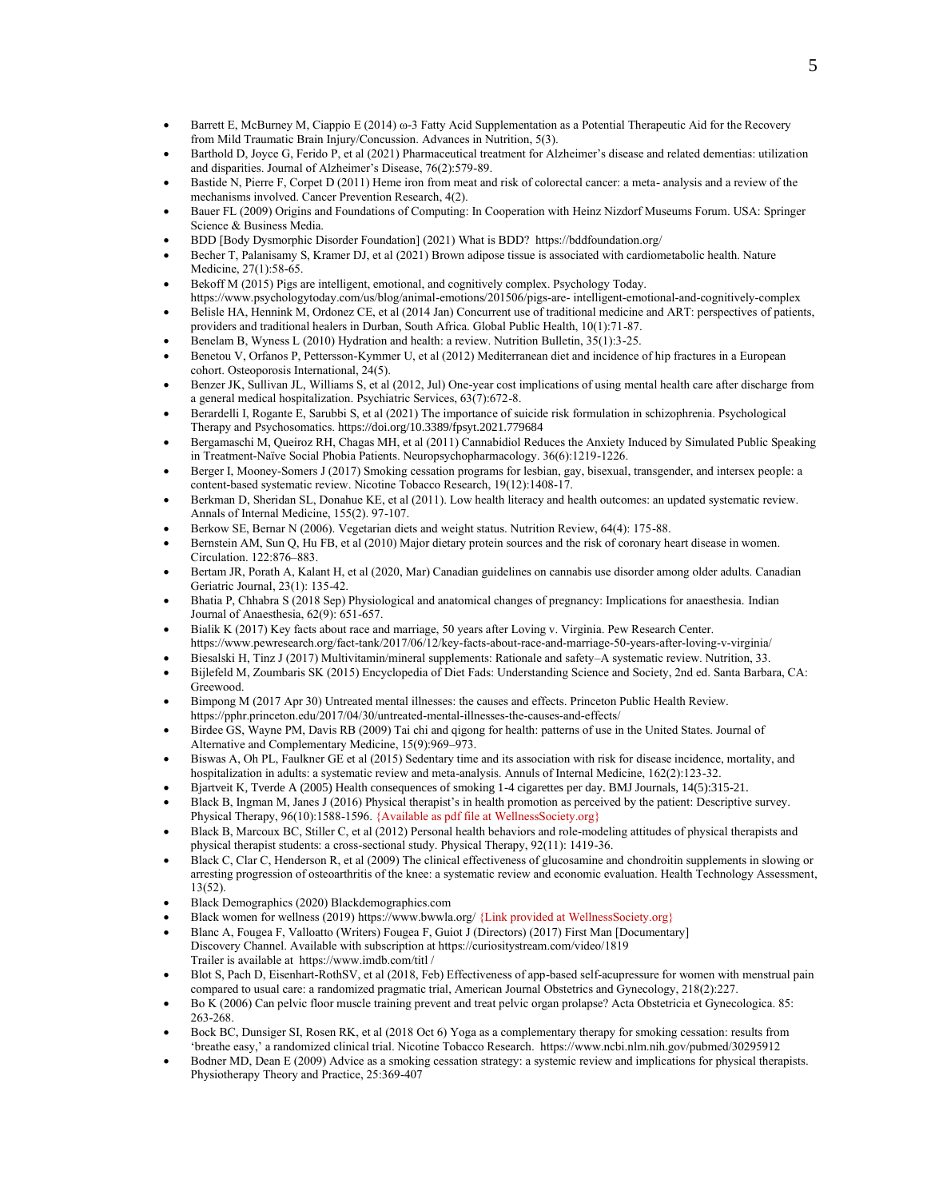- Barrett E, McBurney M, Ciappio E (2014) ω-3 Fatty Acid Supplementation as a Potential Therapeutic Aid for the Recovery from Mild Traumatic Brain Injury/Concussion. Advances in Nutrition, 5(3).
- Barthold D, Joyce G, Ferido P, et al (2021) Pharmaceutical treatment for Alzheimer's disease and related dementias: utilization and disparities. Journal of Alzheimer's Disease, 76(2):579-89.
- Bastide N, Pierre F, Corpet D (2011) Heme iron from meat and risk of colorectal cancer: a meta- analysis and a review of the mechanisms involved. Cancer Prevention Research, 4(2).
- Bauer FL (2009) Origins and Foundations of Computing: In Cooperation with Heinz Nizdorf Museums Forum. USA: Springer Science & Business Media.
- BDD [Body Dysmorphic Disorder Foundation] (2021) What is BDD? https://bddfoundation.org/
- Becher T, Palanisamy S, Kramer DJ, et al (2021) Brown adipose tissue is associated with cardiometabolic health. Nature Medicine, 27(1):58-65.
- Bekoff M (2015) Pigs are intelligent, emotional, and cognitively complex. Psychology Today. https://www.psychologytoday.com/us/blog/animal-emotions/201506/pigs-are- intelligent-emotional-and-cognitively-complex
- Belisle HA, Hennink M, Ordonez CE, et al (2014 Jan) Concurrent use of traditional medicine and ART: perspectives of patients, providers and traditional healers in Durban, South Africa. Global Public Health, 10(1):71-87.
- Benelam B, Wyness L (2010) Hydration and health: a review. Nutrition Bulletin, 35(1):3-25.
- Benetou V, Orfanos P, Pettersson-Kymmer U, et al (2012) Mediterranean diet and incidence of hip fractures in a European cohort. Osteoporosis International, 24(5).
- Benzer JK, Sullivan JL, Williams S, et al (2012, Jul) One-year cost implications of using mental health care after discharge from a general medical hospitalization. Psychiatric Services, 63(7):672-8.
- Berardelli I, Rogante E, Sarubbi S, et al (2021) The importance of suicide risk formulation in schizophrenia. Psychological Therapy and Psychosomatics. https://doi.org/10.3389/fpsyt.2021.779684
- Bergamaschi M, Queiroz RH, Chagas MH, et al (2011) Cannabidiol Reduces the Anxiety Induced by Simulated Public Speaking in Treatment-Naïve Social Phobia Patients. Neuropsychopharmacology. 36(6):1219-1226.
- Berger I, Mooney-Somers J (2017) Smoking cessation programs for lesbian, gay, bisexual, transgender, and intersex people: a content-based systematic review. Nicotine Tobacco Research, 19(12):1408-17.
- Berkman D, Sheridan SL, Donahue KE, et al (2011). Low health literacy and health outcomes: an updated systematic review. Annals of Internal Medicine, 155(2). 97-107.
- Berkow SE, Bernar N (2006). Vegetarian diets and weight status. Nutrition Review, 64(4): 175-88.
- Bernstein AM, Sun Q, Hu FB, et al (2010) Major dietary protein sources and the risk of coronary heart disease in women. Circulation. 122:876–883.
- Bertam JR, Porath A, Kalant H, et al (2020, Mar) Canadian guidelines on cannabis use disorder among older adults. Canadian Geriatric Journal, 23(1): 135-42.
- Bhatia P, Chhabra S (2018 Sep) Physiological and anatomical changes of pregnancy: Implications for anaesthesia. Indian Journal of Anaesthesia, 62(9): 651-657.
- Bialik K (2017) Key facts about race and marriage, 50 years after Loving v. Virginia. Pew Research Center. https://www.pewresearch.org/fact-tank/2017/06/12/key-facts-about-race-and-marriage-50-years-after-loving-v-virginia/
- Biesalski H, Tinz J (2017) Multivitamin/mineral supplements: Rationale and safety–A systematic review. Nutrition, 33.
- Bijlefeld M, Zoumbaris SK (2015) Encyclopedia of Diet Fads: Understanding Science and Society, 2nd ed. Santa Barbara, CA: Greewood.
- Bimpong M (2017 Apr 30) Untreated mental illnesses: the causes and effects. Princeton Public Health Review. https://pphr.princeton.edu/2017/04/30/untreated-mental-illnesses-the-causes-and-effects/
- Birdee GS, Wayne PM, Davis RB (2009) Tai chi and qigong for health: patterns of use in the United States. Journal of Alternative and Complementary Medicine, 15(9):969–973.
- Biswas A, Oh PL, Faulkner GE et al (2015) Sedentary time and its association with risk for disease incidence, mortality, and hospitalization in adults: a systematic review and meta-analysis. Annuls of Internal Medicine, 162(2):123-32.
- Bjartveit K, Tverde A (2005) Health consequences of smoking 1-4 cigarettes per day. BMJ Journals, 14(5):315-21.
- Black B, Ingman M, Janes J (2016) Physical therapist's in health promotion as perceived by the patient: Descriptive survey. Physical Therapy, 96(10):1588-1596. {Available as pdf file at WellnessSociety.org}
- Black B, Marcoux BC, Stiller C, et al (2012) Personal health behaviors and role-modeling attitudes of physical therapists and physical therapist students: a cross-sectional study. Physical Therapy, 92(11): 1419-36.
- Black C, Clar C, Henderson R, et al (2009) The clinical effectiveness of glucosamine and chondroitin supplements in slowing or arresting progression of osteoarthritis of the knee: a systematic review and economic evaluation. Health Technology Assessment, 13(52).
- Black Demographics (2020) Blackdemographics.com
- Black women for wellness (2019) https://www.bwwla.org/ {Link provided at WellnessSociety.org}
- Blanc A, Fougea F, Valloatto (Writers) Fougea F, Guiot J (Directors) (2017) First Man [Documentary] Discovery Channel. Available with subscription at https://curiositystream.com/video/1819 Trailer is available at https://www.imdb.com/titl /
- Blot S, Pach D, Eisenhart-RothSV, et al (2018, Feb) Effectiveness of app-based self-acupressure for women with menstrual pain compared to usual care: a randomized pragmatic trial, American Journal Obstetrics and Gynecology, 218(2):227.
- Bo K (2006) Can pelvic floor muscle training prevent and treat pelvic organ prolapse? Acta Obstetricia et Gynecologica. 85: 263-268.
- Bock BC, Dunsiger SI, Rosen RK, et al (2018 Oct 6) Yoga as a complementary therapy for smoking cessation: results from 'breathe easy,' a randomized clinical trial. Nicotine Tobacco Research. https://www.ncbi.nlm.nih.gov/pubmed/30295912
- Bodner MD, Dean E (2009) Advice as a smoking cessation strategy: a systemic review and implications for physical therapists. Physiotherapy Theory and Practice, 25:369-407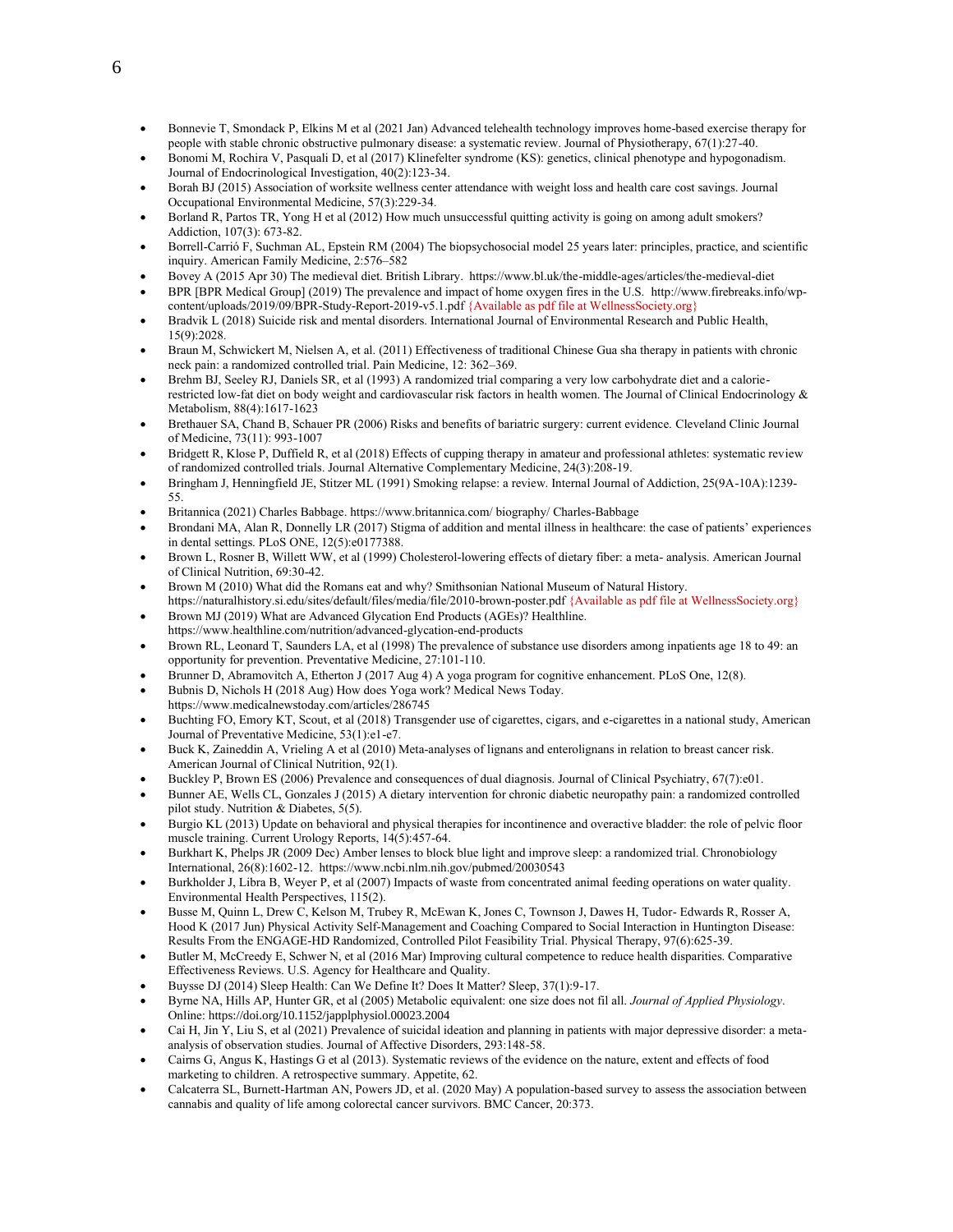- Bonnevie T, Smondack P, Elkins M et al (2021 Jan) Advanced telehealth technology improves home-based exercise therapy for people with stable chronic obstructive pulmonary disease: a systematic review. Journal of Physiotherapy, 67(1):27-40.
- Bonomi M, Rochira V, Pasquali D, et al (2017) Klinefelter syndrome (KS): genetics, clinical phenotype and hypogonadism. Journal of Endocrinological Investigation, 40(2):123-34.
- Borah BJ (2015) Association of worksite wellness center attendance with weight loss and health care cost savings. Journal Occupational Environmental Medicine, 57(3):229-34.
- Borland R, Partos TR, Yong H et al (2012) How much unsuccessful quitting activity is going on among adult smokers? Addiction, 107(3): 673-82.
- Borrell-Carrió F, Suchman AL, Epstein RM (2004) The biopsychosocial model 25 years later: principles, practice, and scientific inquiry. American Family Medicine, 2:576–582
- Bovey A (2015 Apr 30) The medieval diet. British Library. https://www.bl.uk/the-middle-ages/articles/the-medieval-diet
- BPR [BPR Medical Group] (2019) The prevalence and impact of home oxygen fires in the U.S. http://www.firebreaks.info/wp-content/uploads/2019/09/BPR-Study-Report-2019-v5.1.pdf {Available as pdf file at WellnessSociety.org}
- Bradvik L (2018) Suicide risk and mental disorders. International Journal of Environmental Research and Public Health, 15(9):2028.
- Braun M, Schwickert M, Nielsen A, et al. (2011) Effectiveness of traditional Chinese Gua sha therapy in patients with chronic neck pain: a randomized controlled trial. Pain Medicine, 12: 362–369.
- Brehm BJ, Seeley RJ, Daniels SR, et al (1993) A randomized trial comparing a very low carbohydrate diet and a calorie-restricted low-fat diet on body weight and cardiovascular risk factors in health women. The Journal of Clinical Endocrinology & Metabolism, 88(4):1617-1623
- Brethauer SA, Chand B, Schauer PR (2006) Risks and benefits of bariatric surgery: current evidence. Cleveland Clinic Journal of Medicine, 73(11): 993-1007
- Bridgett R, Klose P, Duffield R, et al (2018) Effects of cupping therapy in amateur and professional athletes: systematic review of randomized controlled trials. Journal Alternative Complementary Medicine, 24(3):208-19.
- Bringham J, Henningfield JE, Stitzer ML (1991) Smoking relapse: a review. Internal Journal of Addiction, 25(9A-10A):1239-55.
- Britannica (2021) Charles Babbage. https://www.britannica.com/ biography/ Charles-Babbage
- Brondani MA, Alan R, Donnelly LR (2017) Stigma of addition and mental illness in healthcare: the case of patients' experiences in dental settings. PLoS ONE, 12(5):e0177388.
- Brown L, Rosner B, Willett WW, et al (1999) Cholesterol-lowering effects of dietary fiber: a meta- analysis. American Journal of Clinical Nutrition, 69:30-42.
- Brown M (2010) What did the Romans eat and why? Smithsonian National Museum of Natural History. https://naturalhistory.si.edu/sites/default/files/media/file/2010-brown-poster.pdf {Available as pdf file at WellnessSociety.org}
- Brown MJ (2019) What are Advanced Glycation End Products (AGEs)? Healthline. https://www.healthline.com/nutrition/advanced-glycation-end-products
- Brown RL, Leonard T, Saunders LA, et al (1998) The prevalence of substance use disorders among inpatients age 18 to 49: an opportunity for prevention. Preventative Medicine, 27:101-110.
- Brunner D, Abramovitch A, Etherton J (2017 Aug 4) A yoga program for cognitive enhancement. PLoS One, 12(8).
- Bubnis D, Nichols H (2018 Aug) How does Yoga work? Medical News Today. https://www.medicalnewstoday.com/articles/286745
- Buchting FO, Emory KT, Scout, et al (2018) Transgender use of cigarettes, cigars, and e-cigarettes in a national study, American Journal of Preventative Medicine, 53(1):e1-e7.
- Buck K, Zaineddin A, Vrieling A et al (2010) Meta-analyses of lignans and enterolignans in relation to breast cancer risk. American Journal of Clinical Nutrition, 92(1).
- Buckley P, Brown ES (2006) Prevalence and consequences of dual diagnosis. Journal of Clinical Psychiatry, 67(7):e01.
- Bunner AE, Wells CL, Gonzales J (2015) A dietary intervention for chronic diabetic neuropathy pain: a randomized controlled pilot study. Nutrition & Diabetes, 5(5).
- Burgio KL (2013) Update on behavioral and physical therapies for incontinence and overactive bladder: the role of pelvic floor muscle training. Current Urology Reports, 14(5):457-64.
- Burkhart K, Phelps JR (2009 Dec) Amber lenses to block blue light and improve sleep: a randomized trial. Chronobiology International, 26(8):1602-12. https://www.ncbi.nlm.nih.gov/pubmed/20030543
- Burkholder J, Libra B, Weyer P, et al (2007) Impacts of waste from concentrated animal feeding operations on water quality. Environmental Health Perspectives, 115(2).
- Busse M, Quinn L, Drew C, Kelson M, Trubey R, McEwan K, Jones C, Townson J, Dawes H, Tudor- Edwards R, Rosser A, Hood K (2017 Jun) Physical Activity Self-Management and Coaching Compared to Social Interaction in Huntington Disease: Results From the ENGAGE-HD Randomized, Controlled Pilot Feasibility Trial. Physical Therapy, 97(6):625-39.
- Butler M, McCreedy E, Schwer N, et al (2016 Mar) Improving cultural competence to reduce health disparities. Comparative Effectiveness Reviews. U.S. Agency for Healthcare and Quality.
- Buysse DJ (2014) Sleep Health: Can We Define It? Does It Matter? Sleep, 37(1):9-17.
- Byrne NA, Hills AP, Hunter GR, et al (2005) Metabolic equivalent: one size does not fil all. *Journal of Applied Physiology*. Online: https://doi.org/10.1152/japplphysiol.00023.2004
- Cai H, Jin Y, Liu S, et al (2021) Prevalence of suicidal ideation and planning in patients with major depressive disorder: a meta-analysis of observation studies. Journal of Affective Disorders, 293:148-58.
- Cairns G, Angus K, Hastings G et al (2013). Systematic reviews of the evidence on the nature, extent and effects of food marketing to children. A retrospective summary. Appetite, 62.
- Calcaterra SL, Burnett-Hartman AN, Powers JD, et al. (2020 May) A population-based survey to assess the association between cannabis and quality of life among colorectal cancer survivors. BMC Cancer, 20:373.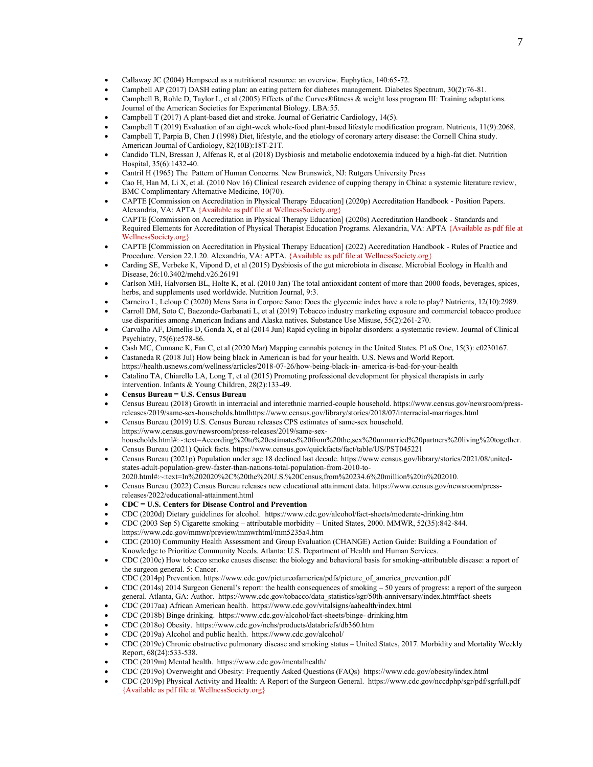- Callaway JC (2004) Hempseed as a nutritional resource: an overview. Euphytica, 140:65-72.
- Campbell AP (2017) DASH eating plan: an eating pattern for diabetes management. Diabetes Spectrum, 30(2):76-81.
- Campbell B, Rohle D, Taylor L, et al (2005) Effects of the Curves®fitness & weight loss program III: Training adaptations. Journal of the American Societies for Experimental Biology. LBA:55.
- Campbell T (2017) A plant-based diet and stroke. Journal of Geriatric Cardiology, 14(5).
- Campbell T (2019) Evaluation of an eight-week whole-food plant-based lifestyle modification program. Nutrients, 11(9):2068.
- Campbell T, Parpia B, Chen J (1998) Diet, lifestyle, and the etiology of coronary artery disease: the Cornell China study. American Journal of Cardiology, 82(10B):18T-21T.
- Candido TLN, Bressan J, Alfenas R, et al (2018) Dysbiosis and metabolic endotoxemia induced by a high-fat diet. Nutrition Hospital, 35(6):1432-40.
- Cantril H (1965) The Pattern of Human Concerns. New Brunswick, NJ: Rutgers University Press
- Cao H, Han M, Li X, et al. (2010 Nov 16) Clinical research evidence of cupping therapy in China: a systemic literature review, BMC Complimentary Alternative Medicine, 10(70).
- CAPTE [Commission on Accreditation in Physical Therapy Education] (2020p) Accreditation Handbook - Position Papers. Alexandria, VA: APTA {Available as pdf file at WellnessSociety.org}
- CAPTE [Commission on Accreditation in Physical Therapy Education] (2020s) Accreditation Handbook - Standards and Required Elements for Accreditation of Physical Therapist Education Programs. Alexandria, VA: APTA {Available as pdf file at WellnessSociety.org}
- CAPTE [Commission on Accreditation in Physical Therapy Education] (2022) Accreditation Handbook - Rules of Practice and Procedure. Version 22.1.20. Alexandria, VA: APTA. {Available as pdf file at WellnessSociety.org}
- Carding SE, Verbeke K, Vipond D, et al (2015) Dysbiosis of the gut microbiota in disease. Microbial Ecology in Health and Disease, 26:10.3402/mehd.v26.26191
- Carlson MH, Halvorsen BL, Holte K, et al. (2010 Jan) The total antioxidant content of more than 2000 foods, beverages, spices, herbs, and supplements used worldwide. Nutrition Journal, 9:3.
- Carneiro L, Leloup C (2020) Mens Sana in Corpore Sano: Does the glycemic index have a role to play? Nutrients, 12(10):2989.
- Carroll DM, Soto C, Baezonde-Garbanati L, et al (2019) Tobacco industry marketing exposure and commercial tobacco produce use disparities among American Indians and Alaska natives. Substance Use Misuse, 55(2):261-270.
- Carvalho AF, Dimellis D, Gonda X, et al (2014 Jun) Rapid cycling in bipolar disorders: a systematic review. Journal of Clinical Psychiatry, 75(6):e578-86.
- Cash MC, Cunnane K, Fan C, et al (2020 Mar) Mapping cannabis potency in the United States. PLoS One, 15(3): e0230167.
- Castaneda R (2018 Jul) How being black in American is bad for your health. U.S. News and World Report. https://health.usnews.com/wellness/articles/2018-07-26/how-being-black-in- america-is-bad-for-your-health
- Catalino TA, Chiarello LA, Long T, et al (2015) Promoting professional development for physical therapists in early intervention. Infants & Young Children, 28(2):133-49.
- **Census Bureau = U.S. Census Bureau**
- Census Bureau (2018) Growth in interracial and interethnic married-couple household. https://www.census.gov/newsroom/press-releases/2019/same-sex-households.htmlhttps://www.census.gov/library/stories/2018/07/interracial-marriages.html
- Census Bureau (2019) U.S. Census Bureau releases CPS estimates of same-sex household. https://www.census.gov/newsroom/press-releases/2019/same-sex-households.html#:~:text=According%20to%20estimates%20from%20the,sex%20unmarried%20partners%20living%20together.
- Census Bureau (2021) Quick facts. https://www.census.gov/quickfacts/fact/table/US/PST045221
- Census Bureau (2021p) Population under age 18 declined last decade. https://www.census.gov/library/stories/2021/08/united-states-adult-population-grew-faster-than-nations-total-population-from-2010-to-2020.html#:~:text=In%202020%2C%20the%20U.S.%20Census,from%20234.6%20million%20in%202010.
- Census Bureau (2022) Census Bureau releases new educational attainment data. https://www.census.gov/newsroom/press-releases/2022/educational-attainment.html
- **CDC = U.S. Centers for Disease Control and Prevention**
- CDC (2020d) Dietary guidelines for alcohol. https://www.cdc.gov/alcohol/fact-sheets/moderate-drinking.htm
- CDC (2003 Sep 5) Cigarette smoking – attributable morbidity – United States, 2000. MMWR, 52(35):842-844. https://www.cdc.gov/mmwr/preview/mmwrhtml/mm5235a4.htm
- CDC (2010) Community Health Assessment and Group Evaluation (CHANGE) Action Guide: Building a Foundation of Knowledge to Prioritize Community Needs. Atlanta: U.S. Department of Health and Human Services.
- CDC (2010c) How tobacco smoke causes disease: the biology and behavioral basis for smoking-attributable disease: a report of the surgeon general. 5: Cancer.
  CDC (2014p) Prevention. https://www.cdc.gov/pictureofamerica/pdfs/picture_of_america_prevention.pdf
- CDC (2014s) 2014 Surgeon General's report: the health consequences of smoking – 50 years of progress: a report of the surgeon general. Atlanta, GA: Author. https://www.cdc.gov/tobacco/data_statistics/sgr/50th-anniversary/index.htm#fact-sheets
- CDC (2017aa) African American health. https://www.cdc.gov/vitalsigns/aahealth/index.html
- CDC (2018b) Binge drinking. https://www.cdc.gov/alcohol/fact-sheets/binge- drinking.htm
- CDC (2018o) Obesity. https://www.cdc.gov/nchs/products/databriefs/db360.htm
- CDC (2019a) Alcohol and public health. https://www.cdc.gov/alcohol/
- CDC (2019c) Chronic obstructive pulmonary disease and smoking status – United States, 2017. Morbidity and Mortality Weekly Report, 68(24):533-538.
- CDC (2019m) Mental health. https://www.cdc.gov/mentalhealth/
- CDC (2019o) Overweight and Obesity: Frequently Asked Questions (FAQs) https://www.cdc.gov/obesity/index.html
- CDC (2019p) Physical Activity and Health: A Report of the Surgeon General. https://www.cdc.gov/nccdphp/sgr/pdf/sgrfull.pdf {Available as pdf file at WellnessSociety.org}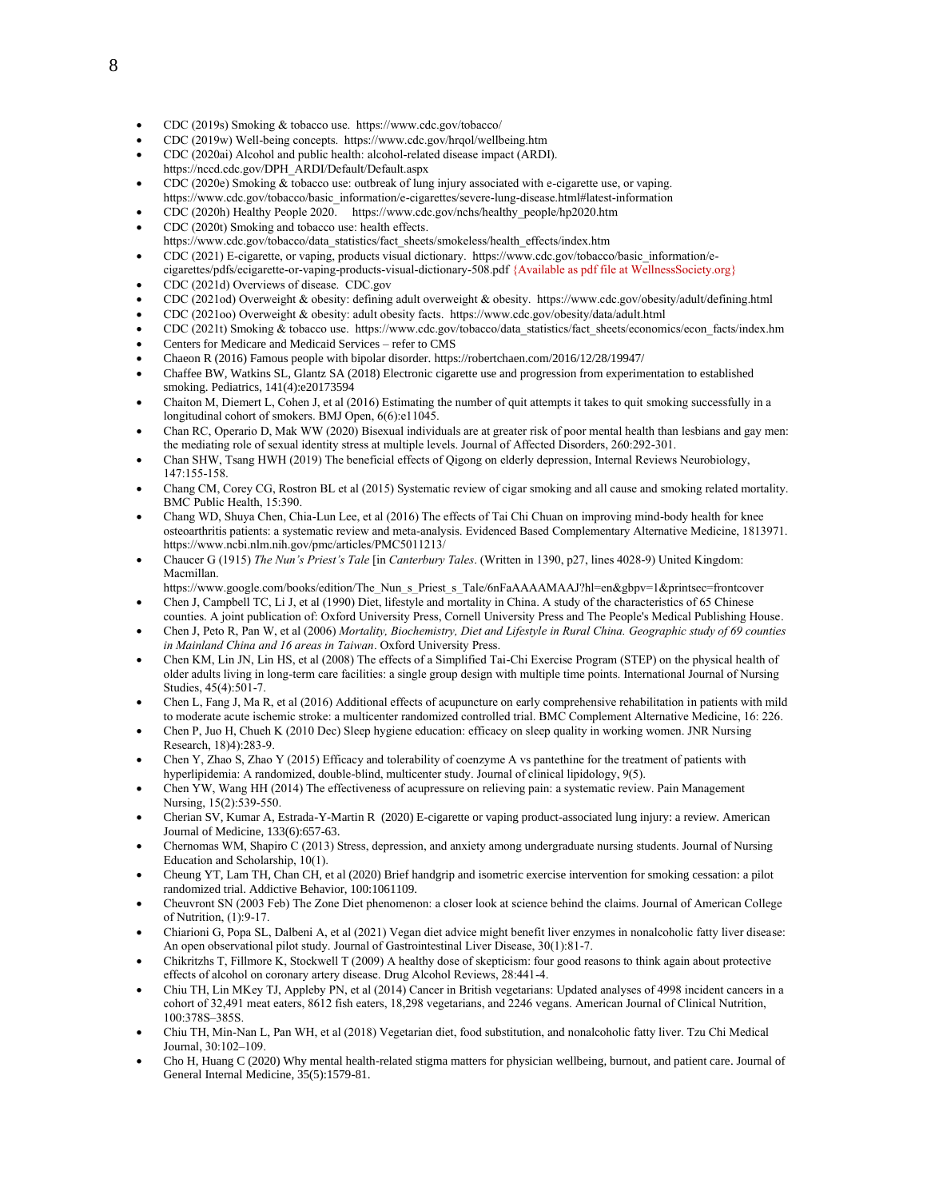- CDC (2019s) Smoking & tobacco use. https://www.cdc.gov/tobacco/
- CDC (2019w) Well-being concepts. https://www.cdc.gov/hrqol/wellbeing.htm
- CDC (2020ai) Alcohol and public health: alcohol-related disease impact (ARDI). https://nccd.cdc.gov/DPH_ARDI/Default/Default.aspx
- CDC (2020e) Smoking & tobacco use: outbreak of lung injury associated with e-cigarette use, or vaping. https://www.cdc.gov/tobacco/basic_information/e-cigarettes/severe-lung-disease.html#latest-information
- CDC (2020h) Healthy People 2020. https://www.cdc.gov/nchs/healthy_people/hp2020.htm
- CDC (2020t) Smoking and tobacco use: health effects. https://www.cdc.gov/tobacco/data_statistics/fact_sheets/smokeless/health_effects/index.htm
- CDC (2021) E-cigarette, or vaping, products visual dictionary. https://www.cdc.gov/tobacco/basic_information/e-cigarettes/pdfs/ecigarette-or-vaping-products-visual-dictionary-508.pdf {Available as pdf file at WellnessSociety.org}
- CDC (2021d) Overviews of disease. CDC.gov
- CDC (2021od) Overweight & obesity: defining adult overweight & obesity. https://www.cdc.gov/obesity/adult/defining.html
- CDC (2021oo) Overweight & obesity: adult obesity facts. https://www.cdc.gov/obesity/data/adult.html
- CDC (2021t) Smoking & tobacco use. https://www.cdc.gov/tobacco/data_statistics/fact_sheets/economics/econ_facts/index.hm
- Centers for Medicare and Medicaid Services – refer to CMS
- Chaeon R (2016) Famous people with bipolar disorder. https://robertchaen.com/2016/12/28/19947/
- Chaffee BW, Watkins SL, Glantz SA (2018) Electronic cigarette use and progression from experimentation to established smoking. Pediatrics, 141(4):e20173594
- Chaiton M, Diemert L, Cohen J, et al (2016) Estimating the number of quit attempts it takes to quit smoking successfully in a longitudinal cohort of smokers. BMJ Open, 6(6):e11045.
- Chan RC, Operario D, Mak WW (2020) Bisexual individuals are at greater risk of poor mental health than lesbians and gay men: the mediating role of sexual identity stress at multiple levels. Journal of Affected Disorders, 260:292-301.
- Chan SHW, Tsang HWH (2019) The beneficial effects of Qigong on elderly depression, Internal Reviews Neurobiology, 147:155-158.
- Chang CM, Corey CG, Rostron BL et al (2015) Systematic review of cigar smoking and all cause and smoking related mortality. BMC Public Health, 15:390.
- Chang WD, Shuya Chen, Chia-Lun Lee, et al (2016) The effects of Tai Chi Chuan on improving mind-body health for knee osteoarthritis patients: a systematic review and meta-analysis. Evidenced Based Complementary Alternative Medicine, 1813971. https://www.ncbi.nlm.nih.gov/pmc/articles/PMC5011213/
- Chaucer G (1915) *The Nun's Priest's Tale* [in *Canterbury Tales*. (Written in 1390, p27, lines 4028-9) United Kingdom: Macmillan. https://www.google.com/books/edition/The_Nun_s_Priest_s_Tale/6nFaAAAAMAAJ?hl=en&gbpv=1&printsec=frontcover
- Chen J, Campbell TC, Li J, et al (1990) Diet, lifestyle and mortality in China. A study of the characteristics of 65 Chinese counties. A joint publication of: Oxford University Press, Cornell University Press and The People's Medical Publishing House.
- Chen J, Peto R, Pan W, et al (2006) *Mortality, Biochemistry, Diet and Lifestyle in Rural China. Geographic study of 69 counties in Mainland China and 16 areas in Taiwan*. Oxford University Press.
- Chen KM, Lin JN, Lin HS, et al (2008) The effects of a Simplified Tai-Chi Exercise Program (STEP) on the physical health of older adults living in long-term care facilities: a single group design with multiple time points. International Journal of Nursing Studies, 45(4):501-7.
- Chen L, Fang J, Ma R, et al (2016) Additional effects of acupuncture on early comprehensive rehabilitation in patients with mild to moderate acute ischemic stroke: a multicenter randomized controlled trial. BMC Complement Alternative Medicine, 16: 226.
- Chen P, Juo H, Chueh K (2010 Dec) Sleep hygiene education: efficacy on sleep quality in working women. JNR Nursing Research, 18)4):283-9.
- Chen Y, Zhao S, Zhao Y (2015) Efficacy and tolerability of coenzyme A vs pantethine for the treatment of patients with hyperlipidemia: A randomized, double-blind, multicenter study. Journal of clinical lipidology, 9(5).
- Chen YW, Wang HH (2014) The effectiveness of acupressure on relieving pain: a systematic review. Pain Management Nursing, 15(2):539-550.
- Cherian SV, Kumar A, Estrada-Y-Martin R (2020) E-cigarette or vaping product-associated lung injury: a review. American Journal of Medicine, 133(6):657-63.
- Chernomas WM, Shapiro C (2013) Stress, depression, and anxiety among undergraduate nursing students. Journal of Nursing Education and Scholarship, 10(1).
- Cheung YT, Lam TH, Chan CH, et al (2020) Brief handgrip and isometric exercise intervention for smoking cessation: a pilot randomized trial. Addictive Behavior, 100:1061109.
- Cheuvront SN (2003 Feb) The Zone Diet phenomenon: a closer look at science behind the claims. Journal of American College of Nutrition, (1):9-17.
- Chiarioni G, Popa SL, Dalbeni A, et al (2021) Vegan diet advice might benefit liver enzymes in nonalcoholic fatty liver disease: An open observational pilot study. Journal of Gastrointestinal Liver Disease, 30(1):81-7.
- Chikritzhs T, Fillmore K, Stockwell T (2009) A healthy dose of skepticism: four good reasons to think again about protective effects of alcohol on coronary artery disease. Drug Alcohol Reviews, 28:441-4.
- Chiu TH, Lin MKey TJ, Appleby PN, et al (2014) Cancer in British vegetarians: Updated analyses of 4998 incident cancers in a cohort of 32,491 meat eaters, 8612 fish eaters, 18,298 vegetarians, and 2246 vegans. American Journal of Clinical Nutrition, 100:378S–385S.
- Chiu TH, Min-Nan L, Pan WH, et al (2018) Vegetarian diet, food substitution, and nonalcoholic fatty liver. Tzu Chi Medical Journal, 30:102–109.
- Cho H, Huang C (2020) Why mental health-related stigma matters for physician wellbeing, burnout, and patient care. Journal of General Internal Medicine, 35(5):1579-81.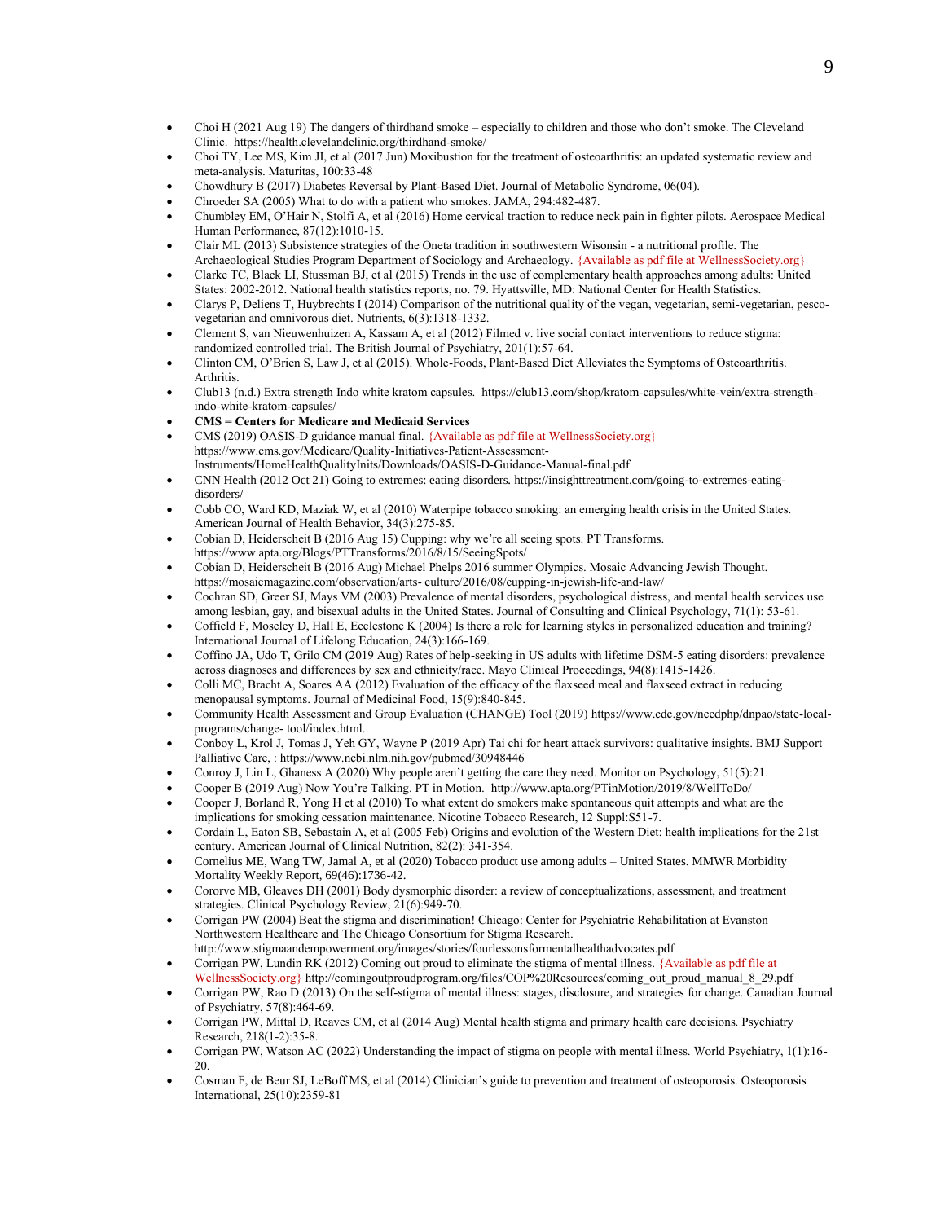- Choi H (2021 Aug 19) The dangers of thirdhand smoke – especially to children and those who don't smoke. The Cleveland Clinic. https://health.clevelandclinic.org/thirdhand-smoke/
- Choi TY, Lee MS, Kim JI, et al (2017 Jun) Moxibustion for the treatment of osteoarthritis: an updated systematic review and meta-analysis. Maturitas, 100:33-48
- Chowdhury B (2017) Diabetes Reversal by Plant-Based Diet. Journal of Metabolic Syndrome, 06(04).
- Chroeder SA (2005) What to do with a patient who smokes. JAMA, 294:482-487.
- Chumbley EM, O'Hair N, Stolfi A, et al (2016) Home cervical traction to reduce neck pain in fighter pilots. Aerospace Medical Human Performance, 87(12):1010-15.
- Clair ML (2013) Subsistence strategies of the Oneta tradition in southwestern Wisonsin - a nutritional profile. The Archaeological Studies Program Department of Sociology and Archaeology. {Available as pdf file at WellnessSociety.org}
- Clarke TC, Black LI, Stussman BJ, et al (2015) Trends in the use of complementary health approaches among adults: United States: 2002-2012. National health statistics reports, no. 79. Hyattsville, MD: National Center for Health Statistics.
- Clarys P, Deliens T, Huybrechts I (2014) Comparison of the nutritional quality of the vegan, vegetarian, semi-vegetarian, pesco-vegetarian and omnivorous diet. Nutrients, 6(3):1318-1332.
- Clement S, van Nieuwenhuizen A, Kassam A, et al (2012) Filmed v. live social contact interventions to reduce stigma: randomized controlled trial. The British Journal of Psychiatry, 201(1):57-64.
- Clinton CM, O'Brien S, Law J, et al (2015). Whole-Foods, Plant-Based Diet Alleviates the Symptoms of Osteoarthritis. Arthritis.
- Club13 (n.d.) Extra strength Indo white kratom capsules. https://club13.com/shop/kratom-capsules/white-vein/extra-strength-indo-white-kratom-capsules/
- **CMS = Centers for Medicare and Medicaid Services**
- CMS (2019) OASIS-D guidance manual final. {Available as pdf file at WellnessSociety.org} https://www.cms.gov/Medicare/Quality-Initiatives-Patient-Assessment-Instruments/HomeHealthQualityInits/Downloads/OASIS-D-Guidance-Manual-final.pdf
- CNN Health (2012 Oct 21) Going to extremes: eating disorders. https://insighttreatment.com/going-to-extremes-eating-disorders/
- Cobb CO, Ward KD, Maziak W, et al (2010) Waterpipe tobacco smoking: an emerging health crisis in the United States. American Journal of Health Behavior, 34(3):275-85.
- Cobian D, Heiderscheit B (2016 Aug 15) Cupping: why we're all seeing spots. PT Transforms. https://www.apta.org/Blogs/PTTransforms/2016/8/15/SeeingSpots/
- Cobian D, Heiderscheit B (2016 Aug) Michael Phelps 2016 summer Olympics. Mosaic Advancing Jewish Thought. https://mosaicmagazine.com/observation/arts- culture/2016/08/cupping-in-jewish-life-and-law/
- Cochran SD, Greer SJ, Mays VM (2003) Prevalence of mental disorders, psychological distress, and mental health services use among lesbian, gay, and bisexual adults in the United States. Journal of Consulting and Clinical Psychology, 71(1): 53-61.
- Coffield F, Moseley D, Hall E, Ecclestone K (2004) Is there a role for learning styles in personalized education and training? International Journal of Lifelong Education, 24(3):166-169.
- Coffino JA, Udo T, Grilo CM (2019 Aug) Rates of help-seeking in US adults with lifetime DSM-5 eating disorders: prevalence across diagnoses and differences by sex and ethnicity/race. Mayo Clinical Proceedings, 94(8):1415-1426.
- Colli MC, Bracht A, Soares AA (2012) Evaluation of the efficacy of the flaxseed meal and flaxseed extract in reducing menopausal symptoms. Journal of Medicinal Food, 15(9):840-845.
- Community Health Assessment and Group Evaluation (CHANGE) Tool (2019) https://www.cdc.gov/nccdphp/dnpao/state-local-programs/change- tool/index.html.
- Conboy L, Krol J, Tomas J, Yeh GY, Wayne P (2019 Apr) Tai chi for heart attack survivors: qualitative insights. BMJ Support Palliative Care, : https://www.ncbi.nlm.nih.gov/pubmed/30948446
- Conroy J, Lin L, Ghaness A (2020) Why people aren't getting the care they need. Monitor on Psychology, 51(5):21.
- Cooper B (2019 Aug) Now You're Talking. PT in Motion. http://www.apta.org/PTinMotion/2019/8/WellToDo/
- Cooper J, Borland R, Yong H et al (2010) To what extent do smokers make spontaneous quit attempts and what are the implications for smoking cessation maintenance. Nicotine Tobacco Research, 12 Suppl:S51-7.
- Cordain L, Eaton SB, Sebastain A, et al (2005 Feb) Origins and evolution of the Western Diet: health implications for the 21st century. American Journal of Clinical Nutrition, 82(2): 341-354.
- Cornelius ME, Wang TW, Jamal A, et al (2020) Tobacco product use among adults – United States. MMWR Morbidity Mortality Weekly Report, 69(46):1736-42.
- Cororve MB, Gleaves DH (2001) Body dysmorphic disorder: a review of conceptualizations, assessment, and treatment strategies. Clinical Psychology Review, 21(6):949-70.
- Corrigan PW (2004) Beat the stigma and discrimination! Chicago: Center for Psychiatric Rehabilitation at Evanston Northwestern Healthcare and The Chicago Consortium for Stigma Research. http://www.stigmaandempowerment.org/images/stories/fourlessonsformentalhealthadvocates.pdf
- Corrigan PW, Lundin RK (2012) Coming out proud to eliminate the stigma of mental illness. {Available as pdf file at WellnessSociety.org} http://comingoutproudprogram.org/files/COP%20Resources/coming_out_proud_manual_8_29.pdf
- Corrigan PW, Rao D (2013) On the self-stigma of mental illness: stages, disclosure, and strategies for change. Canadian Journal of Psychiatry, 57(8):464-69.
- Corrigan PW, Mittal D, Reaves CM, et al (2014 Aug) Mental health stigma and primary health care decisions. Psychiatry Research, 218(1-2):35-8.
- Corrigan PW, Watson AC (2022) Understanding the impact of stigma on people with mental illness. World Psychiatry, 1(1):16-20.
- Cosman F, de Beur SJ, LeBoff MS, et al (2014) Clinician's guide to prevention and treatment of osteoporosis. Osteoporosis International, 25(10):2359-81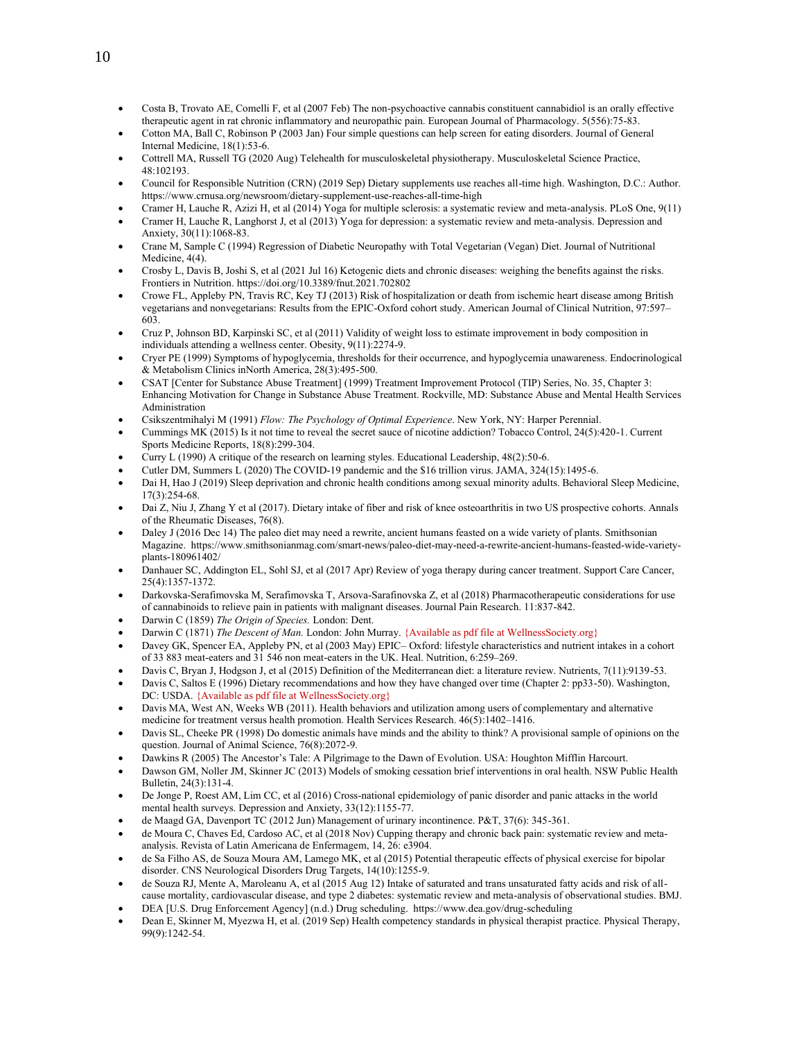- Costa B, Trovato AE, Comelli F, et al (2007 Feb) The non-psychoactive cannabis constituent cannabidiol is an orally effective therapeutic agent in rat chronic inflammatory and neuropathic pain. European Journal of Pharmacology. 5(556):75-83.
- Cotton MA, Ball C, Robinson P (2003 Jan) Four simple questions can help screen for eating disorders. Journal of General Internal Medicine, 18(1):53-6.
- Cottrell MA, Russell TG (2020 Aug) Telehealth for musculoskeletal physiotherapy. Musculoskeletal Science Practice, 48:102193.
- Council for Responsible Nutrition (CRN) (2019 Sep) Dietary supplements use reaches all-time high. Washington, D.C.: Author. https://www.crnusa.org/newsroom/dietary-supplement-use-reaches-all-time-high
- Cramer H, Lauche R, Azizi H, et al (2014) Yoga for multiple sclerosis: a systematic review and meta-analysis. PLoS One, 9(11)
- Cramer H, Lauche R, Langhorst J, et al (2013) Yoga for depression: a systematic review and meta-analysis. Depression and Anxiety, 30(11):1068-83.
- Crane M, Sample C (1994) Regression of Diabetic Neuropathy with Total Vegetarian (Vegan) Diet. Journal of Nutritional Medicine, 4(4).
- Crosby L, Davis B, Joshi S, et al (2021 Jul 16) Ketogenic diets and chronic diseases: weighing the benefits against the risks. Frontiers in Nutrition. https://doi.org/10.3389/fnut.2021.702802
- Crowe FL, Appleby PN, Travis RC, Key TJ (2013) Risk of hospitalization or death from ischemic heart disease among British vegetarians and nonvegetarians: Results from the EPIC-Oxford cohort study. American Journal of Clinical Nutrition, 97:597–603.
- Cruz P, Johnson BD, Karpinski SC, et al (2011) Validity of weight loss to estimate improvement in body composition in individuals attending a wellness center. Obesity, 9(11):2274-9.
- Cryer PE (1999) Symptoms of hypoglycemia, thresholds for their occurrence, and hypoglycemia unawareness. Endocrinological & Metabolism Clinics inNorth America, 28(3):495-500.
- CSAT [Center for Substance Abuse Treatment] (1999) Treatment Improvement Protocol (TIP) Series, No. 35, Chapter 3: Enhancing Motivation for Change in Substance Abuse Treatment. Rockville, MD: Substance Abuse and Mental Health Services Administration
- Csikszentmihalyi M (1991) *Flow: The Psychology of Optimal Experience*. New York, NY: Harper Perennial.
- Cummings MK (2015) Is it not time to reveal the secret sauce of nicotine addiction? Tobacco Control, 24(5):420-1. Current Sports Medicine Reports, 18(8):299-304.
- Curry L (1990) A critique of the research on learning styles. Educational Leadership, 48(2):50-6.
- Cutler DM, Summers L (2020) The COVID-19 pandemic and the $16 trillion virus. JAMA, 324(15):1495-6.
- Dai H, Hao J (2019) Sleep deprivation and chronic health conditions among sexual minority adults. Behavioral Sleep Medicine, 17(3):254-68.
- Dai Z, Niu J, Zhang Y et al (2017). Dietary intake of fiber and risk of knee osteoarthritis in two US prospective cohorts. Annals of the Rheumatic Diseases, 76(8).
- Daley J (2016 Dec 14) The paleo diet may need a rewrite, ancient humans feasted on a wide variety of plants. Smithsonian Magazine. https://www.smithsonianmag.com/smart-news/paleo-diet-may-need-a-rewrite-ancient-humans-feasted-wide-variety-plants-180961402/
- Danhauer SC, Addington EL, Sohl SJ, et al (2017 Apr) Review of yoga therapy during cancer treatment. Support Care Cancer, 25(4):1357-1372.
- Darkovska-Serafimovska M, Serafimovska T, Arsova-Sarafinovska Z, et al (2018) Pharmacotherapeutic considerations for use of cannabinoids to relieve pain in patients with malignant diseases. Journal Pain Research. 11:837-842.
- Darwin C (1859) *The Origin of Species.* London: Dent.
- Darwin C (1871) *The Descent of Man.* London: John Murray. {Available as pdf file at WellnessSociety.org}
- Davey GK, Spencer EA, Appleby PN, et al (2003 May) EPIC– Oxford: lifestyle characteristics and nutrient intakes in a cohort of 33 883 meat-eaters and 31 546 non meat-eaters in the UK. Heal. Nutrition, 6:259–269.
- Davis C, Bryan J, Hodgson J, et al (2015) Definition of the Mediterranean diet: a literature review. Nutrients, 7(11):9139-53.
- Davis C, Saltos E (1996) Dietary recommendations and how they have changed over time (Chapter 2: pp33-50). Washington, DC: USDA. {Available as pdf file at WellnessSociety.org}
- Davis MA, West AN, Weeks WB (2011). Health behaviors and utilization among users of complementary and alternative medicine for treatment versus health promotion. Health Services Research. 46(5):1402–1416.
- Davis SL, Cheeke PR (1998) Do domestic animals have minds and the ability to think? A provisional sample of opinions on the question. Journal of Animal Science, 76(8):2072-9.
- Dawkins R (2005) The Ancestor's Tale: A Pilgrimage to the Dawn of Evolution. USA: Houghton Mifflin Harcourt.
- Dawson GM, Noller JM, Skinner JC (2013) Models of smoking cessation brief interventions in oral health. NSW Public Health Bulletin, 24(3):131-4.
- De Jonge P, Roest AM, Lim CC, et al (2016) Cross-national epidemiology of panic disorder and panic attacks in the world mental health surveys. Depression and Anxiety, 33(12):1155-77.
- de Maagd GA, Davenport TC (2012 Jun) Management of urinary incontinence. P&T, 37(6): 345-361.
- de Moura C, Chaves Ed, Cardoso AC, et al (2018 Nov) Cupping therapy and chronic back pain: systematic review and meta-analysis. Revista of Latin Americana de Enfermagem, 14, 26: e3904.
- de Sa Filho AS, de Souza Moura AM, Lamego MK, et al (2015) Potential therapeutic effects of physical exercise for bipolar disorder. CNS Neurological Disorders Drug Targets, 14(10):1255-9.
- de Souza RJ, Mente A, Maroleanu A, et al (2015 Aug 12) Intake of saturated and trans unsaturated fatty acids and risk of all-cause mortality, cardiovascular disease, and type 2 diabetes: systematic review and meta-analysis of observational studies. BMJ.
- DEA [U.S. Drug Enforcement Agency] (n.d.) Drug scheduling. https://www.dea.gov/drug-scheduling
- Dean E, Skinner M, Myezwa H, et al. (2019 Sep) Health competency standards in physical therapist practice. Physical Therapy, 99(9):1242-54.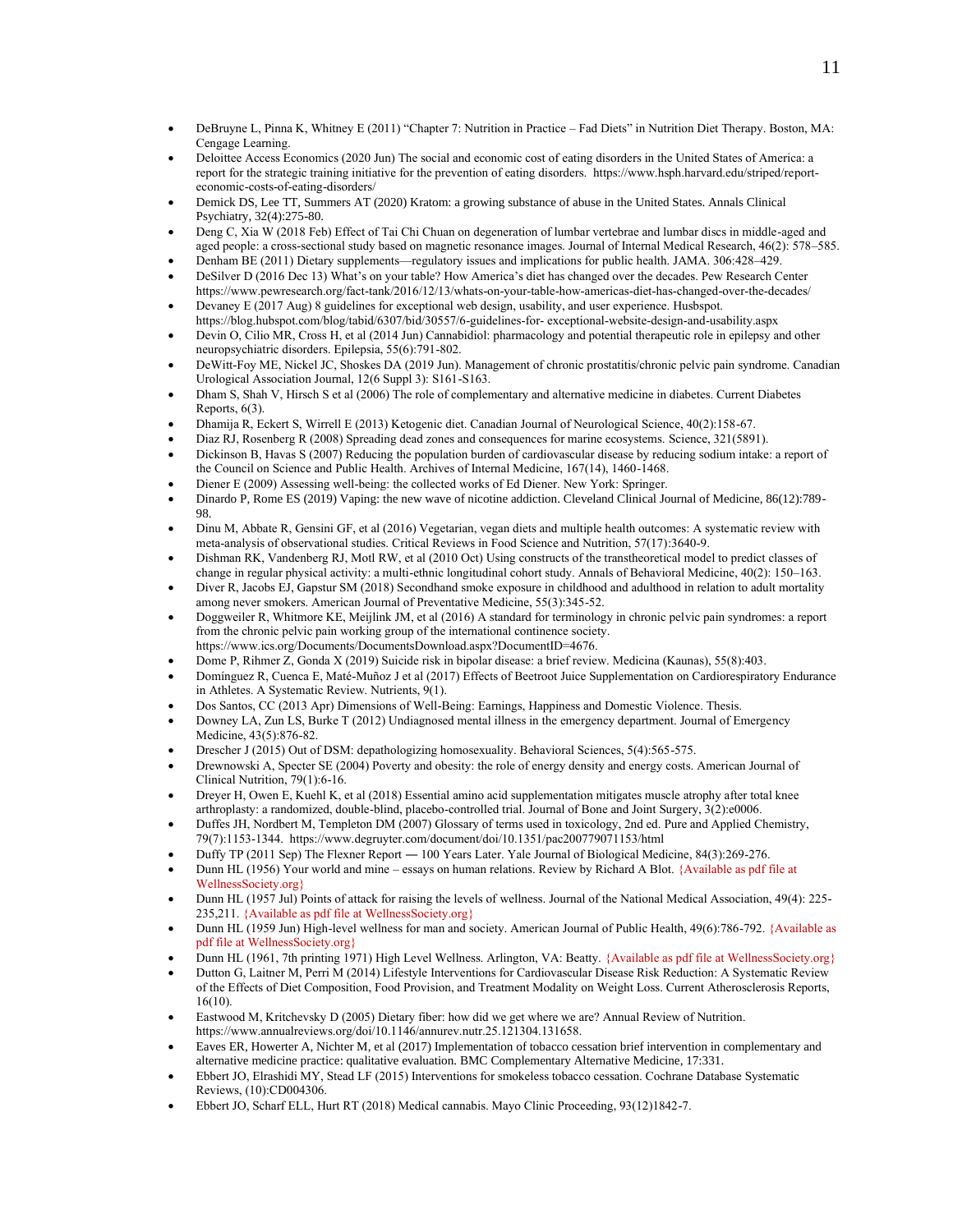- DeBruyne L, Pinna K, Whitney E (2011) "Chapter 7: Nutrition in Practice – Fad Diets" in Nutrition Diet Therapy. Boston, MA: Cengage Learning.
- Deloitte Access Economics (2020 Jun) The social and economic cost of eating disorders in the United States of America: a report for the strategic training initiative for the prevention of eating disorders. https://www.hsph.harvard.edu/striped/report-economic-costs-of-eating-disorders/
- Demick DS, Lee TT, Summers AT (2020) Kratom: a growing substance of abuse in the United States. Annals Clinical Psychiatry, 32(4):275-80.
- Deng C, Xia W (2018 Feb) Effect of Tai Chi Chuan on degeneration of lumbar vertebrae and lumbar discs in middle-aged and aged people: a cross-sectional study based on magnetic resonance images. Journal of Internal Medical Research, 46(2): 578–585.
- Denham BE (2011) Dietary supplements—regulatory issues and implications for public health. JAMA. 306:428–429.
- DeSilver D (2016 Dec 13) What's on your table? How America's diet has changed over the decades. Pew Research Center https://www.pewresearch.org/fact-tank/2016/12/13/whats-on-your-table-how-americas-diet-has-changed-over-the-decades/
- Devaney E (2017 Aug) 8 guidelines for exceptional web design, usability, and user experience. Husbspot. https://blog.hubspot.com/blog/tabid/6307/bid/30557/6-guidelines-for- exceptional-website-design-and-usability.aspx
- Devin O, Cilio MR, Cross H, et al (2014 Jun) Cannabidiol: pharmacology and potential therapeutic role in epilepsy and other neuropsychiatric disorders. Epilepsia, 55(6):791-802.
- DeWitt-Foy ME, Nickel JC, Shoskes DA (2019 Jun). Management of chronic prostatitis/chronic pelvic pain syndrome. Canadian Urological Association Journal, 12(6 Suppl 3): S161-S163.
- Dham S, Shah V, Hirsch S et al (2006) The role of complementary and alternative medicine in diabetes. Current Diabetes Reports, 6(3).
- Dhamija R, Eckert S, Wirrell E (2013) Ketogenic diet. Canadian Journal of Neurological Science, 40(2):158-67.
- Diaz RJ, Rosenberg R (2008) Spreading dead zones and consequences for marine ecosystems. Science, 321(5891).
- Dickinson B, Havas S (2007) Reducing the population burden of cardiovascular disease by reducing sodium intake: a report of the Council on Science and Public Health. Archives of Internal Medicine, 167(14), 1460-1468.
- Diener E (2009) Assessing well-being: the collected works of Ed Diener. New York: Springer.
- Dinardo P, Rome ES (2019) Vaping: the new wave of nicotine addiction. Cleveland Clinical Journal of Medicine, 86(12):789-98.
- Dinu M, Abbate R, Gensini GF, et al (2016) Vegetarian, vegan diets and multiple health outcomes: A systematic review with meta-analysis of observational studies. Critical Reviews in Food Science and Nutrition, 57(17):3640-9.
- Dishman RK, Vandenberg RJ, Motl RW, et al (2010 Oct) Using constructs of the transtheoretical model to predict classes of change in regular physical activity: a multi-ethnic longitudinal cohort study. Annals of Behavioral Medicine, 40(2): 150–163.
- Diver R, Jacobs EJ, Gapstur SM (2018) Secondhand smoke exposure in childhood and adulthood in relation to adult mortality among never smokers. American Journal of Preventative Medicine, 55(3):345-52.
- Doggweiler R, Whitmore KE, Meijlink JM, et al (2016) A standard for terminology in chronic pelvic pain syndromes: a report from the chronic pelvic pain working group of the international continence society. https://www.ics.org/Documents/DocumentsDownload.aspx?DocumentID=4676.
- Dome P, Rihmer Z, Gonda X (2019) Suicide risk in bipolar disease: a brief review. Medicina (Kaunas), 55(8):403.
- Domínguez R, Cuenca E, Maté-Muñoz J et al (2017) Effects of Beetroot Juice Supplementation on Cardiorespiratory Endurance in Athletes. A Systematic Review. Nutrients, 9(1).
- Dos Santos, CC (2013 Apr) Dimensions of Well-Being: Earnings, Happiness and Domestic Violence. Thesis.
- Downey LA, Zun LS, Burke T (2012) Undiagnosed mental illness in the emergency department. Journal of Emergency Medicine, 43(5):876-82.
- Drescher J (2015) Out of DSM: depathologizing homosexuality. Behavioral Sciences, 5(4):565-575.
- Drewnowski A, Specter SE (2004) Poverty and obesity: the role of energy density and energy costs. American Journal of Clinical Nutrition, 79(1):6-16.
- Dreyer H, Owen E, Kuehl K, et al (2018) Essential amino acid supplementation mitigates muscle atrophy after total knee arthroplasty: a randomized, double-blind, placebo-controlled trial. Journal of Bone and Joint Surgery, 3(2):e0006.
- Duffes JH, Nordbert M, Templeton DM (2007) Glossary of terms used in toxicology, 2nd ed. Pure and Applied Chemistry, 79(7):1153-1344. https://www.degruyter.com/document/doi/10.1351/pac200779071153/html
- Duffy TP (2011 Sep) The Flexner Report ― 100 Years Later. Yale Journal of Biological Medicine, 84(3):269-276.
- Dunn HL (1956) Your world and mine – essays on human relations. Review by Richard A Blot. {Available as pdf file at WellnessSociety.org}
- Dunn HL (1957 Jul) Points of attack for raising the levels of wellness. Journal of the National Medical Association, 49(4): 225-235,211. {Available as pdf file at WellnessSociety.org}
- Dunn HL (1959 Jun) High-level wellness for man and society. American Journal of Public Health, 49(6):786-792. {Available as pdf file at WellnessSociety.org}
- Dunn HL (1961, 7th printing 1971) High Level Wellness. Arlington, VA: Beatty. {Available as pdf file at WellnessSociety.org}
- Dutton G, Laitner M, Perri M (2014) Lifestyle Interventions for Cardiovascular Disease Risk Reduction: A Systematic Review of the Effects of Diet Composition, Food Provision, and Treatment Modality on Weight Loss. Current Atherosclerosis Reports, 16(10).
- Eastwood M, Kritchevsky D (2005) Dietary fiber: how did we get where we are? Annual Review of Nutrition. https://www.annualreviews.org/doi/10.1146/annurev.nutr.25.121304.131658.
- Eaves ER, Howerter A, Nichter M, et al (2017) Implementation of tobacco cessation brief intervention in complementary and alternative medicine practice: qualitative evaluation. BMC Complementary Alternative Medicine, 17:331.
- Ebbert JO, Elrashidi MY, Stead LF (2015) Interventions for smokeless tobacco cessation. Cochrane Database Systematic Reviews, (10):CD004306.
- Ebbert JO, Scharf ELL, Hurt RT (2018) Medical cannabis. Mayo Clinic Proceeding, 93(12)1842-7.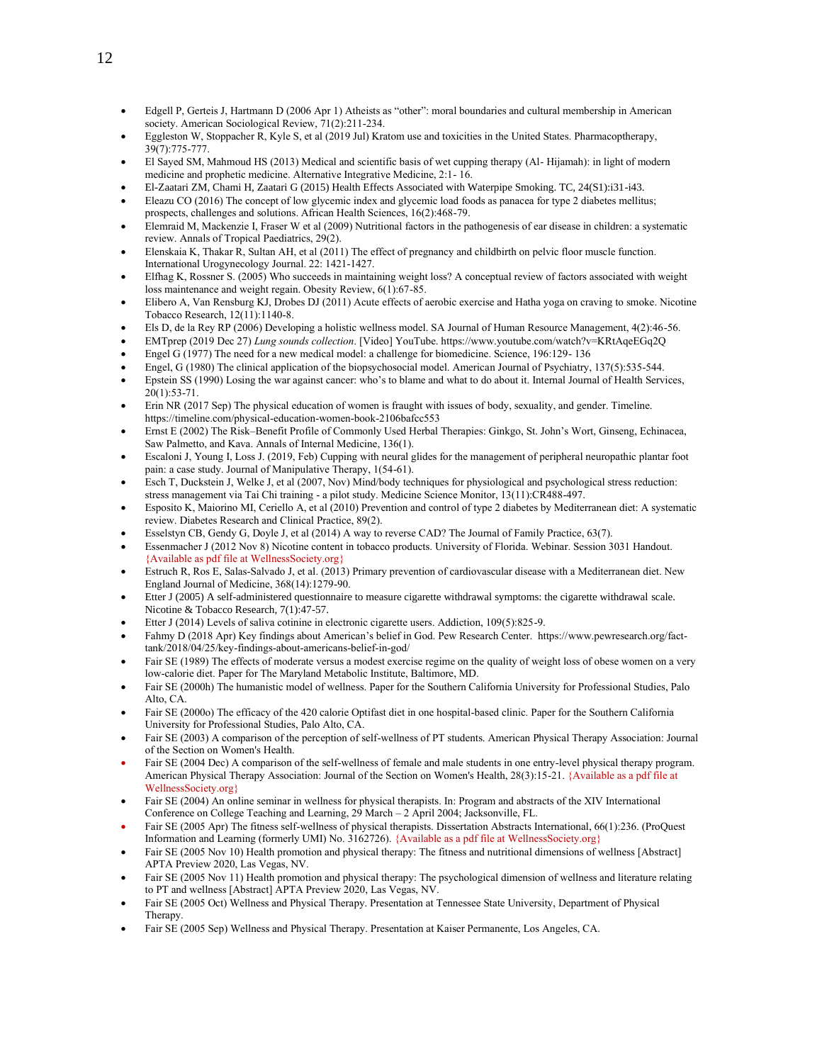- Edgell P, Gerteis J, Hartmann D (2006 Apr 1) Atheists as "other": moral boundaries and cultural membership in American society. American Sociological Review, 71(2):211-234.
- Eggleston W, Stoppacher R, Kyle S, et al (2019 Jul) Kratom use and toxicities in the United States. Pharmacoptherapy, 39(7):775-777.
- El Sayed SM, Mahmoud HS (2013) Medical and scientific basis of wet cupping therapy (Al- Hijamah): in light of modern medicine and prophetic medicine. Alternative Integrative Medicine, 2:1- 16.
- El-Zaatari ZM, Chami H, Zaatari G (2015) Health Effects Associated with Waterpipe Smoking. TC, 24(S1):i31-i43.
- Eleazu CO (2016) The concept of low glycemic index and glycemic load foods as panacea for type 2 diabetes mellitus; prospects, challenges and solutions. African Health Sciences, 16(2):468-79.
- Elemraid M, Mackenzie I, Fraser W et al (2009) Nutritional factors in the pathogenesis of ear disease in children: a systematic review. Annals of Tropical Paediatrics, 29(2).
- Elenskaia K, Thakar R, Sultan AH, et al (2011) The effect of pregnancy and childbirth on pelvic floor muscle function. International Urogynecology Journal. 22: 1421-1427.
- Elfhag K, Rossner S. (2005) Who succeeds in maintaining weight loss? A conceptual review of factors associated with weight loss maintenance and weight regain. Obesity Review, 6(1):67-85.
- Elibero A, Van Rensburg KJ, Drobes DJ (2011) Acute effects of aerobic exercise and Hatha yoga on craving to smoke. Nicotine Tobacco Research, 12(11):1140-8.
- Els D, de la Rey RP (2006) Developing a holistic wellness model. SA Journal of Human Resource Management, 4(2):46-56.
- EMTprep (2019 Dec 27) *Lung sounds collection*. [Video] YouTube. https://www.youtube.com/watch?v=KRtAqeEGq2Q
- Engel G (1977) The need for a new medical model: a challenge for biomedicine. Science, 196:129- 136
- Engel, G (1980) The clinical application of the biopsychosocial model. American Journal of Psychiatry, 137(5):535-544.
- Epstein SS (1990) Losing the war against cancer: who's to blame and what to do about it. Internal Journal of Health Services, 20(1):53-71.
- Erin NR (2017 Sep) The physical education of women is fraught with issues of body, sexuality, and gender. Timeline. https://timeline.com/physical-education-women-book-2106bafcc553
- Ernst E (2002) The Risk–Benefit Profile of Commonly Used Herbal Therapies: Ginkgo, St. John's Wort, Ginseng, Echinacea, Saw Palmetto, and Kava. Annals of Internal Medicine, 136(1).
- Escaloni J, Young I, Loss J. (2019, Feb) Cupping with neural glides for the management of peripheral neuropathic plantar foot pain: a case study. Journal of Manipulative Therapy, 1(54-61).
- Esch T, Duckstein J, Welke J, et al (2007, Nov) Mind/body techniques for physiological and psychological stress reduction: stress management via Tai Chi training - a pilot study. Medicine Science Monitor, 13(11):CR488-497.
- Esposito K, Maiorino MI, Ceriello A, et al (2010) Prevention and control of type 2 diabetes by Mediterranean diet: A systematic review. Diabetes Research and Clinical Practice, 89(2).
- Esselstyn CB, Gendy G, Doyle J, et al (2014) A way to reverse CAD? The Journal of Family Practice, 63(7).
- Essenmacher J (2012 Nov 8) Nicotine content in tobacco products. University of Florida. Webinar. Session 3031 Handout. {Available as pdf file at WellnessSociety.org}
- Estruch R, Ros E, Salas-Salvado J, et al. (2013) Primary prevention of cardiovascular disease with a Mediterranean diet. New England Journal of Medicine, 368(14):1279-90.
- Etter J (2005) A self-administered questionnaire to measure cigarette withdrawal symptoms: the cigarette withdrawal scale. Nicotine & Tobacco Research, 7(1):47-57.
- Etter J (2014) Levels of saliva cotinine in electronic cigarette users. Addiction, 109(5):825-9.
- Fahmy D (2018 Apr) Key findings about American's belief in God. Pew Research Center. https://www.pewresearch.org/fact-tank/2018/04/25/key-findings-about-americans-belief-in-god/
- Fair SE (1989) The effects of moderate versus a modest exercise regime on the quality of weight loss of obese women on a very low-calorie diet. Paper for The Maryland Metabolic Institute, Baltimore, MD.
- Fair SE (2000h) The humanistic model of wellness. Paper for the Southern California University for Professional Studies, Palo Alto, CA.
- Fair SE (2000o) The efficacy of the 420 calorie Optifast diet in one hospital-based clinic. Paper for the Southern California University for Professional Studies, Palo Alto, CA.
- Fair SE (2003) A comparison of the perception of self-wellness of PT students. American Physical Therapy Association: Journal of the Section on Women's Health.
- Fair SE (2004 Dec) A comparison of the self-wellness of female and male students in one entry-level physical therapy program. American Physical Therapy Association: Journal of the Section on Women's Health, 28(3):15-21. {Available as a pdf file at WellnessSociety.org}
- Fair SE (2004) An online seminar in wellness for physical therapists. In: Program and abstracts of the XIV International Conference on College Teaching and Learning, 29 March – 2 April 2004; Jacksonville, FL.
- Fair SE (2005 Apr) The fitness self-wellness of physical therapists. Dissertation Abstracts International, 66(1):236. (ProQuest Information and Learning (formerly UMI) No. 3162726). {Available as a pdf file at WellnessSociety.org}
- Fair SE (2005 Nov 10) Health promotion and physical therapy: The fitness and nutritional dimensions of wellness [Abstract] APTA Preview 2020, Las Vegas, NV.
- Fair SE (2005 Nov 11) Health promotion and physical therapy: The psychological dimension of wellness and literature relating to PT and wellness [Abstract] APTA Preview 2020, Las Vegas, NV.
- Fair SE (2005 Oct) Wellness and Physical Therapy. Presentation at Tennessee State University, Department of Physical Therapy.
- Fair SE (2005 Sep) Wellness and Physical Therapy. Presentation at Kaiser Permanente, Los Angeles, CA.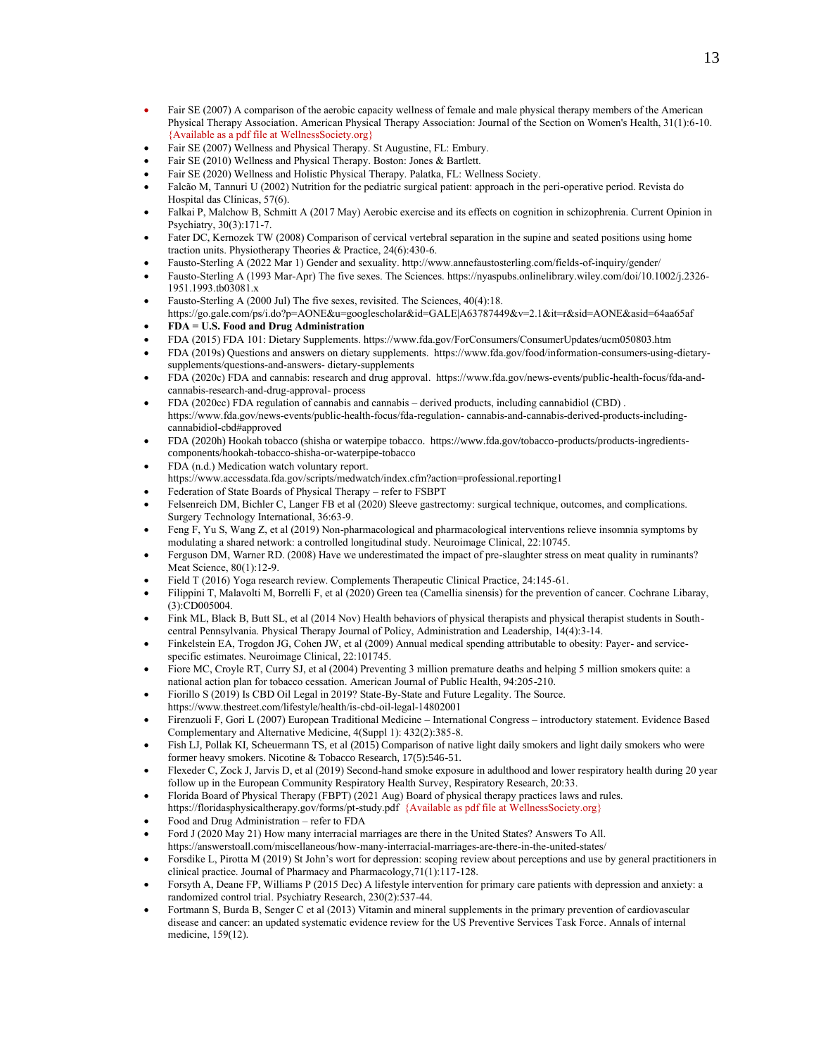- Fair SE (2007) A comparison of the aerobic capacity wellness of female and male physical therapy members of the American Physical Therapy Association. American Physical Therapy Association: Journal of the Section on Women's Health, 31(1):6-10. {Available as a pdf file at WellnessSociety.org}
- Fair SE (2007) Wellness and Physical Therapy. St Augustine, FL: Embury.
- Fair SE (2010) Wellness and Physical Therapy. Boston: Jones & Bartlett.
- Fair SE (2020) Wellness and Holistic Physical Therapy. Palatka, FL: Wellness Society.
- Falcão M, Tannuri U (2002) Nutrition for the pediatric surgical patient: approach in the peri-operative period. Revista do Hospital das Clínicas, 57(6).
- Falkai P, Malchow B, Schmitt A (2017 May) Aerobic exercise and its effects on cognition in schizophrenia. Current Opinion in Psychiatry, 30(3):171-7.
- Fater DC, Kernozek TW (2008) Comparison of cervical vertebral separation in the supine and seated positions using home traction units. Physiotherapy Theories & Practice, 24(6):430-6.
- Fausto-Sterling A (2022 Mar 1) Gender and sexuality. http://www.annefaustosterling.com/fields-of-inquiry/gender/
- Fausto-Sterling A (1993 Mar-Apr) The five sexes. The Sciences. https://nyaspubs.onlinelibrary.wiley.com/doi/10.1002/j.2326-1951.1993.tb03081.x
- Fausto-Sterling A (2000 Jul) The five sexes, revisited. The Sciences, 40(4):18. https://go.gale.com/ps/i.do?p=AONE&u=googlescholar&id=GALE|A63787449&v=2.1&it=r&sid=AONE&asid=64aa65af
- **FDA = U.S. Food and Drug Administration**
- FDA (2015) FDA 101: Dietary Supplements. https://www.fda.gov/ForConsumers/ConsumerUpdates/ucm050803.htm
- FDA (2019s) Questions and answers on dietary supplements. https://www.fda.gov/food/information-consumers-using-dietary-supplements/questions-and-answers- dietary-supplements
- FDA (2020c) FDA and cannabis: research and drug approval. https://www.fda.gov/news-events/public-health-focus/fda-and-cannabis-research-and-drug-approval- process
- FDA (2020cc) FDA regulation of cannabis and cannabis – derived products, including cannabidiol (CBD) . https://www.fda.gov/news-events/public-health-focus/fda-regulation- cannabis-and-cannabis-derived-products-including-cannabidiol-cbd#approved
- FDA (2020h) Hookah tobacco (shisha or waterpipe tobacco. https://www.fda.gov/tobacco-products/products-ingredients-components/hookah-tobacco-shisha-or-waterpipe-tobacco
- FDA (n.d.) Medication watch voluntary report. https://www.accessdata.fda.gov/scripts/medwatch/index.cfm?action=professional.reporting1
- Federation of State Boards of Physical Therapy – refer to FSBPT
- Felsenreich DM, Bichler C, Langer FB et al (2020) Sleeve gastrectomy: surgical technique, outcomes, and complications. Surgery Technology International, 36:63-9.
- Feng F, Yu S, Wang Z, et al (2019) Non-pharmacological and pharmacological interventions relieve insomnia symptoms by modulating a shared network: a controlled longitudinal study. Neuroimage Clinical, 22:10745.
- Ferguson DM, Warner RD. (2008) Have we underestimated the impact of pre-slaughter stress on meat quality in ruminants? Meat Science, 80(1):12-9.
- Field T (2016) Yoga research review. Complements Therapeutic Clinical Practice, 24:145-61.
- Filippini T, Malavolti M, Borrelli F, et al (2020) Green tea (Camellia sinensis) for the prevention of cancer. Cochrane Libaray, (3):CD005004.
- Fink ML, Black B, Butt SL, et al (2014 Nov) Health behaviors of physical therapists and physical therapist students in South-central Pennsylvania. Physical Therapy Journal of Policy, Administration and Leadership, 14(4):3-14.
- Finkelstein EA, Trogdon JG, Cohen JW, et al (2009) Annual medical spending attributable to obesity: Payer- and service-specific estimates. Neuroimage Clinical, 22:101745.
- Fiore MC, Croyle RT, Curry SJ, et al (2004) Preventing 3 million premature deaths and helping 5 million smokers quite: a national action plan for tobacco cessation. American Journal of Public Health, 94:205-210.
- Fiorillo S (2019) Is CBD Oil Legal in 2019? State-By-State and Future Legality. The Source. https://www.thestreet.com/lifestyle/health/is-cbd-oil-legal-14802001
- Firenzuoli F, Gori L (2007) European Traditional Medicine – International Congress – introductory statement. Evidence Based Complementary and Alternative Medicine, 4(Suppl 1): 432(2):385-8.
- Fish LJ, Pollak KI, Scheuermann TS, et al (2015) Comparison of native light daily smokers and light daily smokers who were former heavy smokers. Nicotine & Tobacco Research, 17(5):546-51.
- Flexeder C, Zock J, Jarvis D, et al (2019) Second-hand smoke exposure in adulthood and lower respiratory health during 20 year follow up in the European Community Respiratory Health Survey, Respiratory Research, 20:33.
- Florida Board of Physical Therapy (FBPT) (2021 Aug) Board of physical therapy practices laws and rules. https://floridasphysicaltherapy.gov/forms/pt-study.pdf {Available as pdf file at WellnessSociety.org}
- Food and Drug Administration – refer to FDA
- Ford J (2020 May 21) How many interracial marriages are there in the United States? Answers To All. https://answerstoall.com/miscellaneous/how-many-interracial-marriages-are-there-in-the-united-states/
- Forsdike L, Pirotta M (2019) St John's wort for depression: scoping review about perceptions and use by general practitioners in clinical practice. Journal of Pharmacy and Pharmacology,71(1):117-128.
- Forsyth A, Deane FP, Williams P (2015 Dec) A lifestyle intervention for primary care patients with depression and anxiety: a randomized control trial. Psychiatry Research, 230(2):537-44.
- Fortmann S, Burda B, Senger C et al (2013) Vitamin and mineral supplements in the primary prevention of cardiovascular disease and cancer: an updated systematic evidence review for the US Preventive Services Task Force. Annals of internal medicine, 159(12).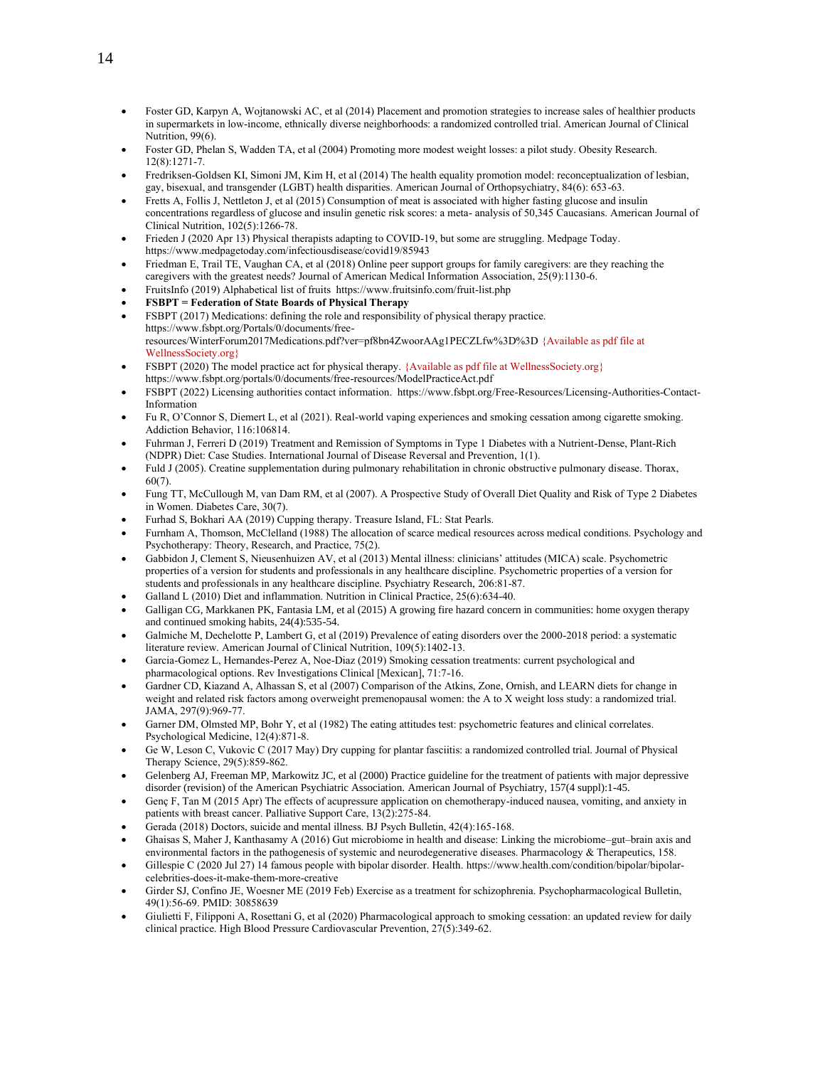- Foster GD, Karpyn A, Wojtanowski AC, et al (2014) Placement and promotion strategies to increase sales of healthier products in supermarkets in low-income, ethnically diverse neighborhoods: a randomized controlled trial. American Journal of Clinical Nutrition, 99(6).
- Foster GD, Phelan S, Wadden TA, et al (2004) Promoting more modest weight losses: a pilot study. Obesity Research. 12(8):1271-7.
- Fredriksen-Goldsen KI, Simoni JM, Kim H, et al (2014) The health equality promotion model: reconceptualization of lesbian, gay, bisexual, and transgender (LGBT) health disparities. American Journal of Orthopsychiatry, 84(6): 653-63.
- Fretts A, Follis J, Nettleton J, et al (2015) Consumption of meat is associated with higher fasting glucose and insulin concentrations regardless of glucose and insulin genetic risk scores: a meta- analysis of 50,345 Caucasians. American Journal of Clinical Nutrition, 102(5):1266-78.
- Frieden J (2020 Apr 13) Physical therapists adapting to COVID-19, but some are struggling. Medpage Today. https://www.medpagetoday.com/infectiousdisease/covid19/85943
- Friedman E, Trail TE, Vaughan CA, et al (2018) Online peer support groups for family caregivers: are they reaching the caregivers with the greatest needs? Journal of American Medical Information Association, 25(9):1130-6.
- FruitsInfo (2019) Alphabetical list of fruits https://www.fruitsinfo.com/fruit-list.php
- **FSBPT = Federation of State Boards of Physical Therapy**
- FSBPT (2017) Medications: defining the role and responsibility of physical therapy practice. https://www.fsbpt.org/Portals/0/documents/free-resources/WinterForum2017Medications.pdf?ver=pf8bn4ZwoorAAg1PECZLfw%3D%3D {Available as pdf file at WellnessSociety.org}
- FSBPT (2020) The model practice act for physical therapy. {Available as pdf file at WellnessSociety.org} https://www.fsbpt.org/portals/0/documents/free-resources/ModelPracticeAct.pdf
- FSBPT (2022) Licensing authorities contact information. https://www.fsbpt.org/Free-Resources/Licensing-Authorities-Contact-Information
- Fu R, O'Connor S, Diemert L, et al (2021). Real-world vaping experiences and smoking cessation among cigarette smoking. Addiction Behavior, 116:106814.
- Fuhrman J, Ferreri D (2019) Treatment and Remission of Symptoms in Type 1 Diabetes with a Nutrient-Dense, Plant-Rich (NDPR) Diet: Case Studies. International Journal of Disease Reversal and Prevention, 1(1).
- Fuld J (2005). Creatine supplementation during pulmonary rehabilitation in chronic obstructive pulmonary disease. Thorax, 60(7).
- Fung TT, McCullough M, van Dam RM, et al (2007). A Prospective Study of Overall Diet Quality and Risk of Type 2 Diabetes in Women. Diabetes Care, 30(7).
- Furhad S, Bokhari AA (2019) Cupping therapy. Treasure Island, FL: Stat Pearls.
- Furnham A, Thomson, McClelland (1988) The allocation of scarce medical resources across medical conditions. Psychology and Psychotherapy: Theory, Research, and Practice, 75(2).
- Gabbidon J, Clement S, Nieusenhuizen AV, et al (2013) Mental illness: clinicians' attitudes (MICA) scale. Psychometric properties of a version for students and professionals in any healthcare discipline. Psychometric properties of a version for students and professionals in any healthcare discipline. Psychiatry Research, 206:81-87.
- Galland L (2010) Diet and inflammation. Nutrition in Clinical Practice, 25(6):634-40.
- Galligan CG, Markkanen PK, Fantasia LM, et al (2015) A growing fire hazard concern in communities: home oxygen therapy and continued smoking habits, 24(4):535-54.
- Galmiche M, Dechelotte P, Lambert G, et al (2019) Prevalence of eating disorders over the 2000-2018 period: a systematic literature review. American Journal of Clinical Nutrition, 109(5):1402-13.
- Garcia-Gomez L, Hernandes-Perez A, Noe-Diaz (2019) Smoking cessation treatments: current psychological and pharmacological options. Rev Investigations Clinical [Mexican], 71:7-16.
- Gardner CD, Kiazand A, Alhassan S, et al (2007) Comparison of the Atkins, Zone, Ornish, and LEARN diets for change in weight and related risk factors among overweight premenopausal women: the A to X weight loss study: a randomized trial. JAMA, 297(9):969-77.
- Garner DM, Olmsted MP, Bohr Y, et al (1982) The eating attitudes test: psychometric features and clinical correlates. Psychological Medicine, 12(4):871-8.
- Ge W, Leson C, Vukovic C (2017 May) Dry cupping for plantar fasciitis: a randomized controlled trial. Journal of Physical Therapy Science, 29(5):859-862.
- Gelenberg AJ, Freeman MP, Markowitz JC, et al (2000) Practice guideline for the treatment of patients with major depressive disorder (revision) of the American Psychiatric Association. American Journal of Psychiatry, 157(4 suppl):1-45.
- Genç F, Tan M (2015 Apr) The effects of acupressure application on chemotherapy-induced nausea, vomiting, and anxiety in patients with breast cancer. Palliative Support Care, 13(2):275-84.
- Gerada (2018) Doctors, suicide and mental illness. BJ Psych Bulletin, 42(4):165-168.
- Ghaisas S, Maher J, Kanthasamy A (2016) Gut microbiome in health and disease: Linking the microbiome–gut–brain axis and environmental factors in the pathogenesis of systemic and neurodegenerative diseases. Pharmacology & Therapeutics, 158.
- Gillespie C (2020 Jul 27) 14 famous people with bipolar disorder. Health. https://www.health.com/condition/bipolar/bipolar-celebrities-does-it-make-them-more-creative
- Girder SJ, Confino JE, Woesner ME (2019 Feb) Exercise as a treatment for schizophrenia. Psychopharmacological Bulletin, 49(1):56-69. PMID: 30858639
- Giulietti F, Filipponi A, Rosettani G, et al (2020) Pharmacological approach to smoking cessation: an updated review for daily clinical practice. High Blood Pressure Cardiovascular Prevention, 27(5):349-62.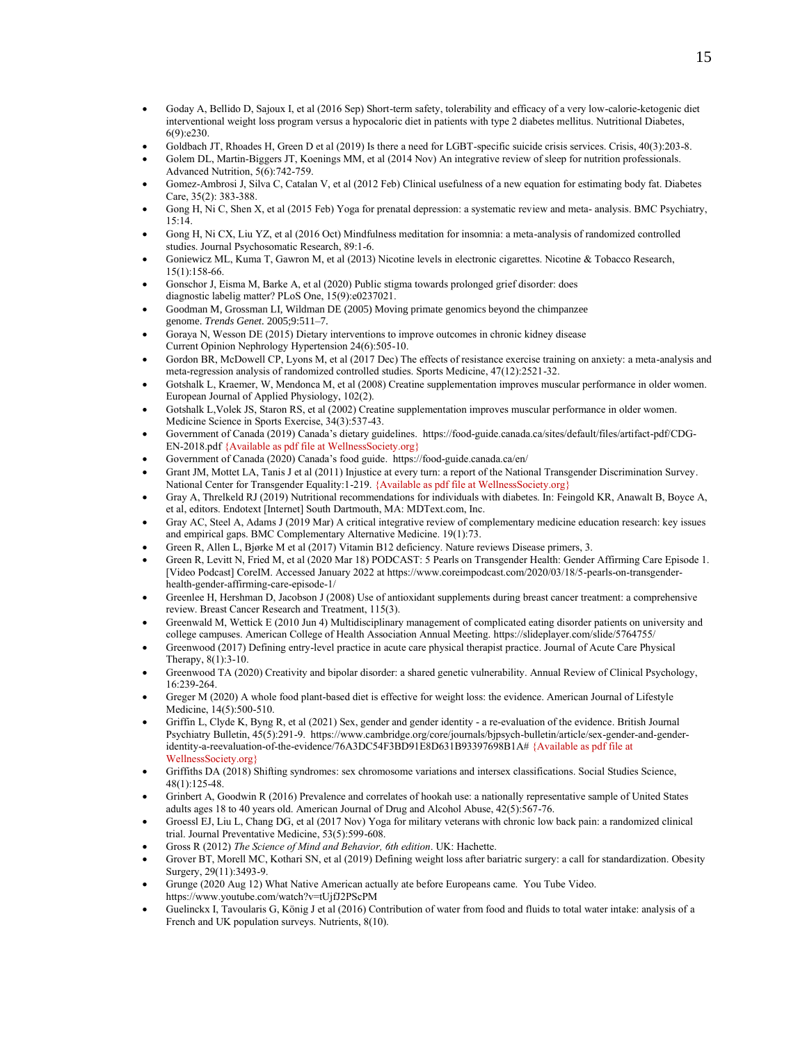- Goday A, Bellido D, Sajoux I, et al (2016 Sep) Short-term safety, tolerability and efficacy of a very low-calorie-ketogenic diet interventional weight loss program versus a hypocaloric diet in patients with type 2 diabetes mellitus. Nutritional Diabetes, 6(9):e230.
- Goldbach JT, Rhoades H, Green D et al (2019) Is there a need for LGBT-specific suicide crisis services. Crisis, 40(3):203-8.
- Golem DL, Martin-Biggers JT, Koenings MM, et al (2014 Nov) An integrative review of sleep for nutrition professionals. Advanced Nutrition, 5(6):742-759.
- Gomez-Ambrosi J, Silva C, Catalan V, et al (2012 Feb) Clinical usefulness of a new equation for estimating body fat. Diabetes Care, 35(2): 383-388.
- Gong H, Ni C, Shen X, et al (2015 Feb) Yoga for prenatal depression: a systematic review and meta- analysis. BMC Psychiatry, 15:14.
- Gong H, Ni CX, Liu YZ, et al (2016 Oct) Mindfulness meditation for insomnia: a meta-analysis of randomized controlled studies. Journal Psychosomatic Research, 89:1-6.
- Goniewicz ML, Kuma T, Gawron M, et al (2013) Nicotine levels in electronic cigarettes. Nicotine & Tobacco Research, 15(1):158-66.
- Gonschor J, Eisma M, Barke A, et al (2020) Public stigma towards prolonged grief disorder: does diagnostic labelig matter? PLoS One, 15(9):e0237021.
- Goodman M, Grossman LI, Wildman DE (2005) Moving primate genomics beyond the chimpanzee genome. *Trends Genet*. 2005;9:511–7.
- Goraya N, Wesson DE (2015) Dietary interventions to improve outcomes in chronic kidney disease Current Opinion Nephrology Hypertension 24(6):505-10.
- Gordon BR, McDowell CP, Lyons M, et al (2017 Dec) The effects of resistance exercise training on anxiety: a meta-analysis and meta-regression analysis of randomized controlled studies. Sports Medicine, 47(12):2521-32.
- Gotshalk L, Kraemer, W, Mendonca M, et al (2008) Creatine supplementation improves muscular performance in older women. European Journal of Applied Physiology, 102(2).
- Gotshalk L,Volek JS, Staron RS, et al (2002) Creatine supplementation improves muscular performance in older women. Medicine Science in Sports Exercise, 34(3):537-43.
- Government of Canada (2019) Canada's dietary guidelines. https://food-guide.canada.ca/sites/default/files/artifact-pdf/CDG-EN-2018.pdf {Available as pdf file at WellnessSociety.org}
- Government of Canada (2020) Canada's food guide. https://food-guide.canada.ca/en/
- Grant JM, Mottet LA, Tanis J et al (2011) Injustice at every turn: a report of the National Transgender Discrimination Survey. National Center for Transgender Equality:1-219. {Available as pdf file at WellnessSociety.org}
- Gray A, Threlkeld RJ (2019) Nutritional recommendations for individuals with diabetes. In: Feingold KR, Anawalt B, Boyce A, et al, editors. Endotext [Internet] South Dartmouth, MA: MDText.com, Inc.
- Gray AC, Steel A, Adams J (2019 Mar) A critical integrative review of complementary medicine education research: key issues and empirical gaps. BMC Complementary Alternative Medicine. 19(1):73.
- Green R, Allen L, Bjørke M et al (2017) Vitamin B12 deficiency. Nature reviews Disease primers, 3.
- Green R, Levitt N, Fried M, et al (2020 Mar 18) PODCAST: 5 Pearls on Transgender Health: Gender Affirming Care Episode 1. [Video Podcast] CoreIM. Accessed January 2022 at https://www.coreimpodcast.com/2020/03/18/5-pearls-on-transgender-health-gender-affirming-care-episode-1/
- Greenlee H, Hershman D, Jacobson J (2008) Use of antioxidant supplements during breast cancer treatment: a comprehensive review. Breast Cancer Research and Treatment, 115(3).
- Greenwald M, Wettick E (2010 Jun 4) Multidisciplinary management of complicated eating disorder patients on university and college campuses. American College of Health Association Annual Meeting. https://slideplayer.com/slide/5764755/
- Greenwood (2017) Defining entry-level practice in acute care physical therapist practice. Journal of Acute Care Physical Therapy, 8(1):3-10.
- Greenwood TA (2020) Creativity and bipolar disorder: a shared genetic vulnerability. Annual Review of Clinical Psychology, 16:239-264.
- Greger M (2020) A whole food plant-based diet is effective for weight loss: the evidence. American Journal of Lifestyle Medicine, 14(5):500-510.
- Griffin L, Clyde K, Byng R, et al (2021) Sex, gender and gender identity - a re-evaluation of the evidence. British Journal Psychiatry Bulletin, 45(5):291-9. https://www.cambridge.org/core/journals/bjpsych-bulletin/article/sex-gender-and-gender-identity-a-reevaluation-of-the-evidence/76A3DC54F3BD91E8D631B93397698B1A# {Available as pdf file at WellnessSociety.org}
- Griffiths DA (2018) Shifting syndromes: sex chromosome variations and intersex classifications. Social Studies Science, 48(1):125-48.
- Grinbert A, Goodwin R (2016) Prevalence and correlates of hookah use: a nationally representative sample of United States adults ages 18 to 40 years old. American Journal of Drug and Alcohol Abuse, 42(5):567-76.
- Groessl EJ, Liu L, Chang DG, et al (2017 Nov) Yoga for military veterans with chronic low back pain: a randomized clinical trial. Journal Preventative Medicine, 53(5):599-608.
- Gross R (2012) *The Science of Mind and Behavior, 6th edition*. UK: Hachette.
- Grover BT, Morell MC, Kothari SN, et al (2019) Defining weight loss after bariatric surgery: a call for standardization. Obesity Surgery, 29(11):3493-9.
- Grunge (2020 Aug 12) What Native American actually ate before Europeans came. You Tube Video. https://www.youtube.com/watch?v=tUjfJ2PScPM
- Guelinckx I, Tavoularis G, König J et al (2016) Contribution of water from food and fluids to total water intake: analysis of a French and UK population surveys. Nutrients, 8(10).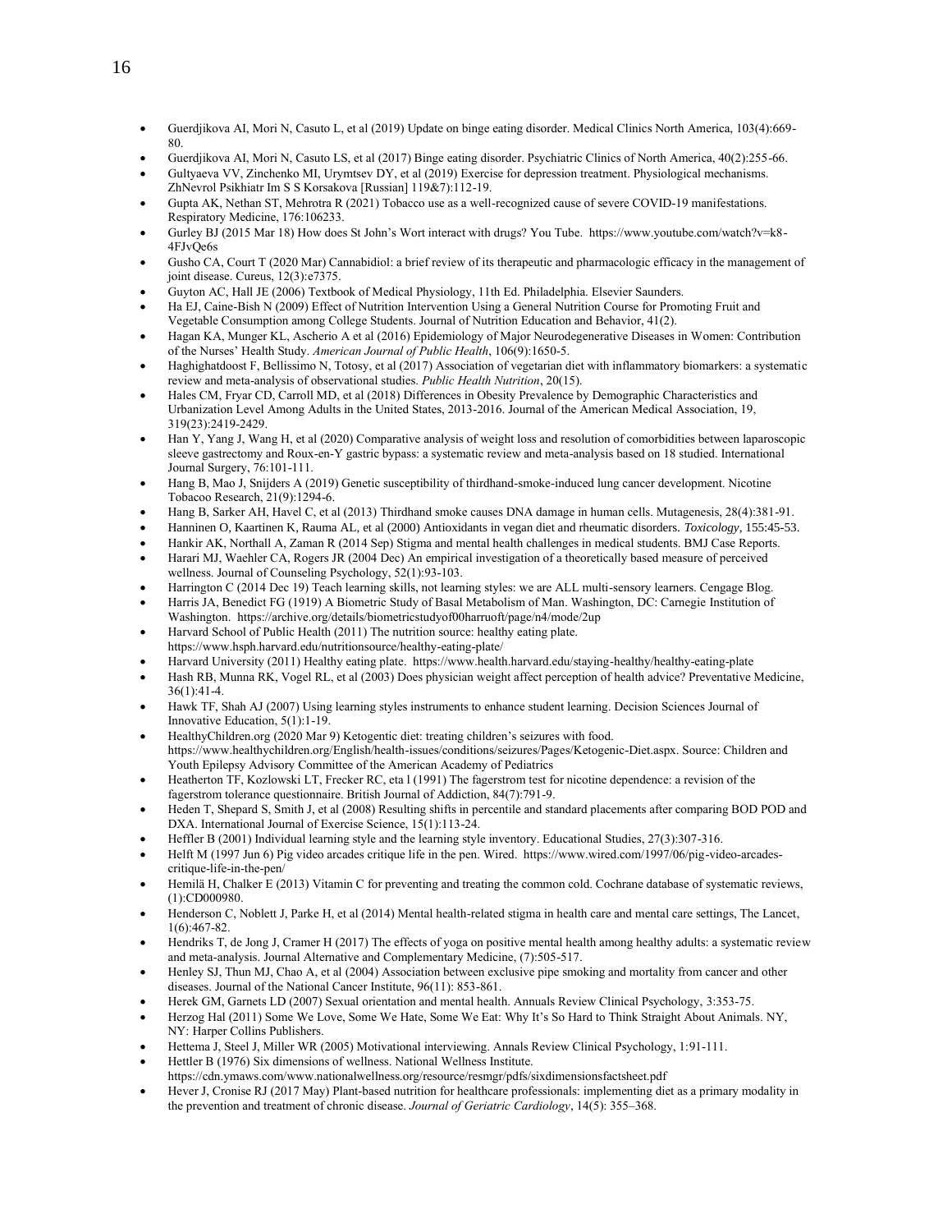- Guerdjikova AI, Mori N, Casuto L, et al (2019) Update on binge eating disorder. Medical Clinics North America, 103(4):669-80.
- Guerdjikova AI, Mori N, Casuto LS, et al (2017) Binge eating disorder. Psychiatric Clinics of North America, 40(2):255-66.
- Gultyaeva VV, Zinchenko MI, Urymtsev DY, et al (2019) Exercise for depression treatment. Physiological mechanisms. ZhNevrol Psikhiatr Im S S Korsakova [Russian] 119&7):112-19.
- Gupta AK, Nethan ST, Mehrotra R (2021) Tobacco use as a well-recognized cause of severe COVID-19 manifestations. Respiratory Medicine, 176:106233.
- Gurley BJ (2015 Mar 18) How does St John's Wort interact with drugs? You Tube. https://www.youtube.com/watch?v=k8-4FJvQe6s
- Gusho CA, Court T (2020 Mar) Cannabidiol: a brief review of its therapeutic and pharmacologic efficacy in the management of joint disease. Cureus, 12(3):e7375.
- Guyton AC, Hall JE (2006) Textbook of Medical Physiology, 11th Ed. Philadelphia. Elsevier Saunders.
- Ha EJ, Caine-Bish N (2009) Effect of Nutrition Intervention Using a General Nutrition Course for Promoting Fruit and Vegetable Consumption among College Students. Journal of Nutrition Education and Behavior, 41(2).
- Hagan KA, Munger KL, Ascherio A et al (2016) Epidemiology of Major Neurodegenerative Diseases in Women: Contribution of the Nurses' Health Study. *American Journal of Public Health*, 106(9):1650-5.
- Haghighatdoost F, Bellissimo N, Totosy, et al (2017) Association of vegetarian diet with inflammatory biomarkers: a systematic review and meta-analysis of observational studies. *Public Health Nutrition*, 20(15).
- Hales CM, Fryar CD, Carroll MD, et al (2018) Differences in Obesity Prevalence by Demographic Characteristics and Urbanization Level Among Adults in the United States, 2013-2016. Journal of the American Medical Association, 19, 319(23):2419-2429.
- Han Y, Yang J, Wang H, et al (2020) Comparative analysis of weight loss and resolution of comorbidities between laparoscopic sleeve gastrectomy and Roux-en-Y gastric bypass: a systematic review and meta-analysis based on 18 studied. International Journal Surgery, 76:101-111.
- Hang B, Mao J, Snijders A (2019) Genetic susceptibility of thirdhand-smoke-induced lung cancer development. Nicotine Tobacoo Research, 21(9):1294-6.
- Hang B, Sarker AH, Havel C, et al (2013) Thirdhand smoke causes DNA damage in human cells. Mutagenesis, 28(4):381-91.
- Hanninen O, Kaartinen K, Rauma AL, et al (2000) Antioxidants in vegan diet and rheumatic disorders. *Toxicology,* 155:45-53.
- Hankir AK, Northall A, Zaman R (2014 Sep) Stigma and mental health challenges in medical students. BMJ Case Reports.
- Harari MJ, Waehler CA, Rogers JR (2004 Dec) An empirical investigation of a theoretically based measure of perceived wellness. Journal of Counseling Psychology, 52(1):93-103.
- Harrington C (2014 Dec 19) Teach learning skills, not learning styles: we are ALL multi-sensory learners. Cengage Blog.
- Harris JA, Benedict FG (1919) A Biometric Study of Basal Metabolism of Man. Washington, DC: Carnegie Institution of Washington. https://archive.org/details/biometricstudyof00harruoft/page/n4/mode/2up
- Harvard School of Public Health (2011) The nutrition source: healthy eating plate. https://www.hsph.harvard.edu/nutritionsource/healthy-eating-plate/
- Harvard University (2011) Healthy eating plate. https://www.health.harvard.edu/staying-healthy/healthy-eating-plate
- Hash RB, Munna RK, Vogel RL, et al (2003) Does physician weight affect perception of health advice? Preventative Medicine, 36(1):41-4.
- Hawk TF, Shah AJ (2007) Using learning styles instruments to enhance student learning. Decision Sciences Journal of Innovative Education, 5(1):1-19.
- HealthyChildren.org (2020 Mar 9) Ketogentic diet: treating children's seizures with food. https://www.healthychildren.org/English/health-issues/conditions/seizures/Pages/Ketogenic-Diet.aspx. Source: Children and Youth Epilepsy Advisory Committee of the American Academy of Pediatrics
- Heatherton TF, Kozlowski LT, Frecker RC, eta l (1991) The fagerstrom test for nicotine dependence: a revision of the fagerstrom tolerance questionnaire. British Journal of Addiction, 84(7):791-9.
- Heden T, Shepard S, Smith J, et al (2008) Resulting shifts in percentile and standard placements after comparing BOD POD and DXA. International Journal of Exercise Science, 15(1):113-24.
- Heffler B (2001) Individual learning style and the learning style inventory. Educational Studies, 27(3):307-316.
- Helft M (1997 Jun 6) Pig video arcades critique life in the pen. Wired. https://www.wired.com/1997/06/pig-video-arcades-critique-life-in-the-pen/
- Hemilä H, Chalker E (2013) Vitamin C for preventing and treating the common cold. Cochrane database of systematic reviews, (1):CD000980.
- Henderson C, Noblett J, Parke H, et al (2014) Mental health-related stigma in health care and mental care settings, The Lancet, 1(6):467-82.
- Hendriks T, de Jong J, Cramer H (2017) The effects of yoga on positive mental health among healthy adults: a systematic review and meta-analysis. Journal Alternative and Complementary Medicine, (7):505-517.
- Henley SJ, Thun MJ, Chao A, et al (2004) Association between exclusive pipe smoking and mortality from cancer and other diseases. Journal of the National Cancer Institute, 96(11): 853-861.
- Herek GM, Garnets LD (2007) Sexual orientation and mental health. Annuals Review Clinical Psychology, 3:353-75.
- Herzog Hal (2011) Some We Love, Some We Hate, Some We Eat: Why It's So Hard to Think Straight About Animals. NY, NY: Harper Collins Publishers.
- Hettema J, Steel J, Miller WR (2005) Motivational interviewing. Annals Review Clinical Psychology, 1:91-111.
- Hettler B (1976) Six dimensions of wellness. National Wellness Institute. https://cdn.ymaws.com/www.nationalwellness.org/resource/resmgr/pdfs/sixdimensionsfactsheet.pdf
- Hever J, Cronise RJ (2017 May) Plant-based nutrition for healthcare professionals: implementing diet as a primary modality in the prevention and treatment of chronic disease. *Journal of Geriatric Cardiology*, 14(5): 355–368.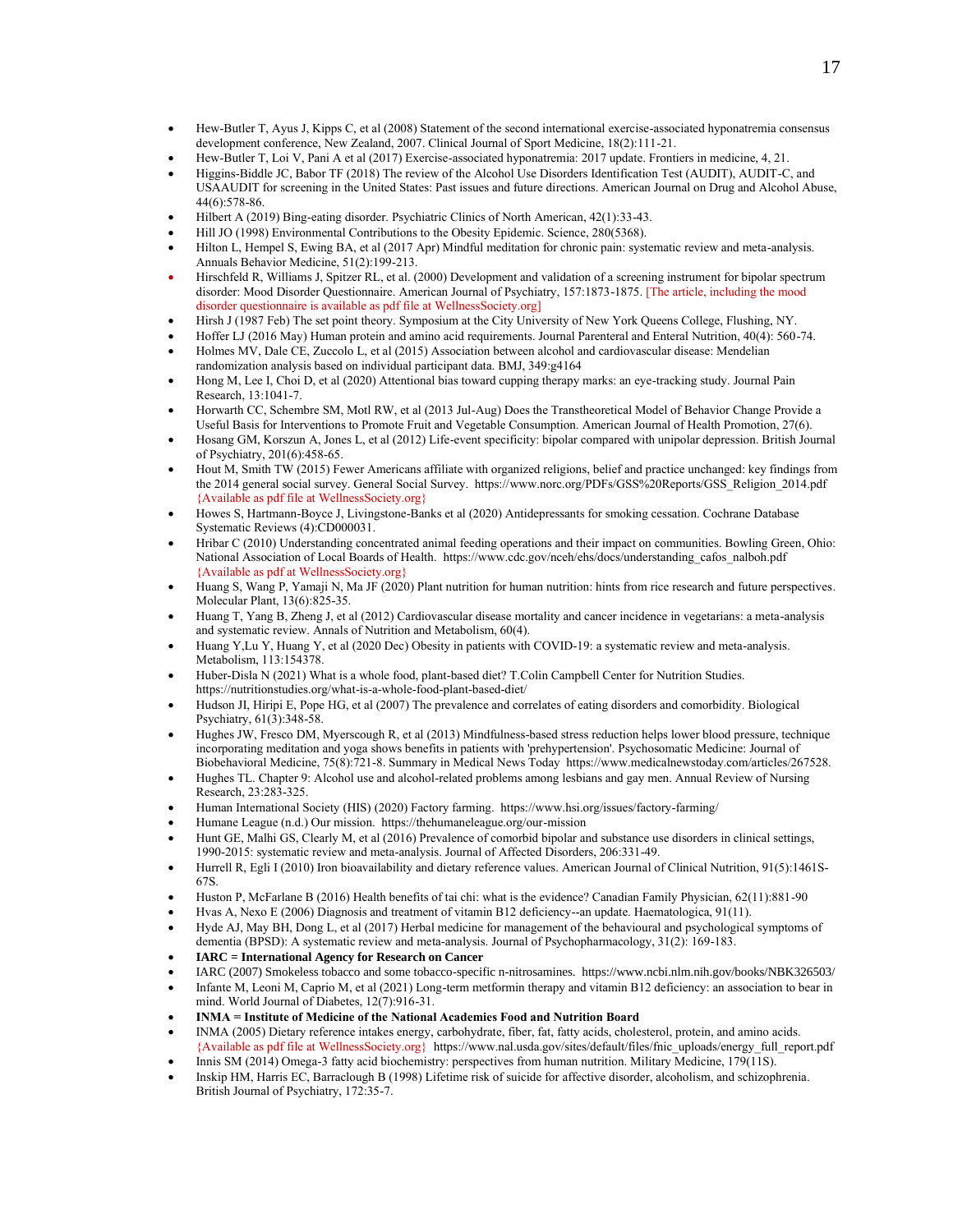- Hew-Butler T, Ayus J, Kipps C, et al (2008) Statement of the second international exercise-associated hyponatremia consensus development conference, New Zealand, 2007. Clinical Journal of Sport Medicine, 18(2):111-21.
- Hew-Butler T, Loi V, Pani A et al (2017) Exercise-associated hyponatremia: 2017 update. Frontiers in medicine, 4, 21.
- Higgins-Biddle JC, Babor TF (2018) The review of the Alcohol Use Disorders Identification Test (AUDIT), AUDIT-C, and USAAUDIT for screening in the United States: Past issues and future directions. American Journal on Drug and Alcohol Abuse, 44(6):578-86.
- Hilbert A (2019) Bing-eating disorder. Psychiatric Clinics of North American, 42(1):33-43.
- Hill JO (1998) Environmental Contributions to the Obesity Epidemic. Science, 280(5368).
- Hilton L, Hempel S, Ewing BA, et al (2017 Apr) Mindful meditation for chronic pain: systematic review and meta-analysis. Annuals Behavior Medicine, 51(2):199-213.
- Hirschfeld R, Williams J, Spitzer RL, et al. (2000) Development and validation of a screening instrument for bipolar spectrum disorder: Mood Disorder Questionnaire. American Journal of Psychiatry, 157:1873-1875. [The article, including the mood disorder questionnaire is available as pdf file at WellnessSociety.org]
- Hirsh J (1987 Feb) The set point theory. Symposium at the City University of New York Queens College, Flushing, NY.
- Hoffer LJ (2016 May) Human protein and amino acid requirements. Journal Parenteral and Enteral Nutrition, 40(4): 560-74.
- Holmes MV, Dale CE, Zuccolo L, et al (2015) Association between alcohol and cardiovascular disease: Mendelian randomization analysis based on individual participant data. BMJ, 349:g4164
- Hong M, Lee I, Choi D, et al (2020) Attentional bias toward cupping therapy marks: an eye-tracking study. Journal Pain Research, 13:1041-7.
- Horwarth CC, Schembre SM, Motl RW, et al (2013 Jul-Aug) Does the Transtheoretical Model of Behavior Change Provide a Useful Basis for Interventions to Promote Fruit and Vegetable Consumption. American Journal of Health Promotion, 27(6).
- Hosang GM, Korszun A, Jones L, et al (2012) Life-event specificity: bipolar compared with unipolar depression. British Journal of Psychiatry, 201(6):458-65.
- Hout M, Smith TW (2015) Fewer Americans affiliate with organized religions, belief and practice unchanged: key findings from the 2014 general social survey. General Social Survey. https://www.norc.org/PDFs/GSS%20Reports/GSS_Religion_2014.pdf {Available as pdf file at WellnessSociety.org}
- Howes S, Hartmann-Boyce J, Livingstone-Banks et al (2020) Antidepressants for smoking cessation. Cochrane Database Systematic Reviews (4):CD000031.
- Hribar C (2010) Understanding concentrated animal feeding operations and their impact on communities. Bowling Green, Ohio: National Association of Local Boards of Health. https://www.cdc.gov/nceh/ehs/docs/understanding_cafos_nalboh.pdf {Available as pdf at WellnessSociety.org}
- Huang S, Wang P, Yamaji N, Ma JF (2020) Plant nutrition for human nutrition: hints from rice research and future perspectives. Molecular Plant, 13(6):825-35.
- Huang T, Yang B, Zheng J, et al (2012) Cardiovascular disease mortality and cancer incidence in vegetarians: a meta-analysis and systematic review. Annals of Nutrition and Metabolism, 60(4).
- Huang Y,Lu Y, Huang Y, et al (2020 Dec) Obesity in patients with COVID-19: a systematic review and meta-analysis. Metabolism, 113:154378.
- Huber-Disla N (2021) What is a whole food, plant-based diet? T.Colin Campbell Center for Nutrition Studies. https://nutritionstudies.org/what-is-a-whole-food-plant-based-diet/
- Hudson JI, Hiripi E, Pope HG, et al (2007) The prevalence and correlates of eating disorders and comorbidity. Biological Psychiatry, 61(3):348-58.
- Hughes JW, Fresco DM, Myerscough R, et al (2013) Mindfulness-based stress reduction helps lower blood pressure, technique incorporating meditation and yoga shows benefits in patients with 'prehypertension'. Psychosomatic Medicine: Journal of Biobehavioral Medicine, 75(8):721-8. Summary in Medical News Today https://www.medicalnewstoday.com/articles/267528.
- Hughes TL. Chapter 9: Alcohol use and alcohol-related problems among lesbians and gay men. Annual Review of Nursing Research, 23:283-325.
- Human International Society (HIS) (2020) Factory farming. https://www.hsi.org/issues/factory-farming/
- Humane League (n.d.) Our mission. https://thehumaneleague.org/our-mission
- Hunt GE, Malhi GS, Clearly M, et al (2016) Prevalence of comorbid bipolar and substance use disorders in clinical settings, 1990-2015: systematic review and meta-analysis. Journal of Affected Disorders, 206:331-49.
- Hurrell R, Egli I (2010) Iron bioavailability and dietary reference values. American Journal of Clinical Nutrition, 91(5):1461S-67S.
- Huston P, McFarlane B (2016) Health benefits of tai chi: what is the evidence? Canadian Family Physician, 62(11):881-90
- Hvas A, Nexo E (2006) Diagnosis and treatment of vitamin B12 deficiency--an update. Haematologica, 91(11).
- Hyde AJ, May BH, Dong L, et al (2017) Herbal medicine for management of the behavioural and psychological symptoms of dementia (BPSD): A systematic review and meta-analysis. Journal of Psychopharmacology, 31(2): 169-183.
- **IARC = International Agency for Research on Cancer**
- IARC (2007) Smokeless tobacco and some tobacco-specific n-nitrosamines. https://www.ncbi.nlm.nih.gov/books/NBK326503/
- Infante M, Leoni M, Caprio M, et al (2021) Long-term metformin therapy and vitamin B12 deficiency: an association to bear in mind. World Journal of Diabetes, 12(7):916-31.
- **INMA = Institute of Medicine of the National Academies Food and Nutrition Board**
- INMA (2005) Dietary reference intakes energy, carbohydrate, fiber, fat, fatty acids, cholesterol, protein, and amino acids. {Available as pdf file at WellnessSociety.org} https://www.nal.usda.gov/sites/default/files/fnic_uploads/energy_full_report.pdf
- Innis SM (2014) Omega-3 fatty acid biochemistry: perspectives from human nutrition. Military Medicine, 179(11S).
- Inskip HM, Harris EC, Barraclough B (1998) Lifetime risk of suicide for affective disorder, alcoholism, and schizophrenia. British Journal of Psychiatry, 172:35-7.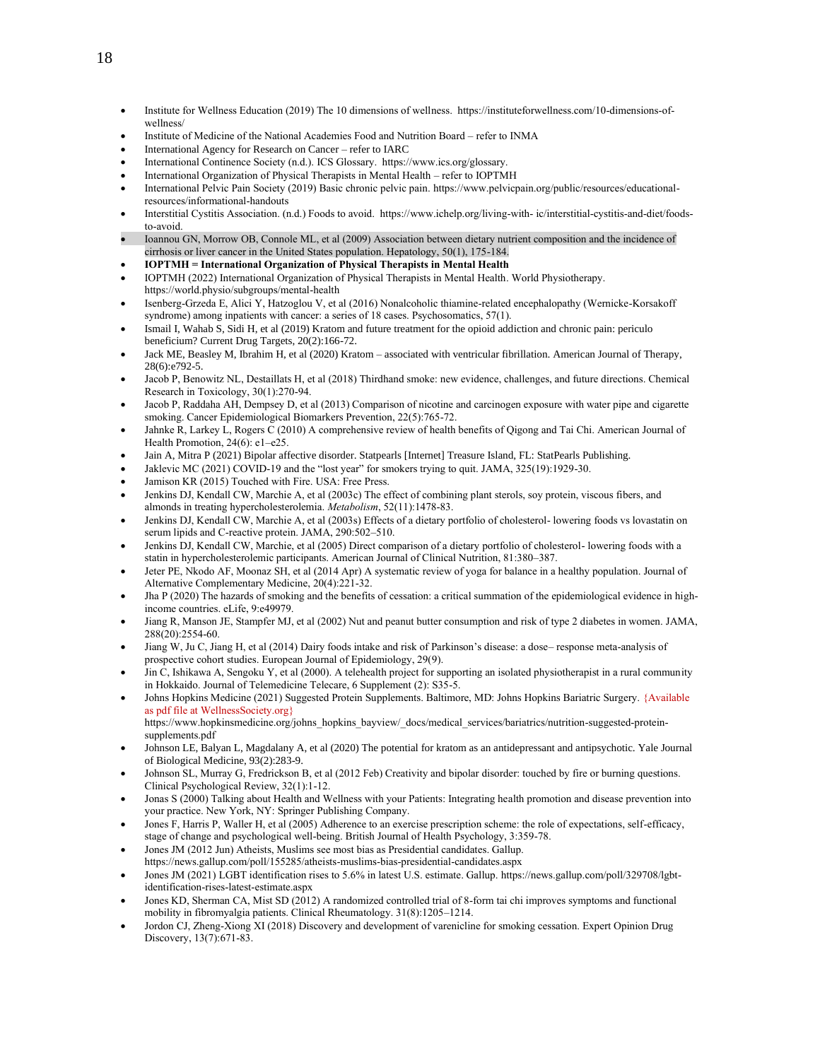- Institute for Wellness Education (2019) The 10 dimensions of wellness. https://instituteforwellness.com/10-dimensions-of-wellness/
- Institute of Medicine of the National Academies Food and Nutrition Board – refer to INMA
- International Agency for Research on Cancer – refer to IARC
- International Continence Society (n.d.). ICS Glossary. https://www.ics.org/glossary.
- International Organization of Physical Therapists in Mental Health – refer to IOPTMH
- International Pelvic Pain Society (2019) Basic chronic pelvic pain. https://www.pelvicpain.org/public/resources/educational-resources/informational-handouts
- Interstitial Cystitis Association. (n.d.) Foods to avoid. https://www.ichelp.org/living-with- ic/interstitial-cystitis-and-diet/foods-to-avoid.
- Ioannou GN, Morrow OB, Connole ML, et al (2009) Association between dietary nutrient composition and the incidence of cirrhosis or liver cancer in the United States population. Hepatology, 50(1), 175-184.
- **IOPTMH = International Organization of Physical Therapists in Mental Health**
- IOPTMH (2022) International Organization of Physical Therapists in Mental Health. World Physiotherapy. https://world.physio/subgroups/mental-health
- Isenberg-Grzeda E, Alici Y, Hatzoglou V, et al (2016) Nonalcoholic thiamine-related encephalopathy (Wernicke-Korsakoff syndrome) among inpatients with cancer: a series of 18 cases. Psychosomatics, 57(1).
- Ismail I, Wahab S, Sidi H, et al (2019) Kratom and future treatment for the opioid addiction and chronic pain: periculo beneficium? Current Drug Targets, 20(2):166-72.
- Jack ME, Beasley M, Ibrahim H, et al (2020) Kratom – associated with ventricular fibrillation. American Journal of Therapy, 28(6):e792-5.
- Jacob P, Benowitz NL, Destaillats H, et al (2018) Thirdhand smoke: new evidence, challenges, and future directions. Chemical Research in Toxicology, 30(1):270-94.
- Jacob P, Raddaha AH, Dempsey D, et al (2013) Comparison of nicotine and carcinogen exposure with water pipe and cigarette smoking. Cancer Epidemiological Biomarkers Prevention, 22(5):765-72.
- Jahnke R, Larkey L, Rogers C (2010) A comprehensive review of health benefits of Qigong and Tai Chi. American Journal of Health Promotion, 24(6): e1–e25.
- Jain A, Mitra P (2021) Bipolar affective disorder. Statpearls [Internet] Treasure Island, FL: StatPearls Publishing.
- Jaklevic MC (2021) COVID-19 and the "lost year" for smokers trying to quit. JAMA, 325(19):1929-30.
- Jamison KR (2015) Touched with Fire. USA: Free Press.
- Jenkins DJ, Kendall CW, Marchie A, et al (2003c) The effect of combining plant sterols, soy protein, viscous fibers, and almonds in treating hypercholesterolemia. *Metabolism*, 52(11):1478-83.
- Jenkins DJ, Kendall CW, Marchie A, et al (2003s) Effects of a dietary portfolio of cholesterol- lowering foods vs lovastatin on serum lipids and C-reactive protein. JAMA, 290:502–510.
- Jenkins DJ, Kendall CW, Marchie, et al (2005) Direct comparison of a dietary portfolio of cholesterol- lowering foods with a statin in hypercholesterolemic participants. American Journal of Clinical Nutrition, 81:380–387.
- Jeter PE, Nkodo AF, Moonaz SH, et al (2014 Apr) A systematic review of yoga for balance in a healthy population. Journal of Alternative Complementary Medicine, 20(4):221-32.
- Jha P (2020) The hazards of smoking and the benefits of cessation: a critical summation of the epidemiological evidence in high-income countries. eLife, 9:e49979.
- Jiang R, Manson JE, Stampfer MJ, et al (2002) Nut and peanut butter consumption and risk of type 2 diabetes in women. JAMA, 288(20):2554-60.
- Jiang W, Ju C, Jiang H, et al (2014) Dairy foods intake and risk of Parkinson's disease: a dose– response meta-analysis of prospective cohort studies. European Journal of Epidemiology, 29(9).
- Jin C, Ishikawa A, Sengoku Y, et al (2000). A telehealth project for supporting an isolated physiotherapist in a rural community in Hokkaido. Journal of Telemedicine Telecare, 6 Supplement (2): S35-5.
- Johns Hopkins Medicine (2021) Suggested Protein Supplements. Baltimore, MD: Johns Hopkins Bariatric Surgery. {Available as pdf file at WellnessSociety.org} https://www.hopkinsmedicine.org/johns_hopkins_bayview/_docs/medical_services/bariatrics/nutrition-suggested-protein-supplements.pdf
- Johnson LE, Balyan L, Magdalany A, et al (2020) The potential for kratom as an antidepressant and antipsychotic. Yale Journal of Biological Medicine, 93(2):283-9.
- Johnson SL, Murray G, Fredrickson B, et al (2012 Feb) Creativity and bipolar disorder: touched by fire or burning questions. Clinical Psychological Review, 32(1):1-12.
- Jonas S (2000) Talking about Health and Wellness with your Patients: Integrating health promotion and disease prevention into your practice. New York, NY: Springer Publishing Company.
- Jones F, Harris P, Waller H, et al (2005) Adherence to an exercise prescription scheme: the role of expectations, self-efficacy, stage of change and psychological well-being. British Journal of Health Psychology, 3:359-78.
- Jones JM (2012 Jun) Atheists, Muslims see most bias as Presidential candidates. Gallup. https://news.gallup.com/poll/155285/atheists-muslims-bias-presidential-candidates.aspx
- Jones JM (2021) LGBT identification rises to 5.6% in latest U.S. estimate. Gallup. https://news.gallup.com/poll/329708/lgbt-identification-rises-latest-estimate.aspx
- Jones KD, Sherman CA, Mist SD (2012) A randomized controlled trial of 8-form tai chi improves symptoms and functional mobility in fibromyalgia patients. Clinical Rheumatology. 31(8):1205–1214.
- Jordon CJ, Zheng-Xiong XI (2018) Discovery and development of varenicline for smoking cessation. Expert Opinion Drug Discovery, 13(7):671-83.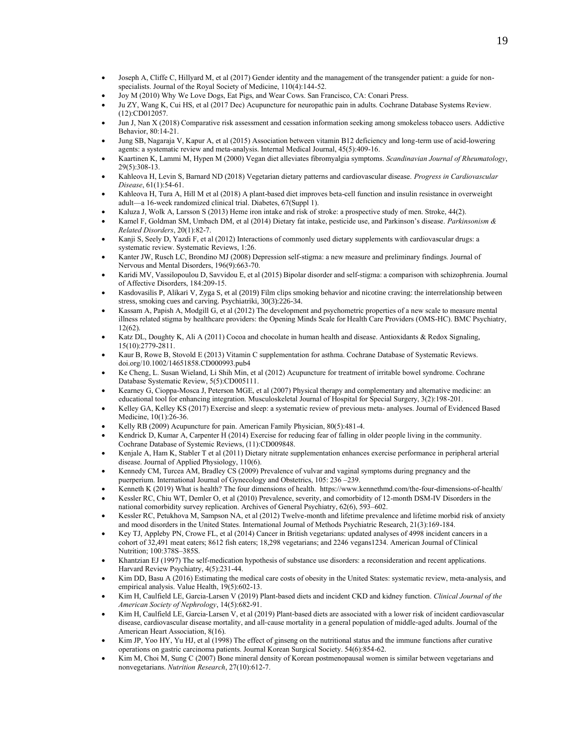- Joseph A, Cliffe C, Hillyard M, et al (2017) Gender identity and the management of the transgender patient: a guide for non-specialists. Journal of the Royal Society of Medicine, 110(4):144-52.
- Joy M (2010) Why We Love Dogs, Eat Pigs, and Wear Cows. San Francisco, CA: Conari Press.
- Ju ZY, Wang K, Cui HS, et al (2017 Dec) Acupuncture for neuropathic pain in adults. Cochrane Database Systems Review. (12):CD012057.
- Jun J, Nan X (2018) Comparative risk assessment and cessation information seeking among smokeless tobacco users. Addictive Behavior, 80:14-21.
- Jung SB, Nagaraja V, Kapur A, et al (2015) Association between vitamin B12 deficiency and long-term use of acid-lowering agents: a systematic review and meta-analysis. Internal Medical Journal, 45(5):409-16.
- Kaartinen K, Lammi M, Hypen M (2000) Vegan diet alleviates fibromyalgia symptoms. *Scandinavian Journal of Rheumatology*, 29(5):308-13.
- Kahleova H, Levin S, Barnard ND (2018) Vegetarian dietary patterns and cardiovascular disease. *Progress in Cardiovascular Disease*, 61(1):54-61.
- Kahleova H, Tura A, Hill M et al (2018) A plant-based diet improves beta-cell function and insulin resistance in overweight adult—a 16-week randomized clinical trial. Diabetes, 67(Suppl 1).
- Kaluza J, Wolk A, Larsson S (2013) Heme iron intake and risk of stroke: a prospective study of men. Stroke, 44(2).
- Kamel F, Goldman SM, Umbach DM, et al (2014) Dietary fat intake, pesticide use, and Parkinson's disease. *Parkinsonism & Related Disorders*, 20(1):82-7.
- Kanji S, Seely D, Yazdi F, et al (2012) Interactions of commonly used dietary supplements with cardiovascular drugs: a systematic review. Systematic Reviews, 1:26.
- Kanter JW, Rusch LC, Brondino MJ (2008) Depression self-stigma: a new measure and preliminary findings. Journal of Nervous and Mental Disorders, 196(9):663-70.
- Karidi MV, Vassilopoulou D, Savvidou E, et al (2015) Bipolar disorder and self-stigma: a comparison with schizophrenia. Journal of Affective Disorders, 184:209-15.
- Kasdovasilis P, Alikari V, Zyga S, et al (2019) Film clips smoking behavior and nicotine craving: the interrelationship between stress, smoking cues and carving. Psychiatriki, 30(3):226-34.
- Kassam A, Papish A, Modgill G, et al (2012) The development and psychometric properties of a new scale to measure mental illness related stigma by healthcare providers: the Opening Minds Scale for Health Care Providers (OMS-HC). BMC Psychiatry, 12(62).
- Katz DL, Doughty K, Ali A (2011) Cocoa and chocolate in human health and disease. Antioxidants & Redox Signaling, 15(10):2779-2811.
- Kaur B, Rowe B, Stovold E (2013) Vitamin C supplementation for asthma. Cochrane Database of Systematic Reviews. doi.org/10.1002/14651858.CD000993.pub4
- Ke Cheng, L. Susan Wieland, Li Shih Min, et al (2012) Acupuncture for treatment of irritable bowel syndrome. Cochrane Database Systematic Review, 5(5):CD005111.
- Kearney G, Cioppa-Mosca J, Peterson MGE, et al (2007) Physical therapy and complementary and alternative medicine: an educational tool for enhancing integration. Musculoskeletal Journal of Hospital for Special Surgery, 3(2):198-201.
- Kelley GA, Kelley KS (2017) Exercise and sleep: a systematic review of previous meta- analyses. Journal of Evidenced Based Medicine, 10(1):26-36.
- Kelly RB (2009) Acupuncture for pain. American Family Physician, 80(5):481-4.
- Kendrick D, Kumar A, Carpenter H (2014) Exercise for reducing fear of falling in older people living in the community. Cochrane Database of Systemic Reviews, (11):CD009848.
- Kenjale A, Ham K, Stabler T et al (2011) Dietary nitrate supplementation enhances exercise performance in peripheral arterial disease. Journal of Applied Physiology, 110(6).
- Kennedy CM, Turcea AM, Bradley CS (2009) Prevalence of vulvar and vaginal symptoms during pregnancy and the puerperium. International Journal of Gynecology and Obstetrics, 105: 236 –239.
- Kenneth K (2019) What is health? The four dimensions of health. https://www.kennethmd.com/the-four-dimensions-of-health/
- Kessler RC, Chiu WT, Demler O, et al (2010) Prevalence, severity, and comorbidity of 12-month DSM-IV Disorders in the national comorbidity survey replication. Archives of General Psychiatry, 62(6), 593–602.
- Kessler RC, Petukhova M, Sampson NA, et al (2012) Twelve-month and lifetime prevalence and lifetime morbid risk of anxiety and mood disorders in the United States. International Journal of Methods Psychiatric Research, 21(3):169-184.
- Key TJ, Appleby PN, Crowe FL, et al (2014) Cancer in British vegetarians: updated analyses of 4998 incident cancers in a cohort of 32,491 meat eaters; 8612 fish eaters; 18,298 vegetarians; and 2246 vegans1234. American Journal of Clinical Nutrition; 100:378S–385S.
- Khantzian EJ (1997) The self-medication hypothesis of substance use disorders: a reconsideration and recent applications. Harvard Review Psychiatry, 4(5):231-44.
- Kim DD, Basu A (2016) Estimating the medical care costs of obesity in the United States: systematic review, meta-analysis, and empirical analysis. Value Health, 19(5):602-13.
- Kim H, Caulfield LE, Garcia-Larsen V (2019) Plant-based diets and incident CKD and kidney function. *Clinical Journal of the American Society of Nephrology*, 14(5):682-91.
- Kim H, Caulfield LE, Garcia‐Larsen V, et al (2019) Plant‐based diets are associated with a lower risk of incident cardiovascular disease, cardiovascular disease mortality, and all‐cause mortality in a general population of middle‐aged adults. Journal of the American Heart Association, 8(16).
- Kim JP, Yoo HY, Yu HJ, et al (1998) The effect of ginseng on the nutritional status and the immune functions after curative operations on gastric carcinoma patients. Journal Korean Surgical Society. 54(6):854-62.
- Kim M, Choi M, Sung C (2007) Bone mineral density of Korean postmenopausal women is similar between vegetarians and nonvegetarians. *Nutrition Research*, 27(10):612-7.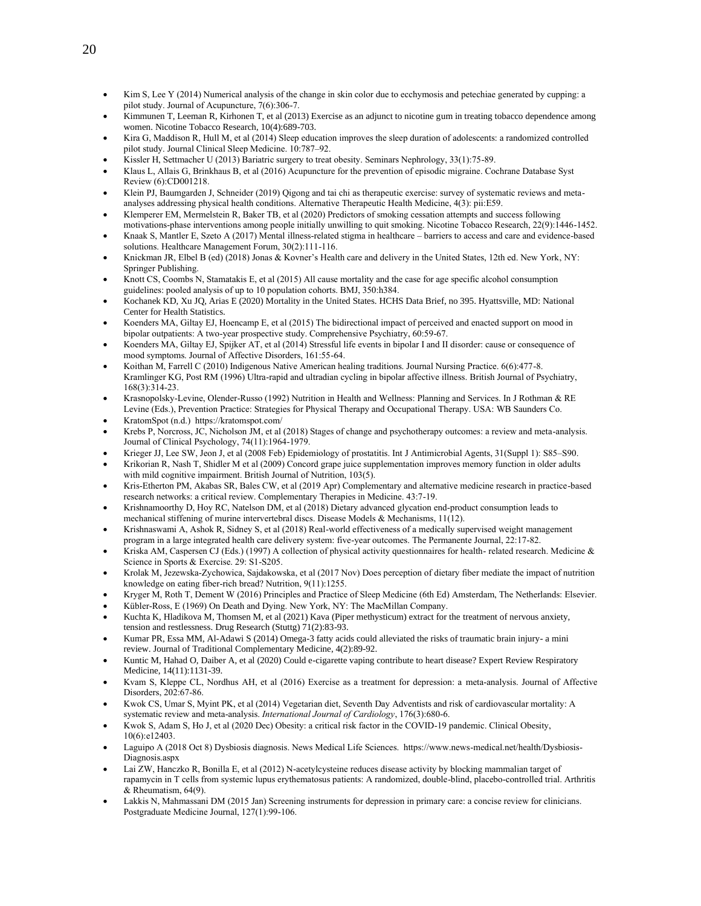- Kim S, Lee Y (2014) Numerical analysis of the change in skin color due to ecchymosis and petechiae generated by cupping: a pilot study. Journal of Acupuncture, 7(6):306-7.
- Kimmunen T, Leeman R, Kirhonen T, et al (2013) Exercise as an adjunct to nicotine gum in treating tobacco dependence among women. Nicotine Tobacco Research, 10(4):689-703.
- Kira G, Maddison R, Hull M, et al (2014) Sleep education improves the sleep duration of adolescents: a randomized controlled pilot study. Journal Clinical Sleep Medicine. 10:787–92.
- Kissler H, Settmacher U (2013) Bariatric surgery to treat obesity. Seminars Nephrology, 33(1):75-89.
- Klaus L, Allais G, Brinkhaus B, et al (2016) Acupuncture for the prevention of episodic migraine. Cochrane Database Syst Review (6):CD001218.
- Klein PJ, Baumgarden J, Schneider (2019) Qigong and tai chi as therapeutic exercise: survey of systematic reviews and meta-analyses addressing physical health conditions. Alternative Therapeutic Health Medicine, 4(3): pii:E59.
- Klemperer EM, Mermelstein R, Baker TB, et al (2020) Predictors of smoking cessation attempts and success following motivations-phase interventions among people initially unwilling to quit smoking. Nicotine Tobacco Research, 22(9):1446-1452.
- Knaak S, Mantler E, Szeto A (2017) Mental illness-related stigma in healthcare – barriers to access and care and evidence-based solutions. Healthcare Management Forum, 30(2):111-116.
- Knickman JR, Elbel B (ed) (2018) Jonas & Kovner's Health care and delivery in the United States, 12th ed. New York, NY: Springer Publishing.
- Knott CS, Coombs N, Stamatakis E, et al (2015) All cause mortality and the case for age specific alcohol consumption guidelines: pooled analysis of up to 10 population cohorts. BMJ, 350:h384.
- Kochanek KD, Xu JQ, Arias E (2020) Mortality in the United States. HCHS Data Brief, no 395. Hyattsville, MD: National Center for Health Statistics.
- Koenders MA, Giltay EJ, Hoencamp E, et al (2015) The bidirectional impact of perceived and enacted support on mood in bipolar outpatients: A two-year prospective study. Comprehensive Psychiatry, 60:59-67.
- Koenders MA, Giltay EJ, Spijker AT, et al (2014) Stressful life events in bipolar I and II disorder: cause or consequence of mood symptoms. Journal of Affective Disorders, 161:55-64.
- Koithan M, Farrell C (2010) Indigenous Native American healing traditions. Journal Nursing Practice. 6(6):477-8. Kramlinger KG, Post RM (1996) Ultra-rapid and ultradian cycling in bipolar affective illness. British Journal of Psychiatry, 168(3):314-23.
- Krasnopolsky-Levine, Olender-Russo (1992) Nutrition in Health and Wellness: Planning and Services. In J Rothman & RE Levine (Eds.), Prevention Practice: Strategies for Physical Therapy and Occupational Therapy. USA: WB Saunders Co.
- KratomSpot (n.d.) https://kratomspot.com/
- Krebs P, Norcross, JC, Nicholson JM, et al (2018) Stages of change and psychotherapy outcomes: a review and meta-analysis. Journal of Clinical Psychology, 74(11):1964-1979.
- Krieger JJ, Lee SW, Jeon J, et al (2008 Feb) Epidemiology of prostatitis. Int J Antimicrobial Agents, 31(Suppl 1): S85–S90.
- Krikorian R, Nash T, Shidler M et al (2009) Concord grape juice supplementation improves memory function in older adults with mild cognitive impairment. British Journal of Nutrition, 103(5).
- Kris-Etherton PM, Akabas SR, Bales CW, et al (2019 Apr) Complementary and alternative medicine research in practice-based research networks: a critical review. Complementary Therapies in Medicine. 43:7-19.
- Krishnamoorthy D, Hoy RC, Natelson DM, et al (2018) Dietary advanced glycation end-product consumption leads to mechanical stiffening of murine intervertebral discs. Disease Models & Mechanisms, 11(12).
- Krishnaswami A, Ashok R, Sidney S, et al (2018) Real-world effectiveness of a medically supervised weight management program in a large integrated health care delivery system: five-year outcomes. The Permanente Journal, 22:17-82.
- Kriska AM, Caspersen CJ (Eds.) (1997) A collection of physical activity questionnaires for health- related research. Medicine & Science in Sports & Exercise. 29: S1-S205.
- Krolak M, Jezewska-Zychowica, Sajdakowska, et al (2017 Nov) Does perception of dietary fiber mediate the impact of nutrition knowledge on eating fiber-rich bread? Nutrition, 9(11):1255.
- Kryger M, Roth T, Dement W (2016) Principles and Practice of Sleep Medicine (6th Ed) Amsterdam, The Netherlands: Elsevier.
- Kübler-Ross, E (1969) On Death and Dying. New York, NY: The MacMillan Company.
- Kuchta K, Hladikova M, Thomsen M, et al (2021) Kava (Piper methysticum) extract for the treatment of nervous anxiety, tension and restlessness. Drug Research (Stuttg) 71(2):83-93.
- Kumar PR, Essa MM, Al-Adawi S (2014) Omega-3 fatty acids could alleviated the risks of traumatic brain injury- a mini review. Journal of Traditional Complementary Medicine, 4(2):89-92.
- Kuntic M, Hahad O, Daiber A, et al (2020) Could e-cigarette vaping contribute to heart disease? Expert Review Respiratory Medicine, 14(11):1131-39.
- Kvam S, Kleppe CL, Nordhus AH, et al (2016) Exercise as a treatment for depression: a meta-analysis. Journal of Affective Disorders, 202:67-86.
- Kwok CS, Umar S, Myint PK, et al (2014) Vegetarian diet, Seventh Day Adventists and risk of cardiovascular mortality: A systematic review and meta-analysis. *International Journal of Cardiology*, 176(3):680-6.
- Kwok S, Adam S, Ho J, et al (2020 Dec) Obesity: a critical risk factor in the COVID-19 pandemic. Clinical Obesity, 10(6):e12403.
- Laguipo A (2018 Oct 8) Dysbiosis diagnosis. News Medical Life Sciences. https://www.news-medical.net/health/Dysbiosis-Diagnosis.aspx
- Lai ZW, Hanczko R, Bonilla E, et al (2012) N-acetylcysteine reduces disease activity by blocking mammalian target of rapamycin in T cells from systemic lupus erythematosus patients: A randomized, double-blind, placebo-controlled trial. Arthritis & Rheumatism, 64(9).
- Lakkis N, Mahmassani DM (2015 Jan) Screening instruments for depression in primary care: a concise review for clinicians. Postgraduate Medicine Journal, 127(1):99-106.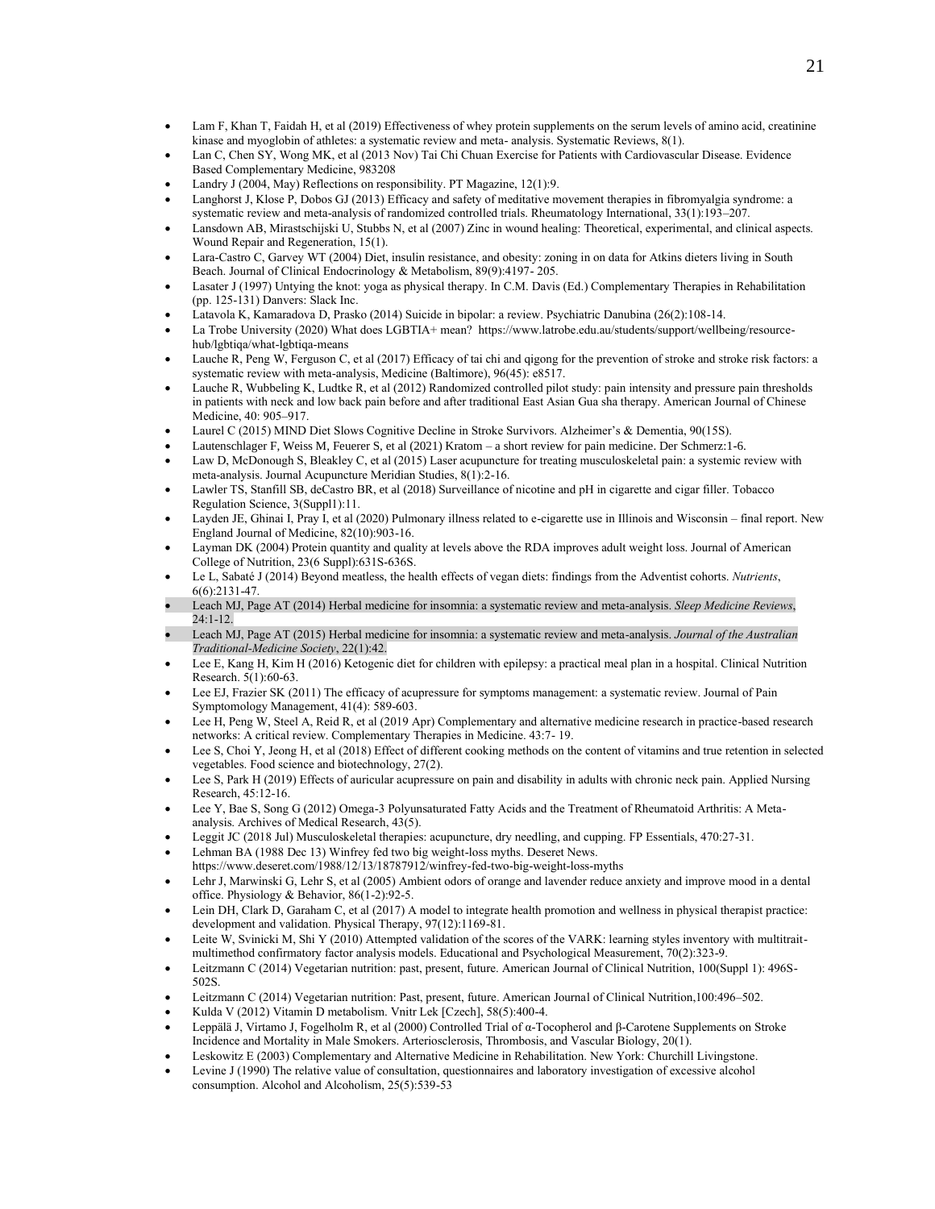- Lam F, Khan T, Faidah H, et al (2019) Effectiveness of whey protein supplements on the serum levels of amino acid, creatinine kinase and myoglobin of athletes: a systematic review and meta- analysis. Systematic Reviews, 8(1).
- Lan C, Chen SY, Wong MK, et al (2013 Nov) Tai Chi Chuan Exercise for Patients with Cardiovascular Disease. Evidence Based Complementary Medicine, 983208
- Landry J (2004, May) Reflections on responsibility. PT Magazine, 12(1):9.
- Langhorst J, Klose P, Dobos GJ (2013) Efficacy and safety of meditative movement therapies in fibromyalgia syndrome: a systematic review and meta-analysis of randomized controlled trials. Rheumatology International, 33(1):193–207.
- Lansdown AB, Mirastschijski U, Stubbs N, et al (2007) Zinc in wound healing: Theoretical, experimental, and clinical aspects. Wound Repair and Regeneration, 15(1).
- Lara-Castro C, Garvey WT (2004) Diet, insulin resistance, and obesity: zoning in on data for Atkins dieters living in South Beach. Journal of Clinical Endocrinology & Metabolism, 89(9):4197- 205.
- Lasater J (1997) Untying the knot: yoga as physical therapy. In C.M. Davis (Ed.) Complementary Therapies in Rehabilitation (pp. 125-131) Danvers: Slack Inc.
- Latavola K, Kamaradova D, Prasko (2014) Suicide in bipolar: a review. Psychiatric Danubina (26(2):108-14.
- La Trobe University (2020) What does LGBTIA+ mean? https://www.latrobe.edu.au/students/support/wellbeing/resource-hub/lgbtiqa/what-lgbtiqa-means
- Lauche R, Peng W, Ferguson C, et al (2017) Efficacy of tai chi and qigong for the prevention of stroke and stroke risk factors: a systematic review with meta-analysis, Medicine (Baltimore), 96(45): e8517.
- Lauche R, Wubbeling K, Ludtke R, et al (2012) Randomized controlled pilot study: pain intensity and pressure pain thresholds in patients with neck and low back pain before and after traditional East Asian Gua sha therapy. American Journal of Chinese Medicine, 40: 905–917.
- Laurel C (2015) MIND Diet Slows Cognitive Decline in Stroke Survivors. Alzheimer's & Dementia, 90(15S).
- Lautenschlager F, Weiss M, Feuerer S, et al (2021) Kratom – a short review for pain medicine. Der Schmerz:1-6.
- Law D, McDonough S, Bleakley C, et al (2015) Laser acupuncture for treating musculoskeletal pain: a systemic review with meta-analysis. Journal Acupuncture Meridian Studies, 8(1):2-16.
- Lawler TS, Stanfill SB, deCastro BR, et al (2018) Surveillance of nicotine and pH in cigarette and cigar filler. Tobacco Regulation Science, 3(Suppl1):11.
- Layden JE, Ghinai I, Pray I, et al (2020) Pulmonary illness related to e-cigarette use in Illinois and Wisconsin – final report. New England Journal of Medicine, 82(10):903-16.
- Layman DK (2004) Protein quantity and quality at levels above the RDA improves adult weight loss. Journal of American College of Nutrition, 23(6 Suppl):631S-636S.
- Le L, Sabaté J (2014) Beyond meatless, the health effects of vegan diets: findings from the Adventist cohorts. *Nutrients*, 6(6):2131-47.
- Leach MJ, Page AT (2014) Herbal medicine for insomnia: a systematic review and meta-analysis. *Sleep Medicine Reviews*, 24:1-12.
- Leach MJ, Page AT (2015) Herbal medicine for insomnia: a systematic review and meta-analysis. *Journal of the Australian Traditional-Medicine Society*, 22(1):42.
- Lee E, Kang H, Kim H (2016) Ketogenic diet for children with epilepsy: a practical meal plan in a hospital. Clinical Nutrition Research. 5(1):60-63.
- Lee EJ, Frazier SK (2011) The efficacy of acupressure for symptoms management: a systematic review. Journal of Pain Symptomology Management, 41(4): 589-603.
- Lee H, Peng W, Steel A, Reid R, et al (2019 Apr) Complementary and alternative medicine research in practice-based research networks: A critical review. Complementary Therapies in Medicine. 43:7- 19.
- Lee S, Choi Y, Jeong H, et al (2018) Effect of different cooking methods on the content of vitamins and true retention in selected vegetables. Food science and biotechnology, 27(2).
- Lee S, Park H (2019) Effects of auricular acupressure on pain and disability in adults with chronic neck pain. Applied Nursing Research, 45:12-16.
- Lee Y, Bae S, Song G (2012) Omega-3 Polyunsaturated Fatty Acids and the Treatment of Rheumatoid Arthritis: A Meta-analysis. Archives of Medical Research, 43(5).
- Leggit JC (2018 Jul) Musculoskeletal therapies: acupuncture, dry needling, and cupping. FP Essentials, 470:27-31.
- Lehman BA (1988 Dec 13) Winfrey fed two big weight-loss myths. Deseret News. https://www.deseret.com/1988/12/13/18787912/winfrey-fed-two-big-weight-loss-myths
- Lehr J, Marwinski G, Lehr S, et al (2005) Ambient odors of orange and lavender reduce anxiety and improve mood in a dental office. Physiology & Behavior, 86(1-2):92-5.
- Lein DH, Clark D, Garaham C, et al (2017) A model to integrate health promotion and wellness in physical therapist practice: development and validation. Physical Therapy, 97(12):1169-81.
- Leite W, Svinicki M, Shi Y (2010) Attempted validation of the scores of the VARK: learning styles inventory with multitrait-multimethod confirmatory factor analysis models. Educational and Psychological Measurement, 70(2):323-9.
- Leitzmann C (2014) Vegetarian nutrition: past, present, future. American Journal of Clinical Nutrition, 100(Suppl 1): 496S-502S.
- Leitzmann C (2014) Vegetarian nutrition: Past, present, future. American Journal of Clinical Nutrition,100:496–502.
- Kulda V (2012) Vitamin D metabolism. Vnitr Lek [Czech], 58(5):400-4.
- Leppälä J, Virtamo J, Fogelholm R, et al (2000) Controlled Trial of α-Tocopherol and β-Carotene Supplements on Stroke Incidence and Mortality in Male Smokers. Arteriosclerosis, Thrombosis, and Vascular Biology, 20(1).
- Leskowitz E (2003) Complementary and Alternative Medicine in Rehabilitation. New York: Churchill Livingstone.
- Levine J (1990) The relative value of consultation, questionnaires and laboratory investigation of excessive alcohol consumption. Alcohol and Alcoholism, 25(5):539-53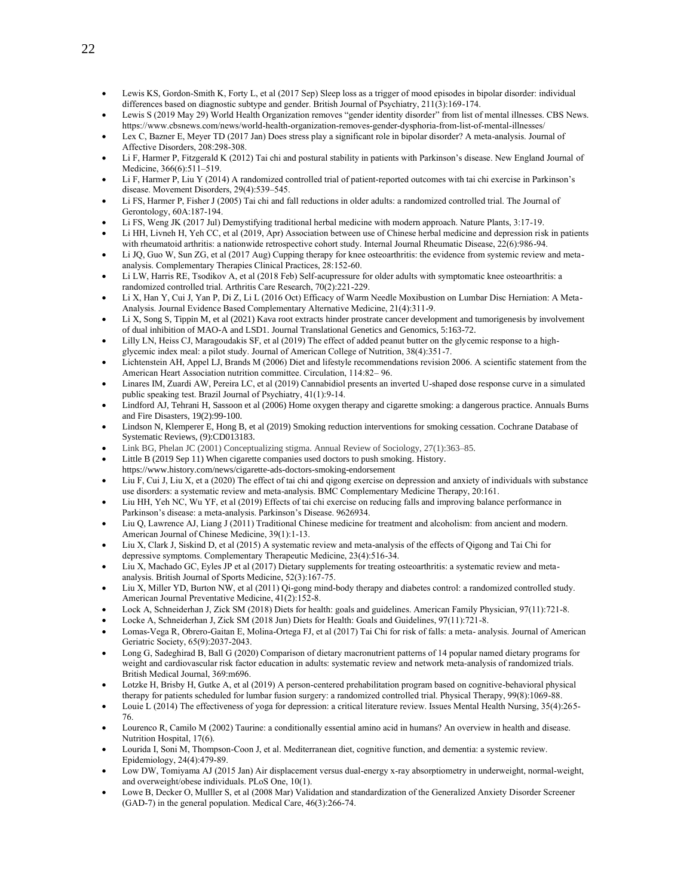- Lewis KS, Gordon-Smith K, Forty L, et al (2017 Sep) Sleep loss as a trigger of mood episodes in bipolar disorder: individual differences based on diagnostic subtype and gender. British Journal of Psychiatry, 211(3):169-174.
- Lewis S (2019 May 29) World Health Organization removes "gender identity disorder" from list of mental illnesses. CBS News. https://www.cbsnews.com/news/world-health-organization-removes-gender-dysphoria-from-list-of-mental-illnesses/
- Lex C, Bazner E, Meyer TD (2017 Jan) Does stress play a significant role in bipolar disorder? A meta-analysis. Journal of Affective Disorders, 208:298-308.
- Li F, Harmer P, Fitzgerald K (2012) Tai chi and postural stability in patients with Parkinson's disease. New England Journal of Medicine, 366(6):511–519.
- Li F, Harmer P, Liu Y (2014) A randomized controlled trial of patient-reported outcomes with tai chi exercise in Parkinson's disease. Movement Disorders, 29(4):539–545.
- Li FS, Harmer P, Fisher J (2005) Tai chi and fall reductions in older adults: a randomized controlled trial. The Journal of Gerontology, 60A:187-194.
- Li FS, Weng JK (2017 Jul) Demystifying traditional herbal medicine with modern approach. Nature Plants, 3:17-19.
- Li HH, Livneh H, Yeh CC, et al (2019, Apr) Association between use of Chinese herbal medicine and depression risk in patients with rheumatoid arthritis: a nationwide retrospective cohort study. Internal Journal Rheumatic Disease, 22(6):986-94.
- Li JQ, Guo W, Sun ZG, et al (2017 Aug) Cupping therapy for knee osteoarthritis: the evidence from systemic review and meta-analysis. Complementary Therapies Clinical Practices, 28:152-60.
- Li LW, Harris RE, Tsodikov A, et al (2018 Feb) Self-acupressure for older adults with symptomatic knee osteoarthritis: a randomized controlled trial. Arthritis Care Research, 70(2):221-229.
- Li X, Han Y, Cui J, Yan P, Di Z, Li L (2016 Oct) Efficacy of Warm Needle Moxibustion on Lumbar Disc Herniation: A Meta-Analysis. Journal Evidence Based Complementary Alternative Medicine, 21(4):311-9.
- Li X, Song S, Tippin M, et al (2021) Kava root extracts hinder prostrate cancer development and tumorigenesis by involvement of dual inhibition of MAO-A and LSD1. Journal Translational Genetics and Genomics, 5:163-72.
- Lilly LN, Heiss CJ, Maragoudakis SF, et al (2019) The effect of added peanut butter on the glycemic response to a high-glycemic index meal: a pilot study. Journal of American College of Nutrition, 38(4):351-7.
- Lichtenstein AH, Appel LJ, Brands M (2006) Diet and lifestyle recommendations revision 2006. A scientific statement from the American Heart Association nutrition committee. Circulation, 114:82– 96.
- Linares IM, Zuardi AW, Pereira LC, et al (2019) Cannabidiol presents an inverted U-shaped dose response curve in a simulated public speaking test. Brazil Journal of Psychiatry, 41(1):9-14.
- Lindford AJ, Tehrani H, Sassoon et al (2006) Home oxygen therapy and cigarette smoking: a dangerous practice. Annuals Burns and Fire Disasters, 19(2):99-100.
- Lindson N, Klemperer E, Hong B, et al (2019) Smoking reduction interventions for smoking cessation. Cochrane Database of Systematic Reviews, (9):CD013183.
- Link BG, Phelan JC (2001) Conceptualizing stigma. Annual Review of Sociology, 27(1):363–85.
- Little B (2019 Sep 11) When cigarette companies used doctors to push smoking. History. https://www.history.com/news/cigarette-ads-doctors-smoking-endorsement
- Liu F, Cui J, Liu X, et a (2020) The effect of tai chi and qigong exercise on depression and anxiety of individuals with substance use disorders: a systematic review and meta-analysis. BMC Complementary Medicine Therapy, 20:161.
- Liu HH, Yeh NC, Wu YF, et al (2019) Effects of tai chi exercise on reducing falls and improving balance performance in Parkinson's disease: a meta-analysis. Parkinson's Disease. 9626934.
- Liu Q, Lawrence AJ, Liang J (2011) Traditional Chinese medicine for treatment and alcoholism: from ancient and modern. American Journal of Chinese Medicine, 39(1):1-13.
- Liu X, Clark J, Siskind D, et al (2015) A systematic review and meta-analysis of the effects of Qigong and Tai Chi for depressive symptoms. Complementary Therapeutic Medicine, 23(4):516-34.
- Liu X, Machado GC, Eyles JP et al (2017) Dietary supplements for treating osteoarthritis: a systematic review and meta-analysis. British Journal of Sports Medicine, 52(3):167-75.
- Liu X, Miller YD, Burton NW, et al (2011) Qi-gong mind-body therapy and diabetes control: a randomized controlled study. American Journal Preventative Medicine, 41(2):152-8.
- Lock A, Schneiderhan J, Zick SM (2018) Diets for health: goals and guidelines. American Family Physician, 97(11):721-8.
- Locke A, Schneiderhan J, Zick SM (2018 Jun) Diets for Health: Goals and Guidelines, 97(11):721-8.
- Lomas-Vega R, Obrero-Gaitan E, Molina-Ortega FJ, et al (2017) Tai Chi for risk of falls: a meta- analysis. Journal of American Geriatric Society, 65(9):2037-2043.
- Long G, Sadeghirad B, Ball G (2020) Comparison of dietary macronutrient patterns of 14 popular named dietary programs for weight and cardiovascular risk factor education in adults: systematic review and network meta-analysis of randomized trials. British Medical Journal, 369:m696.
- Lotzke H, Brisby H, Gutke A, et al (2019) A person-centered prehabilitation program based on cognitive-behavioral physical therapy for patients scheduled for lumbar fusion surgery: a randomized controlled trial. Physical Therapy, 99(8):1069-88.
- Louie L (2014) The effectiveness of yoga for depression: a critical literature review. Issues Mental Health Nursing, 35(4):265-76.
- Lourenco R, Camilo M (2002) Taurine: a conditionally essential amino acid in humans? An overview in health and disease. Nutrition Hospital, 17(6).
- Lourida I, Soni M, Thompson-Coon J, et al. Mediterranean diet, cognitive function, and dementia: a systemic review. Epidemiology, 24(4):479-89.
- Low DW, Tomiyama AJ (2015 Jan) Air displacement versus dual-energy x-ray absorptiometry in underweight, normal-weight, and overweight/obese individuals. PLoS One, 10(1).
- Lowe B, Decker O, Mulller S, et al (2008 Mar) Validation and standardization of the Generalized Anxiety Disorder Screener (GAD-7) in the general population. Medical Care, 46(3):266-74.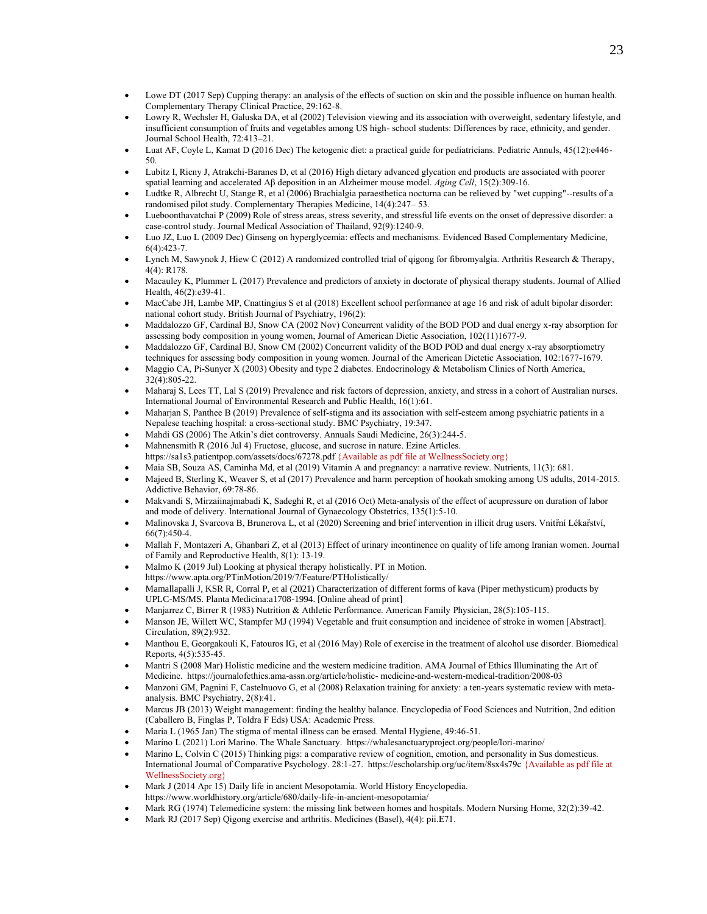- Lowe DT (2017 Sep) Cupping therapy: an analysis of the effects of suction on skin and the possible influence on human health. Complementary Therapy Clinical Practice, 29:162-8.
- Lowry R, Wechsler H, Galuska DA, et al (2002) Television viewing and its association with overweight, sedentary lifestyle, and insufficient consumption of fruits and vegetables among US high- school students: Differences by race, ethnicity, and gender. Journal School Health, 72:413–21.
- Luat AF, Coyle L, Kamat D (2016 Dec) The ketogenic diet: a practical guide for pediatricians. Pediatric Annuls, 45(12):e446-50.
- Lubitz I, Ricny J, Atrakchi-Baranes D, et al (2016) High dietary advanced glycation end products are associated with poorer spatial learning and accelerated Aβ deposition in an Alzheimer mouse model. *Aging Cell*, 15(2):309-16.
- Ludtke R, Albrecht U, Stange R, et al (2006) Brachialgia paraesthetica nocturna can be relieved by "wet cupping"--results of a randomised pilot study. Complementary Therapies Medicine, 14(4):247– 53.
- Lueboonthavatchai P (2009) Role of stress areas, stress severity, and stressful life events on the onset of depressive disorder: a case-control study. Journal Medical Association of Thailand, 92(9):1240-9.
- Luo JZ, Luo L (2009 Dec) Ginseng on hyperglycemia: effects and mechanisms. Evidenced Based Complementary Medicine, 6(4):423-7.
- Lynch M, Sawynok J, Hiew C (2012) A randomized controlled trial of qigong for fibromyalgia. Arthritis Research & Therapy, 4(4): R178.
- Macauley K, Plummer L (2017) Prevalence and predictors of anxiety in doctorate of physical therapy students. Journal of Allied Health, 46(2):e39-41.
- MacCabe JH, Lambe MP, Cnattingius S et al (2018) Excellent school performance at age 16 and risk of adult bipolar disorder: national cohort study. British Journal of Psychiatry, 196(2):
- Maddalozzo GF, Cardinal BJ, Snow CA (2002 Nov) Concurrent validity of the BOD POD and dual energy x-ray absorption for assessing body composition in young women, Journal of American Dietic Association, 102(11)1677-9.
- Maddalozzo GF, Cardinal BJ, Snow CM (2002) Concurrent validity of the BOD POD and dual energy x-ray absorptiometry techniques for assessing body composition in young women. Journal of the American Dietetic Association, 102:1677-1679.
- Maggio CA, Pi-Sunyer X (2003) Obesity and type 2 diabetes. Endocrinology & Metabolism Clinics of North America, 32(4):805-22.
- Maharaj S, Lees TT, Lal S (2019) Prevalence and risk factors of depression, anxiety, and stress in a cohort of Australian nurses. International Journal of Environmental Research and Public Health, 16(1):61.
- Maharjan S, Panthee B (2019) Prevalence of self-stigma and its association with self-esteem among psychiatric patients in a Nepalese teaching hospital: a cross-sectional study. BMC Psychiatry, 19:347.
- Mahdi GS (2006) The Atkin's diet controversy. Annuals Saudi Medicine, 26(3):244-5.
- Mahnensmith R (2016 Jul 4) Fructose, glucose, and sucrose in nature. Ezine Articles. https://sa1s3.patientpop.com/assets/docs/67278.pdf {Available as pdf file at WellnessSociety.org}
- Maia SB, Souza AS, Caminha Md, et al (2019) Vitamin A and pregnancy: a narrative review. Nutrients, 11(3): 681.
- Majeed B, Sterling K, Weaver S, et al (2017) Prevalence and harm perception of hookah smoking among US adults, 2014-2015. Addictive Behavior, 69:78-86.
- Makvandi S, Mirzaiinajmabadi K, Sadeghi R, et al (2016 Oct) Meta-analysis of the effect of acupressure on duration of labor and mode of delivery. International Journal of Gynaecology Obstetrics, 135(1):5-10.
- Malinovska J, Svarcova B, Brunerova L, et al (2020) Screening and brief intervention in illicit drug users. Vnitřní Lékařství, 66(7):450-4.
- Mallah F, Montazeri A, Ghanbari Z, et al (2013) Effect of urinary incontinence on quality of life among Iranian women. Journal of Family and Reproductive Health, 8(1): 13-19.
- Malmo K (2019 Jul) Looking at physical therapy holistically. PT in Motion. https://www.apta.org/PTinMotion/2019/7/Feature/PTHolistically/
- Mamallapalli J, KSR R, Corral P, et al (2021) Characterization of different forms of kava (Piper methysticum) products by UPLC-MS/MS. Planta Medicina:a1708-1994. [Online ahead of print]
- Manjarrez C, Birrer R (1983) Nutrition & Athletic Performance. American Family Physician, 28(5):105-115.
- Manson JE, Willett WC, Stampfer MJ (1994) Vegetable and fruit consumption and incidence of stroke in women [Abstract]. Circulation, 89(2):932.
- Manthou E, Georgakouli K, Fatouros IG, et al (2016 May) Role of exercise in the treatment of alcohol use disorder. Biomedical Reports, 4(5):535-45.
- Mantri S (2008 Mar) Holistic medicine and the western medicine tradition. AMA Journal of Ethics Illuminating the Art of Medicine. https://journalofethics.ama-assn.org/article/holistic- medicine-and-western-medical-tradition/2008-03
- Manzoni GM, Pagnini F, Castelnuovo G, et al (2008) Relaxation training for anxiety: a ten-years systematic review with meta-analysis. BMC Psychiatry, 2(8):41.
- Marcus JB (2013) Weight management: finding the healthy balance. Encyclopedia of Food Sciences and Nutrition, 2nd edition (Caballero B, Finglas P, Toldra F Eds) USA: Academic Press.
- Maria L (1965 Jan) The stigma of mental illness can be erased. Mental Hygiene, 49:46-51.
- Marino L (2021) Lori Marino. The Whale Sanctuary. https://whalesanctuaryproject.org/people/lori-marino/
- Marino L, Colvin C (2015) Thinking pigs: a comparative review of cognition, emotion, and personality in Sus domesticus. International Journal of Comparative Psychology. 28:1-27. https://escholarship.org/uc/item/8sx4s79c {Available as pdf file at WellnessSociety.org}
- Mark J (2014 Apr 15) Daily life in ancient Mesopotamia. World History Encyclopedia. https://www.worldhistory.org/article/680/daily-life-in-ancient-mesopotamia/
- Mark RG (1974) Telemedicine system: the missing link between homes and hospitals. Modern Nursing Home, 32(2):39-42.
- Mark RJ (2017 Sep) Qigong exercise and arthritis. Medicines (Basel), 4(4): pii.E71.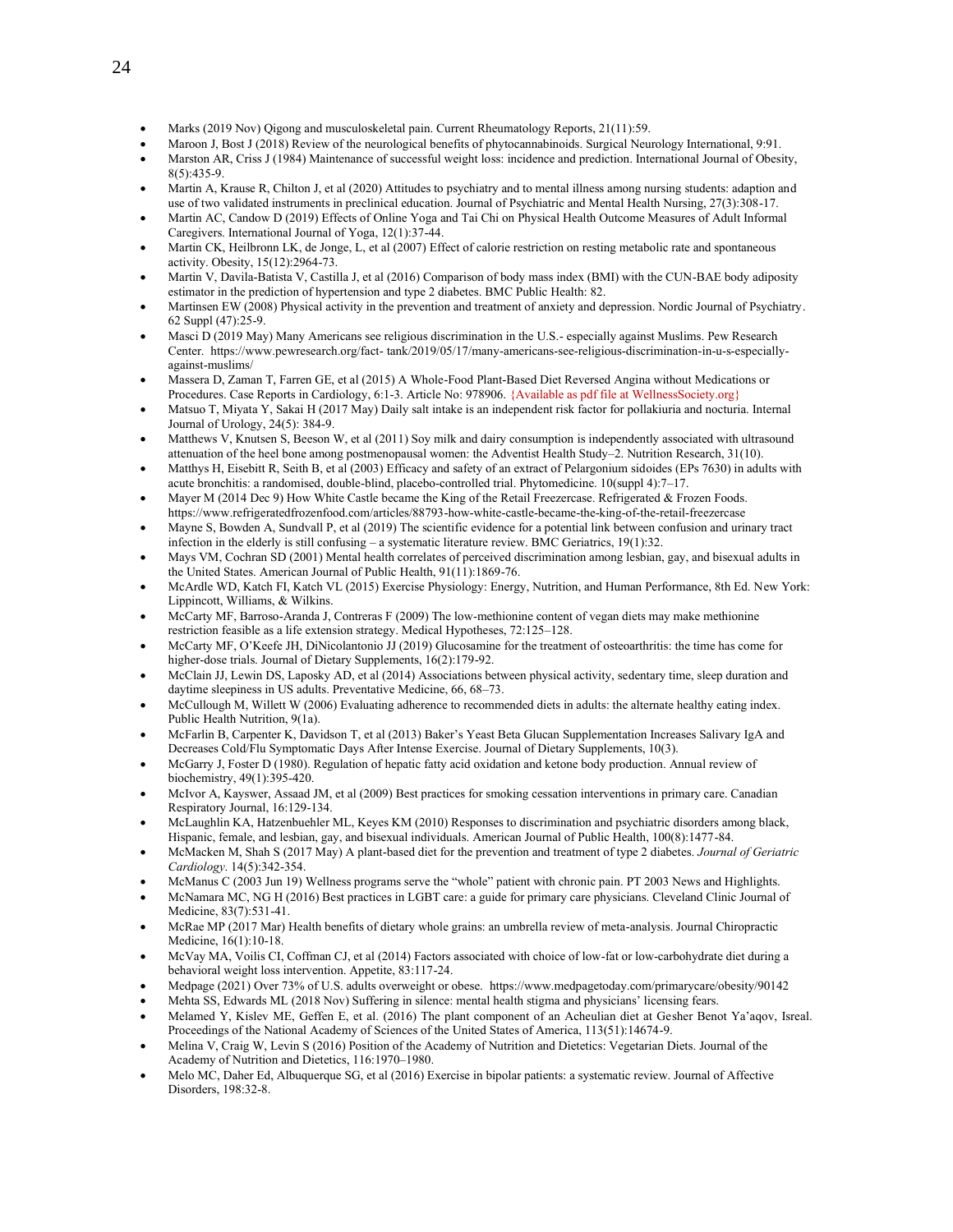- Marks (2019 Nov) Qigong and musculoskeletal pain. Current Rheumatology Reports, 21(11):59.
- Maroon J, Bost J (2018) Review of the neurological benefits of phytocannabinoids. Surgical Neurology International, 9:91.
- Marston AR, Criss J (1984) Maintenance of successful weight loss: incidence and prediction. International Journal of Obesity, 8(5):435-9.
- Martin A, Krause R, Chilton J, et al (2020) Attitudes to psychiatry and to mental illness among nursing students: adaption and use of two validated instruments in preclinical education. Journal of Psychiatric and Mental Health Nursing, 27(3):308-17.
- Martin AC, Candow D (2019) Effects of Online Yoga and Tai Chi on Physical Health Outcome Measures of Adult Informal Caregivers. International Journal of Yoga, 12(1):37-44.
- Martin CK, Heilbronn LK, de Jonge, L, et al (2007) Effect of calorie restriction on resting metabolic rate and spontaneous activity. Obesity, 15(12):2964-73.
- Martin V, Davila-Batista V, Castilla J, et al (2016) Comparison of body mass index (BMI) with the CUN-BAE body adiposity estimator in the prediction of hypertension and type 2 diabetes. BMC Public Health: 82.
- Martinsen EW (2008) Physical activity in the prevention and treatment of anxiety and depression. Nordic Journal of Psychiatry. 62 Suppl (47):25-9.
- Masci D (2019 May) Many Americans see religious discrimination in the U.S.- especially against Muslims. Pew Research Center. https://www.pewresearch.org/fact- tank/2019/05/17/many-americans-see-religious-discrimination-in-u-s-especially-against-muslims/
- Massera D, Zaman T, Farren GE, et al (2015) A Whole-Food Plant-Based Diet Reversed Angina without Medications or Procedures. Case Reports in Cardiology, 6:1-3. Article No: 978906. {Available as pdf file at WellnessSociety.org}
- Matsuo T, Miyata Y, Sakai H (2017 May) Daily salt intake is an independent risk factor for pollakiuria and nocturia. Internal Journal of Urology, 24(5): 384-9.
- Matthews V, Knutsen S, Beeson W, et al (2011) Soy milk and dairy consumption is independently associated with ultrasound attenuation of the heel bone among postmenopausal women: the Adventist Health Study–2. Nutrition Research, 31(10).
- Matthys H, Eisebitt R, Seith B, et al (2003) Efficacy and safety of an extract of Pelargonium sidoides (EPs 7630) in adults with acute bronchitis: a randomised, double-blind, placebo-controlled trial. Phytomedicine. 10(suppl 4):7–17.
- Mayer M (2014 Dec 9) How White Castle became the King of the Retail Freezercase. Refrigerated & Frozen Foods. https://www.refrigeratedfrozenfood.com/articles/88793-how-white-castle-became-the-king-of-the-retail-freezercase
- Mayne S, Bowden A, Sundvall P, et al (2019) The scientific evidence for a potential link between confusion and urinary tract infection in the elderly is still confusing – a systematic literature review. BMC Geriatrics, 19(1):32.
- Mays VM, Cochran SD (2001) Mental health correlates of perceived discrimination among lesbian, gay, and bisexual adults in the United States. American Journal of Public Health, 91(11):1869-76.
- McArdle WD, Katch FI, Katch VL (2015) Exercise Physiology: Energy, Nutrition, and Human Performance, 8th Ed. New York: Lippincott, Williams, & Wilkins.
- McCarty MF, Barroso-Aranda J, Contreras F (2009) The low-methionine content of vegan diets may make methionine restriction feasible as a life extension strategy. Medical Hypotheses, 72:125–128.
- McCarty MF, O'Keefe JH, DiNicolantonio JJ (2019) Glucosamine for the treatment of osteoarthritis: the time has come for higher-dose trials. Journal of Dietary Supplements, 16(2):179-92.
- McClain JJ, Lewin DS, Laposky AD, et al (2014) Associations between physical activity, sedentary time, sleep duration and daytime sleepiness in US adults. Preventative Medicine, 66, 68–73.
- McCullough M, Willett W (2006) Evaluating adherence to recommended diets in adults: the alternate healthy eating index. Public Health Nutrition, 9(1a).
- McFarlin B, Carpenter K, Davidson T, et al (2013) Baker's Yeast Beta Glucan Supplementation Increases Salivary IgA and Decreases Cold/Flu Symptomatic Days After Intense Exercise. Journal of Dietary Supplements, 10(3).
- McGarry J, Foster D (1980). Regulation of hepatic fatty acid oxidation and ketone body production. Annual review of biochemistry, 49(1):395-420.
- McIvor A, Kayswer, Assaad JM, et al (2009) Best practices for smoking cessation interventions in primary care. Canadian Respiratory Journal, 16:129-134.
- McLaughlin KA, Hatzenbuehler ML, Keyes KM (2010) Responses to discrimination and psychiatric disorders among black, Hispanic, female, and lesbian, gay, and bisexual individuals. American Journal of Public Health, 100(8):1477-84.
- McMacken M, Shah S (2017 May) A plant-based diet for the prevention and treatment of type 2 diabetes. *Journal of Geriatric Cardiology*. 14(5):342-354.
- McManus C (2003 Jun 19) Wellness programs serve the "whole" patient with chronic pain. PT 2003 News and Highlights.
- McNamara MC, NG H (2016) Best practices in LGBT care: a guide for primary care physicians. Cleveland Clinic Journal of Medicine, 83(7):531-41.
- McRae MP (2017 Mar) Health benefits of dietary whole grains: an umbrella review of meta-analysis. Journal Chiropractic Medicine, 16(1):10-18.
- McVay MA, Voilis CI, Coffman CJ, et al (2014) Factors associated with choice of low-fat or low-carbohydrate diet during a behavioral weight loss intervention. Appetite, 83:117-24.
- Medpage (2021) Over 73% of U.S. adults overweight or obese. https://www.medpagetoday.com/primarycare/obesity/90142
- Mehta SS, Edwards ML (2018 Nov) Suffering in silence: mental health stigma and physicians' licensing fears.
- Melamed Y, Kislev ME, Geffen E, et al. (2016) The plant component of an Acheulian diet at Gesher Benot Ya'aqov, Isreal. Proceedings of the National Academy of Sciences of the United States of America, 113(51):14674-9.
- Melina V, Craig W, Levin S (2016) Position of the Academy of Nutrition and Dietetics: Vegetarian Diets. Journal of the Academy of Nutrition and Dietetics, 116:1970–1980.
- Melo MC, Daher Ed, Albuquerque SG, et al (2016) Exercise in bipolar patients: a systematic review. Journal of Affective Disorders, 198:32-8.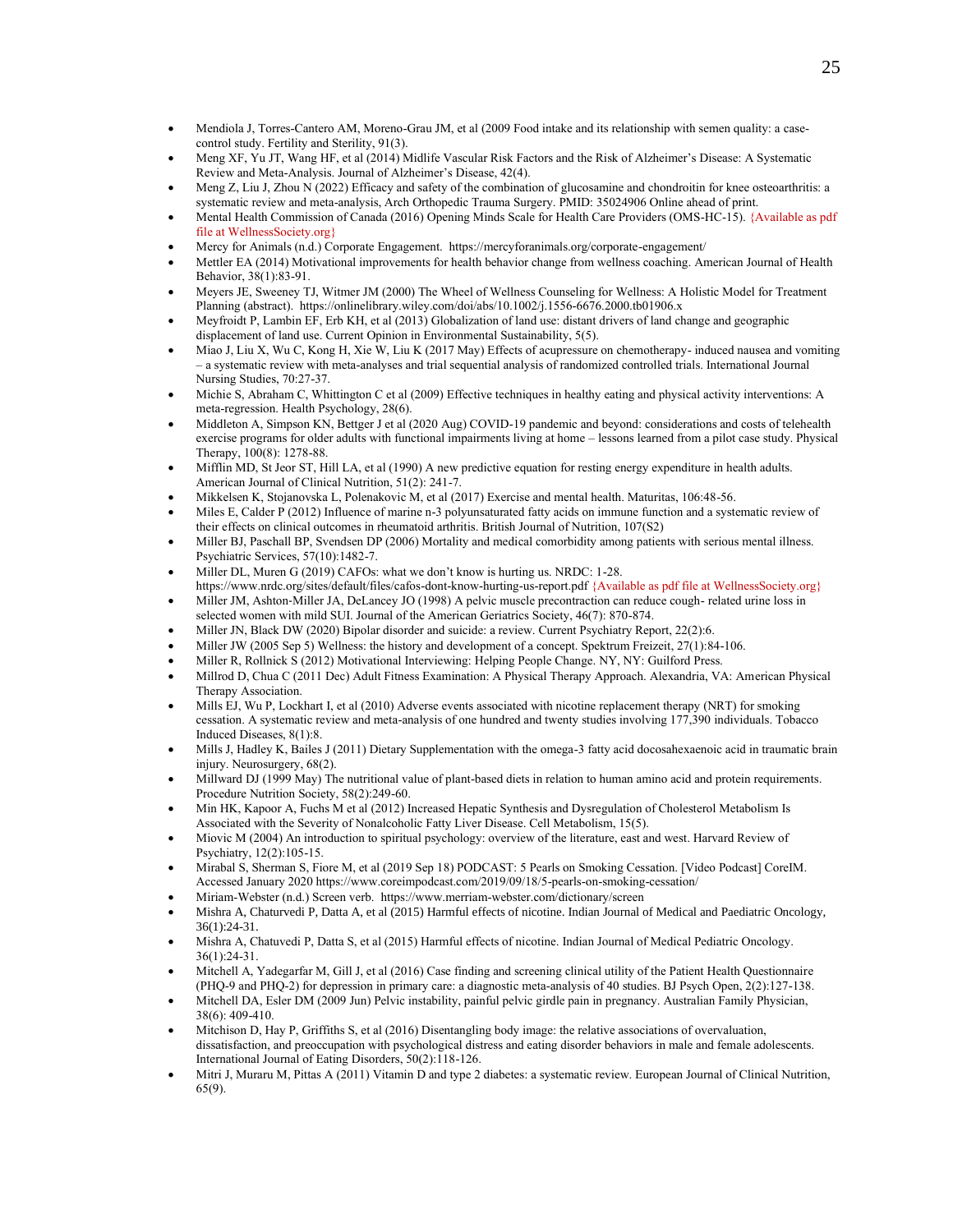- Mendiola J, Torres-Cantero AM, Moreno-Grau JM, et al (2009 Food intake and its relationship with semen quality: a case-control study. Fertility and Sterility, 91(3).
- Meng XF, Yu JT, Wang HF, et al (2014) Midlife Vascular Risk Factors and the Risk of Alzheimer's Disease: A Systematic Review and Meta-Analysis. Journal of Alzheimer's Disease, 42(4).
- Meng Z, Liu J, Zhou N (2022) Efficacy and safety of the combination of glucosamine and chondroitin for knee osteoarthritis: a systematic review and meta-analysis, Arch Orthopedic Trauma Surgery. PMID: 35024906 Online ahead of print.
- Mental Health Commission of Canada (2016) Opening Minds Scale for Health Care Providers (OMS-HC-15). {Available as pdf file at WellnessSociety.org}
- Mercy for Animals (n.d.) Corporate Engagement. https://mercyforanimals.org/corporate-engagement/
- Mettler EA (2014) Motivational improvements for health behavior change from wellness coaching. American Journal of Health Behavior, 38(1):83-91.
- Meyers JE, Sweeney TJ, Witmer JM (2000) The Wheel of Wellness Counseling for Wellness: A Holistic Model for Treatment Planning (abstract). https://onlinelibrary.wiley.com/doi/abs/10.1002/j.1556-6676.2000.tb01906.x
- Meyfroidt P, Lambin EF, Erb KH, et al (2013) Globalization of land use: distant drivers of land change and geographic displacement of land use. Current Opinion in Environmental Sustainability, 5(5).
- Miao J, Liu X, Wu C, Kong H, Xie W, Liu K (2017 May) Effects of acupressure on chemotherapy- induced nausea and vomiting – a systematic review with meta-analyses and trial sequential analysis of randomized controlled trials. International Journal Nursing Studies, 70:27-37.
- Michie S, Abraham C, Whittington C et al (2009) Effective techniques in healthy eating and physical activity interventions: A meta-regression. Health Psychology, 28(6).
- Middleton A, Simpson KN, Bettger J et al (2020 Aug) COVID-19 pandemic and beyond: considerations and costs of telehealth exercise programs for older adults with functional impairments living at home – lessons learned from a pilot case study. Physical Therapy, 100(8): 1278-88.
- Mifflin MD, St Jeor ST, Hill LA, et al (1990) A new predictive equation for resting energy expenditure in health adults. American Journal of Clinical Nutrition, 51(2): 241-7.
- Mikkelsen K, Stojanovska L, Polenakovic M, et al (2017) Exercise and mental health. Maturitas, 106:48-56.
- Miles E, Calder P (2012) Influence of marine n-3 polyunsaturated fatty acids on immune function and a systematic review of their effects on clinical outcomes in rheumatoid arthritis. British Journal of Nutrition, 107(S2)
- Miller BJ, Paschall BP, Svendsen DP (2006) Mortality and medical comorbidity among patients with serious mental illness. Psychiatric Services, 57(10):1482-7.
- Miller DL, Muren G (2019) CAFOs: what we don't know is hurting us. NRDC: 1-28. https://www.nrdc.org/sites/default/files/cafos-dont-know-hurting-us-report.pdf {Available as pdf file at WellnessSociety.org}
- Miller JM, Ashton-Miller JA, DeLancey JO (1998) A pelvic muscle precontraction can reduce cough- related urine loss in selected women with mild SUI. Journal of the American Geriatrics Society, 46(7): 870-874.
- Miller JN, Black DW (2020) Bipolar disorder and suicide: a review. Current Psychiatry Report, 22(2):6.
- Miller JW (2005 Sep 5) Wellness: the history and development of a concept. Spektrum Freizeit, 27(1):84-106.
- Miller R, Rollnick S (2012) Motivational Interviewing: Helping People Change. NY, NY: Guilford Press.
- Millrod D, Chua C (2011 Dec) Adult Fitness Examination: A Physical Therapy Approach. Alexandria, VA: American Physical Therapy Association.
- Mills EJ, Wu P, Lockhart I, et al (2010) Adverse events associated with nicotine replacement therapy (NRT) for smoking cessation. A systematic review and meta-analysis of one hundred and twenty studies involving 177,390 individuals. Tobacco Induced Diseases, 8(1):8.
- Mills J, Hadley K, Bailes J (2011) Dietary Supplementation with the omega-3 fatty acid docosahexaenoic acid in traumatic brain injury. Neurosurgery, 68(2).
- Millward DJ (1999 May) The nutritional value of plant-based diets in relation to human amino acid and protein requirements. Procedure Nutrition Society, 58(2):249-60.
- Min HK, Kapoor A, Fuchs M et al (2012) Increased Hepatic Synthesis and Dysregulation of Cholesterol Metabolism Is Associated with the Severity of Nonalcoholic Fatty Liver Disease. Cell Metabolism, 15(5).
- Miovic M (2004) An introduction to spiritual psychology: overview of the literature, east and west. Harvard Review of Psychiatry, 12(2):105-15.
- Mirabal S, Sherman S, Fiore M, et al (2019 Sep 18) PODCAST: 5 Pearls on Smoking Cessation. [Video Podcast] CoreIM. Accessed January 2020 https://www.coreimpodcast.com/2019/09/18/5-pearls-on-smoking-cessation/
- Miriam-Webster (n.d.) Screen verb. https://www.merriam-webster.com/dictionary/screen
- Mishra A, Chaturvedi P, Datta A, et al (2015) Harmful effects of nicotine. Indian Journal of Medical and Paediatric Oncology, 36(1):24-31.
- Mishra A, Chatuvedi P, Datta S, et al (2015) Harmful effects of nicotine. Indian Journal of Medical Pediatric Oncology. 36(1):24-31.
- Mitchell A, Yadegarfar M, Gill J, et al (2016) Case finding and screening clinical utility of the Patient Health Questionnaire (PHQ-9 and PHQ-2) for depression in primary care: a diagnostic meta-analysis of 40 studies. BJ Psych Open, 2(2):127-138.
- Mitchell DA, Esler DM (2009 Jun) Pelvic instability, painful pelvic girdle pain in pregnancy. Australian Family Physician, 38(6): 409-410.
- Mitchison D, Hay P, Griffiths S, et al (2016) Disentangling body image: the relative associations of overvaluation, dissatisfaction, and preoccupation with psychological distress and eating disorder behaviors in male and female adolescents. International Journal of Eating Disorders, 50(2):118-126.
- Mitri J, Muraru M, Pittas A (2011) Vitamin D and type 2 diabetes: a systematic review. European Journal of Clinical Nutrition, 65(9).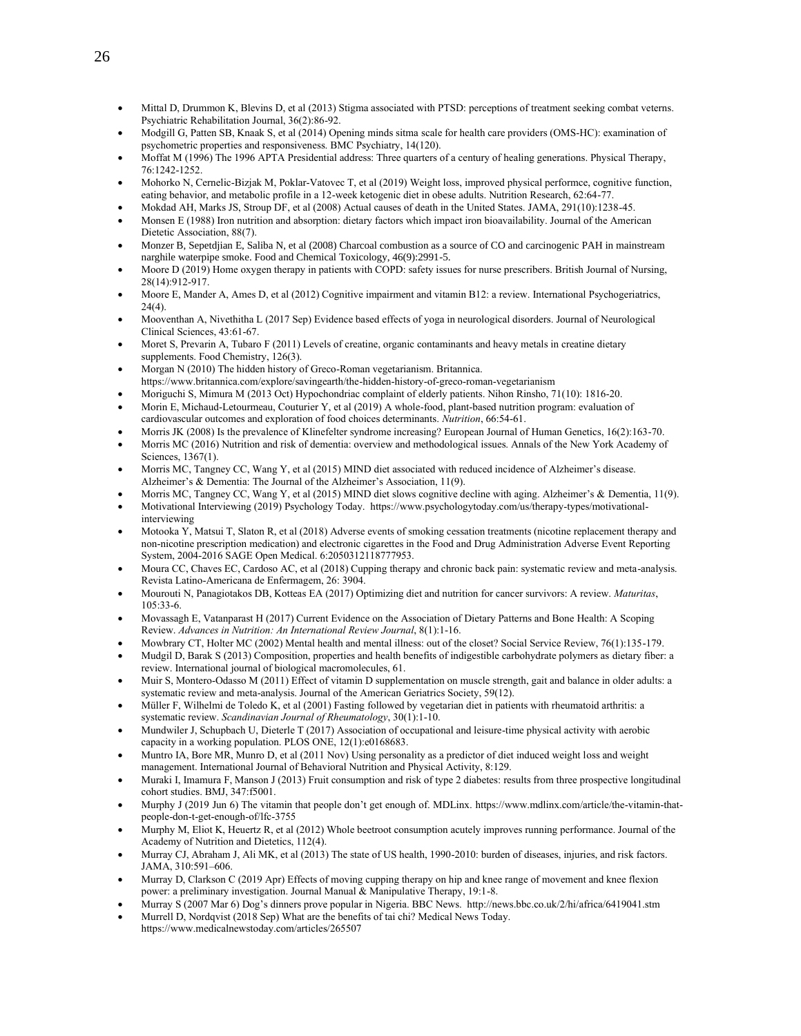- Mittal D, Drummon K, Blevins D, et al (2013) Stigma associated with PTSD: perceptions of treatment seeking combat veterns. Psychiatric Rehabilitation Journal, 36(2):86-92.
- Modgill G, Patten SB, Knaak S, et al (2014) Opening minds sitma scale for health care providers (OMS-HC): examination of psychometric properties and responsiveness. BMC Psychiatry, 14(120).
- Moffat M (1996) The 1996 APTA Presidential address: Three quarters of a century of healing generations. Physical Therapy, 76:1242-1252.
- Mohorko N, Cernelic-Bizjak M, Poklar-Vatovec T, et al (2019) Weight loss, improved physical performce, cognitive function, eating behavior, and metabolic profile in a 12-week ketogenic diet in obese adults. Nutrition Research, 62:64-77.
- Mokdad AH, Marks JS, Stroup DF, et al (2008) Actual causes of death in the United States. JAMA, 291(10):1238-45.
- Monsen E (1988) Iron nutrition and absorption: dietary factors which impact iron bioavailability. Journal of the American Dietetic Association, 88(7).
- Monzer B, Sepetdjian E, Saliba N, et al (2008) Charcoal combustion as a source of CO and carcinogenic PAH in mainstream narghile waterpipe smoke. Food and Chemical Toxicology, 46(9):2991-5.
- Moore D (2019) Home oxygen therapy in patients with COPD: safety issues for nurse prescribers. British Journal of Nursing, 28(14):912-917.
- Moore E, Mander A, Ames D, et al (2012) Cognitive impairment and vitamin B12: a review. International Psychogeriatrics, 24(4).
- Mooventhan A, Nivethitha L (2017 Sep) Evidence based effects of yoga in neurological disorders. Journal of Neurological Clinical Sciences, 43:61-67.
- Moret S, Prevarin A, Tubaro F (2011) Levels of creatine, organic contaminants and heavy metals in creatine dietary supplements. Food Chemistry, 126(3).
- Morgan N (2010) The hidden history of Greco-Roman vegetarianism. Britannica. https://www.britannica.com/explore/savingearth/the-hidden-history-of-greco-roman-vegetarianism
- Moriguchi S, Mimura M (2013 Oct) Hypochondriac complaint of elderly patients. Nihon Rinsho, 71(10): 1816-20.
- Morin E, Michaud-Letourmeau, Couturier Y, et al (2019) A whole-food, plant-based nutrition program: evaluation of cardiovascular outcomes and exploration of food choices determinants. *Nutrition*, 66:54-61.
- Morris JK (2008) Is the prevalence of Klinefelter syndrome increasing? European Journal of Human Genetics, 16(2):163-70.
- Morris MC (2016) Nutrition and risk of dementia: overview and methodological issues. Annals of the New York Academy of Sciences, 1367(1).
- Morris MC, Tangney CC, Wang Y, et al (2015) MIND diet associated with reduced incidence of Alzheimer's disease. Alzheimer's & Dementia: The Journal of the Alzheimer's Association, 11(9).
- Morris MC, Tangney CC, Wang Y, et al (2015) MIND diet slows cognitive decline with aging. Alzheimer's & Dementia, 11(9).
- Motivational Interviewing (2019) Psychology Today. https://www.psychologytoday.com/us/therapy-types/motivational-interviewing
- Motooka Y, Matsui T, Slaton R, et al (2018) Adverse events of smoking cessation treatments (nicotine replacement therapy and non-nicotine prescription medication) and electronic cigarettes in the Food and Drug Administration Adverse Event Reporting System, 2004-2016 SAGE Open Medical. 6:2050312118777953.
- Moura CC, Chaves EC, Cardoso AC, et al (2018) Cupping therapy and chronic back pain: systematic review and meta-analysis. Revista Latino-Americana de Enfermagem, 26: 3904.
- Mourouti N, Panagiotakos DB, Kotteas EA (2017) Optimizing diet and nutrition for cancer survivors: A review. *Maturitas*, 105:33-6.
- Movassagh E, Vatanparast H (2017) Current Evidence on the Association of Dietary Patterns and Bone Health: A Scoping Review. *Advances in Nutrition: An International Review Journal*, 8(1):1-16.
- Mowbrary CT, Holter MC (2002) Mental health and mental illness: out of the closet? Social Service Review, 76(1):135-179.
- Mudgil D, Barak S (2013) Composition, properties and health benefits of indigestible carbohydrate polymers as dietary fiber: a review. International journal of biological macromolecules, 61.
- Muir S, Montero-Odasso M (2011) Effect of vitamin D supplementation on muscle strength, gait and balance in older adults: a systematic review and meta-analysis. Journal of the American Geriatrics Society, 59(12).
- Müller F, Wilhelmi de Toledo K, et al (2001) Fasting followed by vegetarian diet in patients with rheumatoid arthritis: a systematic review. *Scandinavian Journal of Rheumatology*, 30(1):1-10.
- Mundwiler J, Schupbach U, Dieterle T (2017) Association of occupational and leisure-time physical activity with aerobic capacity in a working population. PLOS ONE, 12(1):e0168683.
- Muntro IA, Bore MR, Munro D, et al (2011 Nov) Using personality as a predictor of diet induced weight loss and weight management. International Journal of Behavioral Nutrition and Physical Activity, 8:129.
- Muraki I, Imamura F, Manson J (2013) Fruit consumption and risk of type 2 diabetes: results from three prospective longitudinal cohort studies. BMJ, 347:f5001.
- Murphy J (2019 Jun 6) The vitamin that people don't get enough of. MDLinx. https://www.mdlinx.com/article/the-vitamin-that-people-don-t-get-enough-of/lfc-3755
- Murphy M, Eliot K, Heuertz R, et al (2012) Whole beetroot consumption acutely improves running performance. Journal of the Academy of Nutrition and Dietetics, 112(4).
- Murray CJ, Abraham J, Ali MK, et al (2013) The state of US health, 1990-2010: burden of diseases, injuries, and risk factors. JAMA, 310:591–606.
- Murray D, Clarkson C (2019 Apr) Effects of moving cupping therapy on hip and knee range of movement and knee flexion power: a preliminary investigation. Journal Manual & Manipulative Therapy, 19:1-8.
- Murray S (2007 Mar 6) Dog's dinners prove popular in Nigeria. BBC News. http://news.bbc.co.uk/2/hi/africa/6419041.stm
- Murrell D, Nordqvist (2018 Sep) What are the benefits of tai chi? Medical News Today. https://www.medicalnewstoday.com/articles/265507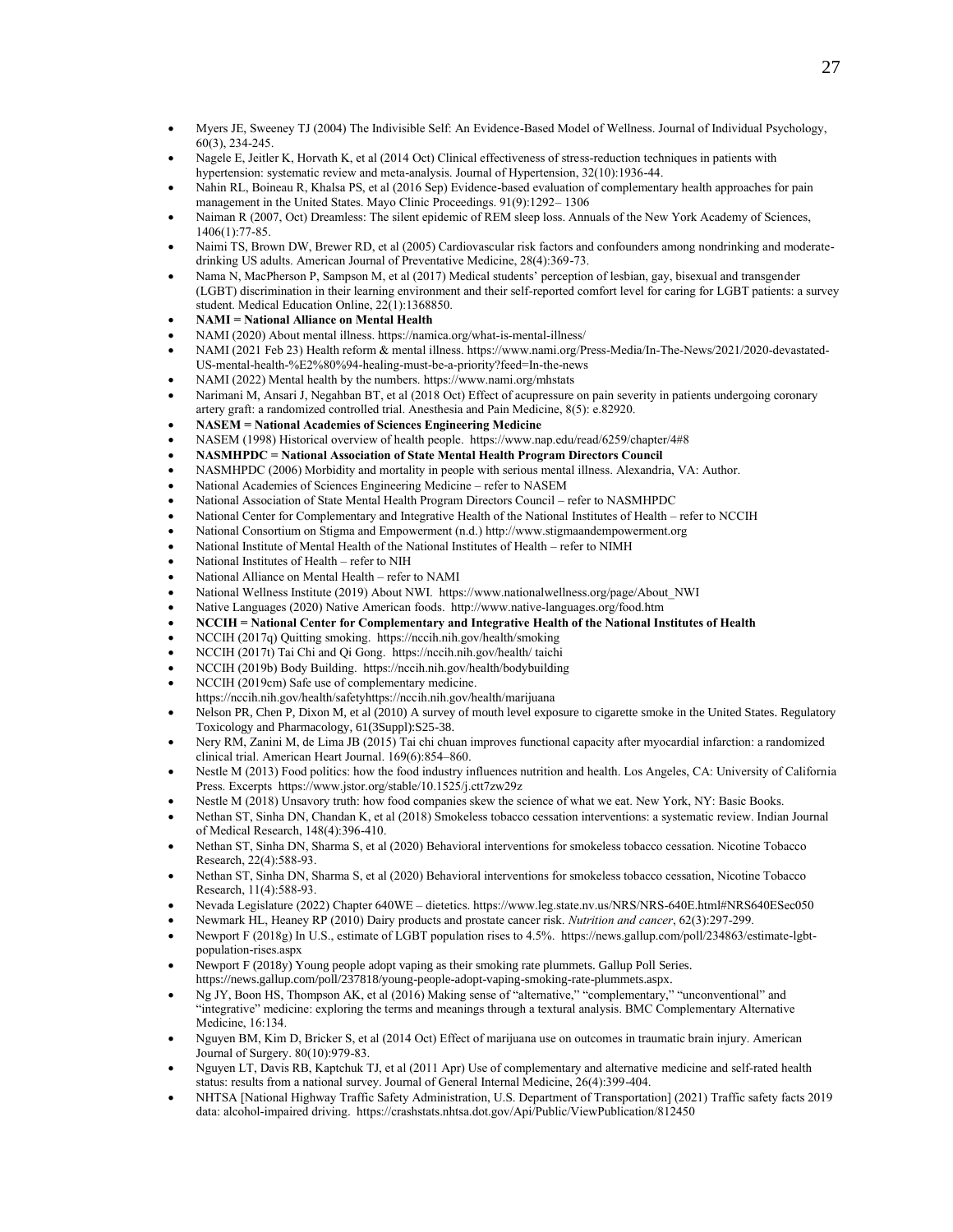- Myers JE, Sweeney TJ (2004) The Indivisible Self: An Evidence-Based Model of Wellness. Journal of Individual Psychology, 60(3), 234-245.
- Nagele E, Jeitler K, Horvath K, et al (2014 Oct) Clinical effectiveness of stress-reduction techniques in patients with hypertension: systematic review and meta-analysis. Journal of Hypertension, 32(10):1936-44.
- Nahin RL, Boineau R, Khalsa PS, et al (2016 Sep) Evidence-based evaluation of complementary health approaches for pain management in the United States. Mayo Clinic Proceedings. 91(9):1292– 1306
- Naiman R (2007, Oct) Dreamless: The silent epidemic of REM sleep loss. Annuals of the New York Academy of Sciences, 1406(1):77-85.
- Naimi TS, Brown DW, Brewer RD, et al (2005) Cardiovascular risk factors and confounders among nondrinking and moderate-drinking US adults. American Journal of Preventative Medicine, 28(4):369-73.
- Nama N, MacPherson P, Sampson M, et al (2017) Medical students' perception of lesbian, gay, bisexual and transgender (LGBT) discrimination in their learning environment and their self-reported comfort level for caring for LGBT patients: a survey student. Medical Education Online, 22(1):1368850.
- **NAMI = National Alliance on Mental Health**
- NAMI (2020) About mental illness. https://namica.org/what-is-mental-illness/
- NAMI (2021 Feb 23) Health reform & mental illness. https://www.nami.org/Press-Media/In-The-News/2021/2020-devastated-US-mental-health-%E2%80%94-healing-must-be-a-priority?feed=In-the-news
- NAMI (2022) Mental health by the numbers. https://www.nami.org/mhstats
- Narimani M, Ansari J, Negahban BT, et al (2018 Oct) Effect of acupressure on pain severity in patients undergoing coronary artery graft: a randomized controlled trial. Anesthesia and Pain Medicine, 8(5): e.82920.
- **NASEM = National Academies of Sciences Engineering Medicine**
- NASEM (1998) Historical overview of health people. https://www.nap.edu/read/6259/chapter/4#8
- **NASMHPDC = National Association of State Mental Health Program Directors Council**
- NASMHPDC (2006) Morbidity and mortality in people with serious mental illness. Alexandria, VA: Author.
- National Academies of Sciences Engineering Medicine – refer to NASEM
- National Association of State Mental Health Program Directors Council – refer to NASMHPDC
- National Center for Complementary and Integrative Health of the National Institutes of Health – refer to NCCIH
- National Consortium on Stigma and Empowerment (n.d.) http://www.stigmaandempowerment.org
- National Institute of Mental Health of the National Institutes of Health – refer to NIMH
- National Institutes of Health – refer to NIH
- National Alliance on Mental Health – refer to NAMI
- National Wellness Institute (2019) About NWI. https://www.nationalwellness.org/page/About_NWI
- Native Languages (2020) Native American foods. http://www.native-languages.org/food.htm
- **NCCIH = National Center for Complementary and Integrative Health of the National Institutes of Health**
- NCCIH (2017q) Quitting smoking. https://nccih.nih.gov/health/smoking
- NCCIH (2017t) Tai Chi and Qi Gong. https://nccih.nih.gov/health/ taichi
- NCCIH (2019b) Body Building. https://nccih.nih.gov/health/bodybuilding
- NCCIH (2019cm) Safe use of complementary medicine. https://nccih.nih.gov/health/safetyhttps://nccih.nih.gov/health/marijuana
- Nelson PR, Chen P, Dixon M, et al (2010) A survey of mouth level exposure to cigarette smoke in the United States. Regulatory Toxicology and Pharmacology, 61(3Suppl):S25-38.
- Nery RM, Zanini M, de Lima JB (2015) Tai chi chuan improves functional capacity after myocardial infarction: a randomized clinical trial. American Heart Journal. 169(6):854–860.
- Nestle M (2013) Food politics: how the food industry influences nutrition and health. Los Angeles, CA: University of California Press. Excerpts https://www.jstor.org/stable/10.1525/j.ctt7zw29z
- Nestle M (2018) Unsavory truth: how food companies skew the science of what we eat. New York, NY: Basic Books.
- Nethan ST, Sinha DN, Chandan K, et al (2018) Smokeless tobacco cessation interventions: a systematic review. Indian Journal of Medical Research, 148(4):396-410.
- Nethan ST, Sinha DN, Sharma S, et al (2020) Behavioral interventions for smokeless tobacco cessation. Nicotine Tobacco Research, 22(4):588-93.
- Nethan ST, Sinha DN, Sharma S, et al (2020) Behavioral interventions for smokeless tobacco cessation, Nicotine Tobacco Research, 11(4):588-93.
- Nevada Legislature (2022) Chapter 640WE – dietetics. https://www.leg.state.nv.us/NRS/NRS-640E.html#NRS640ESec050
- Newmark HL, Heaney RP (2010) Dairy products and prostate cancer risk. *Nutrition and cancer*, 62(3):297-299.
- Newport F (2018g) In U.S., estimate of LGBT population rises to 4.5%. https://news.gallup.com/poll/234863/estimate-lgbt-population-rises.aspx
- Newport F (2018y) Young people adopt vaping as their smoking rate plummets. Gallup Poll Series. https://news.gallup.com/poll/237818/young-people-adopt-vaping-smoking-rate-plummets.aspx.
- Ng JY, Boon HS, Thompson AK, et al (2016) Making sense of "alternative," "complementary," "unconventional" and "integrative" medicine: exploring the terms and meanings through a textural analysis. BMC Complementary Alternative Medicine, 16:134.
- Nguyen BM, Kim D, Bricker S, et al (2014 Oct) Effect of marijuana use on outcomes in traumatic brain injury. American Journal of Surgery. 80(10):979-83.
- Nguyen LT, Davis RB, Kaptchuk TJ, et al (2011 Apr) Use of complementary and alternative medicine and self-rated health status: results from a national survey. Journal of General Internal Medicine, 26(4):399-404.
- NHTSA [National Highway Traffic Safety Administration, U.S. Department of Transportation] (2021) Traffic safety facts 2019 data: alcohol-impaired driving. https://crashstats.nhtsa.dot.gov/Api/Public/ViewPublication/812450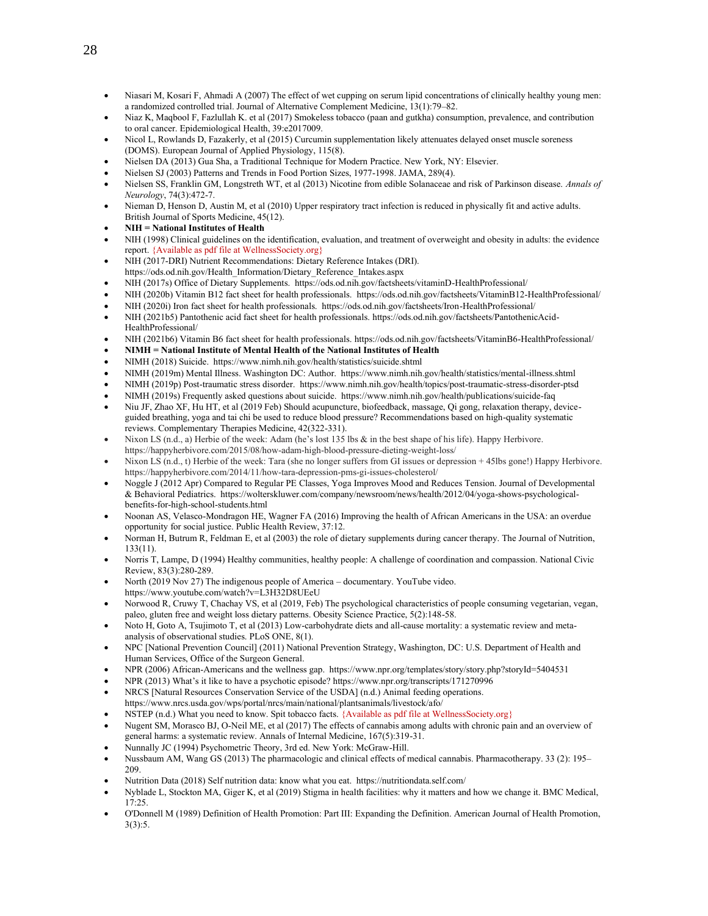- Niasari M, Kosari F, Ahmadi A (2007) The effect of wet cupping on serum lipid concentrations of clinically healthy young men: a randomized controlled trial. Journal of Alternative Complement Medicine, 13(1):79–82.
- Niaz K, Maqbool F, Fazlullah K. et al (2017) Smokeless tobacco (paan and gutkha) consumption, prevalence, and contribution to oral cancer. Epidemiological Health, 39:e2017009.
- Nicol L, Rowlands D, Fazakerly, et al (2015) Curcumin supplementation likely attenuates delayed onset muscle soreness (DOMS). European Journal of Applied Physiology, 115(8).
- Nielsen DA (2013) Gua Sha, a Traditional Technique for Modern Practice. New York, NY: Elsevier.
- Nielsen SJ (2003) Patterns and Trends in Food Portion Sizes, 1977-1998. JAMA, 289(4).
- Nielsen SS, Franklin GM, Longstreth WT, et al (2013) Nicotine from edible Solanaceae and risk of Parkinson disease. *Annals of Neurology*, 74(3):472-7.
- Nieman D, Henson D, Austin M, et al (2010) Upper respiratory tract infection is reduced in physically fit and active adults. British Journal of Sports Medicine, 45(12).
- **NIH = National Institutes of Health**
- NIH (1998) Clinical guidelines on the identification, evaluation, and treatment of overweight and obesity in adults: the evidence report. {Available as pdf file at WellnessSociety.org}
- NIH (2017-DRI) Nutrient Recommendations: Dietary Reference Intakes (DRI). https://ods.od.nih.gov/Health_Information/Dietary_Reference_Intakes.aspx
- NIH (2017s) Office of Dietary Supplements. https://ods.od.nih.gov/factsheets/vitaminD-HealthProfessional/
- NIH (2020b) Vitamin B12 fact sheet for health professionals. https://ods.od.nih.gov/factsheets/VitaminB12-HealthProfessional/
- NIH (2020i) Iron fact sheet for health professionals. https://ods.od.nih.gov/factsheets/Iron-HealthProfessional/
- NIH (2021b5) Pantothenic acid fact sheet for health professionals. https://ods.od.nih.gov/factsheets/PantothenicAcid-HealthProfessional/
- NIH (2021b6) Vitamin B6 fact sheet for health professionals. https://ods.od.nih.gov/factsheets/VitaminB6-HealthProfessional/
- **NIMH = National Institute of Mental Health of the National Institutes of Health**
- NIMH (2018) Suicide. https://www.nimh.nih.gov/health/statistics/suicide.shtml
- NIMH (2019m) Mental Illness. Washington DC: Author. https://www.nimh.nih.gov/health/statistics/mental-illness.shtml
- NIMH (2019p) Post-traumatic stress disorder. https://www.nimh.nih.gov/health/topics/post-traumatic-stress-disorder-ptsd
- NIMH (2019s) Frequently asked questions about suicide. https://www.nimh.nih.gov/health/publications/suicide-faq
- Niu JF, Zhao XF, Hu HT, et al (2019 Feb) Should acupuncture, biofeedback, massage, Qi gong, relaxation therapy, device-guided breathing, yoga and tai chi be used to reduce blood pressure? Recommendations based on high-quality systematic reviews. Complementary Therapies Medicine, 42(322-331).
- Nixon LS (n.d., a) Herbie of the week: Adam (he's lost 135 lbs & in the best shape of his life). Happy Herbivore. https://happyherbivore.com/2015/08/how-adam-high-blood-pressure-dieting-weight-loss/
- Nixon LS (n.d., t) Herbie of the week: Tara (she no longer suffers from GI issues or depression + 45lbs gone!) Happy Herbivore. https://happyherbivore.com/2014/11/how-tara-depression-pms-gi-issues-cholesterol/
- Noggle J (2012 Apr) Compared to Regular PE Classes, Yoga Improves Mood and Reduces Tension. Journal of Developmental & Behavioral Pediatrics. https://wolterskluwer.com/company/newsroom/news/health/2012/04/yoga-shows-psychological-benefits-for-high-school-students.html
- Noonan AS, Velasco-Mondragon HE, Wagner FA (2016) Improving the health of African Americans in the USA: an overdue opportunity for social justice. Public Health Review, 37:12.
- Norman H, Butrum R, Feldman E, et al (2003) the role of dietary supplements during cancer therapy. The Journal of Nutrition, 133(11).
- Norris T, Lampe, D (1994) Healthy communities, healthy people: A challenge of coordination and compassion. National Civic Review, 83(3):280-289.
- North (2019 Nov 27) The indigenous people of America – documentary. YouTube video. https://www.youtube.com/watch?v=L3H32D8UEeU
- Norwood R, Cruwy T, Chachay VS, et al (2019, Feb) The psychological characteristics of people consuming vegetarian, vegan, paleo, gluten free and weight loss dietary patterns. Obesity Science Practice, 5(2):148-58.
- Noto H, Goto A, Tsujimoto T, et al (2013) Low-carbohydrate diets and all-cause mortality: a systematic review and meta-analysis of observational studies. PLoS ONE, 8(1).
- NPC [National Prevention Council] (2011) National Prevention Strategy, Washington, DC: U.S. Department of Health and Human Services, Office of the Surgeon General.
- NPR (2006) African-Americans and the wellness gap. https://www.npr.org/templates/story/story.php?storyId=5404531
- NPR (2013) What's it like to have a psychotic episode? https://www.npr.org/transcripts/171270996
- NRCS [Natural Resources Conservation Service of the USDA] (n.d.) Animal feeding operations. https://www.nrcs.usda.gov/wps/portal/nrcs/main/national/plantsanimals/livestock/afo/
- NSTEP (n.d.) What you need to know. Spit tobacco facts. {Available as pdf file at WellnessSociety.org}
- Nugent SM, Morasco BJ, O-Neil ME, et al (2017) The effects of cannabis among adults with chronic pain and an overview of general harms: a systematic review. Annals of Internal Medicine, 167(5):319-31.
- Nunnally JC (1994) Psychometric Theory, 3rd ed. New York: McGraw-Hill.
- Nussbaum AM, Wang GS (2013) The pharmacologic and clinical effects of medical cannabis. Pharmacotherapy. 33 (2): 195–209.
- Nutrition Data (2018) Self nutrition data: know what you eat. https://nutritiondata.self.com/
- Nyblade L, Stockton MA, Giger K, et al (2019) Stigma in health facilities: why it matters and how we change it. BMC Medical, 17:25.
- O'Donnell M (1989) Definition of Health Promotion: Part III: Expanding the Definition. American Journal of Health Promotion, 3(3):5.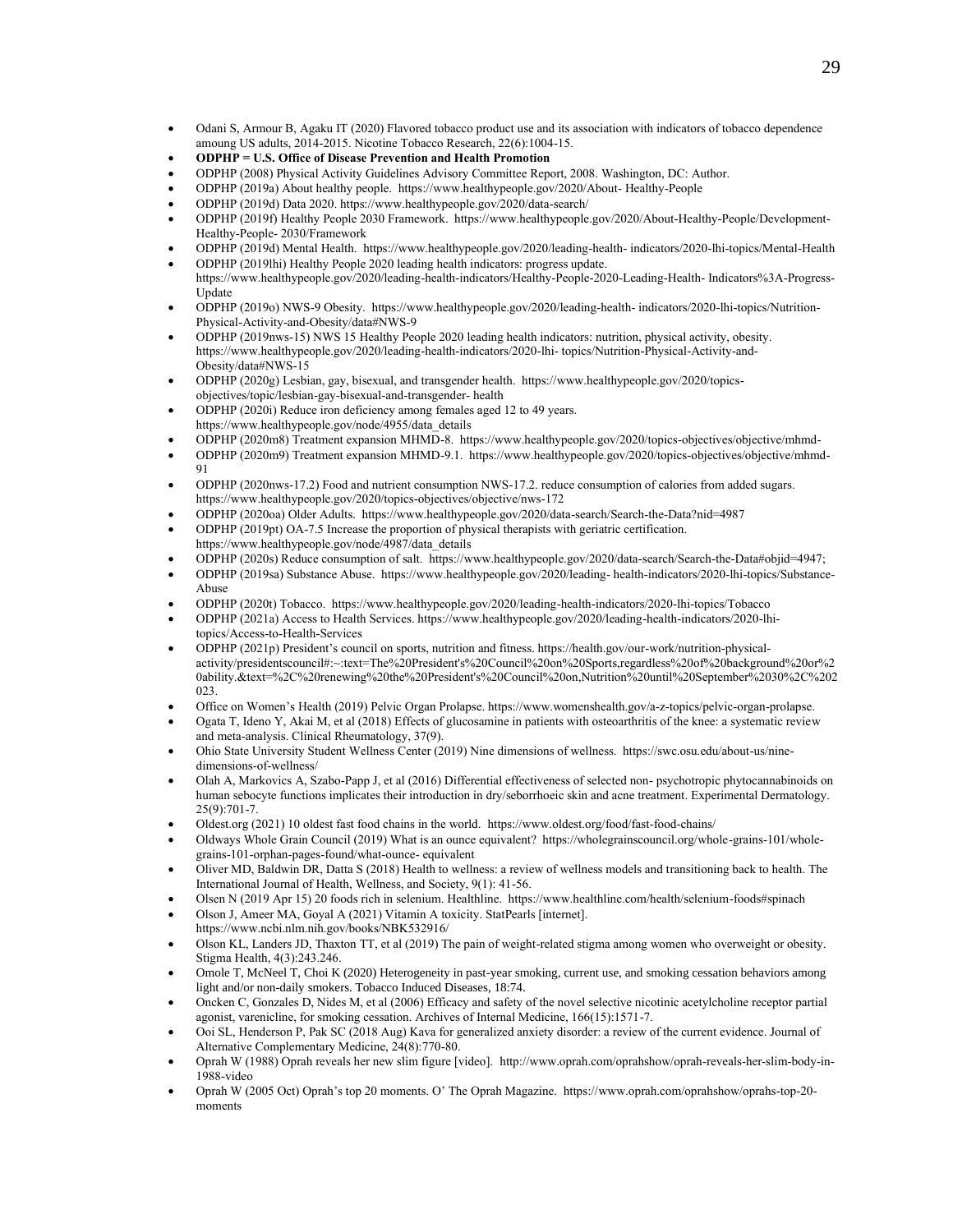- Odani S, Armour B, Agaku IT (2020) Flavored tobacco product use and its association with indicators of tobacco dependence amoung US adults, 2014-2015. Nicotine Tobacco Research, 22(6):1004-15.
- **ODPHP = U.S. Office of Disease Prevention and Health Promotion**
- ODPHP (2008) Physical Activity Guidelines Advisory Committee Report, 2008. Washington, DC: Author.
- ODPHP (2019a) About healthy people. https://www.healthypeople.gov/2020/About- Healthy-People
- ODPHP (2019d) Data 2020. https://www.healthypeople.gov/2020/data-search/
- ODPHP (2019f) Healthy People 2030 Framework. https://www.healthypeople.gov/2020/About-Healthy-People/Development-Healthy-People- 2030/Framework
- ODPHP (2019d) Mental Health. https://www.healthypeople.gov/2020/leading-health- indicators/2020-lhi-topics/Mental-Health
- ODPHP (2019lhi) Healthy People 2020 leading health indicators: progress update. https://www.healthypeople.gov/2020/leading-health-indicators/Healthy-People-2020-Leading-Health- Indicators%3A-Progress-Update
- ODPHP (2019o) NWS-9 Obesity. https://www.healthypeople.gov/2020/leading-health- indicators/2020-lhi-topics/Nutrition-Physical-Activity-and-Obesity/data#NWS-9
- ODPHP (2019nws-15) NWS 15 Healthy People 2020 leading health indicators: nutrition, physical activity, obesity. https://www.healthypeople.gov/2020/leading-health-indicators/2020-lhi- topics/Nutrition-Physical-Activity-and-Obesity/data#NWS-15
- ODPHP (2020g) Lesbian, gay, bisexual, and transgender health. https://www.healthypeople.gov/2020/topics-objectives/topic/lesbian-gay-bisexual-and-transgender- health
- ODPHP (2020i) Reduce iron deficiency among females aged 12 to 49 years. https://www.healthypeople.gov/node/4955/data_details
- ODPHP (2020m8) Treatment expansion MHMD-8. https://www.healthypeople.gov/2020/topics-objectives/objective/mhmd-
- ODPHP (2020m9) Treatment expansion MHMD-9.1. https://www.healthypeople.gov/2020/topics-objectives/objective/mhmd-91
- ODPHP (2020nws-17.2) Food and nutrient consumption NWS-17.2. reduce consumption of calories from added sugars. https://www.healthypeople.gov/2020/topics-objectives/objective/nws-172
- ODPHP (2020oa) Older Adults. https://www.healthypeople.gov/2020/data-search/Search-the-Data?nid=4987
- ODPHP (2019pt) OA-7.5 Increase the proportion of physical therapists with geriatric certification. https://www.healthypeople.gov/node/4987/data_details
- ODPHP (2020s) Reduce consumption of salt. https://www.healthypeople.gov/2020/data-search/Search-the-Data#objid=4947;
- ODPHP (2019sa) Substance Abuse. https://www.healthypeople.gov/2020/leading- health-indicators/2020-lhi-topics/Substance-Abuse
- ODPHP (2020t) Tobacco. https://www.healthypeople.gov/2020/leading-health-indicators/2020-lhi-topics/Tobacco
- ODPHP (2021a) Access to Health Services. https://www.healthypeople.gov/2020/leading-health-indicators/2020-lhi-topics/Access-to-Health-Services
- ODPHP (2021p) President's council on sports, nutrition and fitness. https://health.gov/our-work/nutrition-physical-activity/presidentscouncil#:~:text=The%20President's%20Council%20on%20Sports,regardless%20of%20background%20or%20ability.&text=%2C%20renewing%20the%20President's%20Council%20on,Nutrition%20until%20September%2030%2C%202023.
- Office on Women's Health (2019) Pelvic Organ Prolapse. https://www.womenshealth.gov/a-z-topics/pelvic-organ-prolapse.
- Ogata T, Ideno Y, Akai M, et al (2018) Effects of glucosamine in patients with osteoarthritis of the knee: a systematic review and meta-analysis. Clinical Rheumatology, 37(9).
- Ohio State University Student Wellness Center (2019) Nine dimensions of wellness. https://swc.osu.edu/about-us/nine-dimensions-of-wellness/
- Olah A, Markovics A, Szabo-Papp J, et al (2016) Differential effectiveness of selected non- psychotropic phytocannabinoids on human sebocyte functions implicates their introduction in dry/seborrhoeic skin and acne treatment. Experimental Dermatology. 25(9):701-7.
- Oldest.org (2021) 10 oldest fast food chains in the world. https://www.oldest.org/food/fast-food-chains/
- Oldways Whole Grain Council (2019) What is an ounce equivalent? https://wholegrainscouncil.org/whole-grains-101/whole-grains-101-orphan-pages-found/what-ounce- equivalent
- Oliver MD, Baldwin DR, Datta S (2018) Health to wellness: a review of wellness models and transitioning back to health. The International Journal of Health, Wellness, and Society, 9(1): 41-56.
- Olsen N (2019 Apr 15) 20 foods rich in selenium. Healthline. https://www.healthline.com/health/selenium-foods#spinach
- Olson J, Ameer MA, Goyal A (2021) Vitamin A toxicity. StatPearls [internet]. https://www.ncbi.nlm.nih.gov/books/NBK532916/
- Olson KL, Landers JD, Thaxton TT, et al (2019) The pain of weight-related stigma among women who overweight or obesity. Stigma Health, 4(3):243.246.
- Omole T, McNeel T, Choi K (2020) Heterogeneity in past-year smoking, current use, and smoking cessation behaviors among light and/or non-daily smokers. Tobacco Induced Diseases, 18:74.
- Oncken C, Gonzales D, Nides M, et al (2006) Efficacy and safety of the novel selective nicotinic acetylcholine receptor partial agonist, varenicline, for smoking cessation. Archives of Internal Medicine, 166(15):1571-7.
- Ooi SL, Henderson P, Pak SC (2018 Aug) Kava for generalized anxiety disorder: a review of the current evidence. Journal of Alternative Complementary Medicine, 24(8):770-80.
- Oprah W (1988) Oprah reveals her new slim figure [video]. http://www.oprah.com/oprahshow/oprah-reveals-her-slim-body-in-1988-video
- Oprah W (2005 Oct) Oprah's top 20 moments. O' The Oprah Magazine. https://www.oprah.com/oprahshow/oprahs-top-20-moments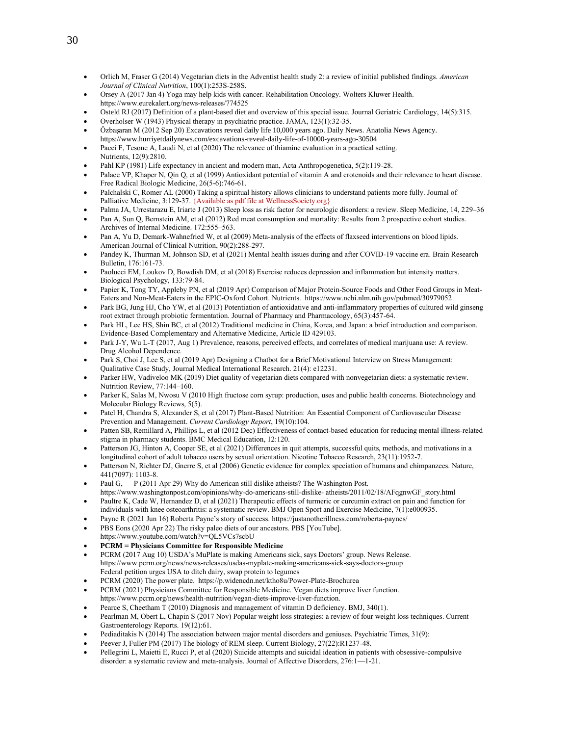- Orlich M, Fraser G (2014) Vegetarian diets in the Adventist health study 2: a review of initial published findings. *American Journal of Clinical Nutrition*, 100(1):253S-258S.
- Orsey A (2017 Jan 4) Yoga may help kids with cancer. Rehabilitation Oncology. Wolters Kluwer Health. https://www.eurekalert.org/news-releases/774525
- Osteld RJ (2017) Definition of a plant-based diet and overview of this special issue. Journal Geriatric Cardiology, 14(5):315.
- Overholser W (1943) Physical therapy in psychiatric practice. JAMA, 123(1):32-35.
- Özbaşaran M (2012 Sep 20) Excavations reveal daily life 10,000 years ago. Daily News. Anatolia News Agency. https://www.hurriyetdailynews.com/excavations-reveal-daily-life-of-10000-years-ago-30504
- Pacei F, Tesone A, Laudi N, et al (2020) The relevance of thiamine evaluation in a practical setting. Nutrients, 12(9):2810.
- Pahl KP (1981) Life expectancy in ancient and modern man, Acta Anthropogenetica, 5(2):119-28.
- Palace VP, Khaper N, Qin Q, et al (1999) Antioxidant potential of vitamin A and crotenoids and their relevance to heart disease. Free Radical Biologic Medicine, 26(5-6):746-61.
- Palchalski C, Romer AL (2000) Taking a spiritual history allows clinicians to understand patients more fully. Journal of Palliative Medicine, 3:129-37. {Available as pdf file at WellnessSociety.org}
- Palma JA, Urrestarazu E, Iriarte J (2013) Sleep loss as risk factor for neurologic disorders: a review. Sleep Medicine, 14, 229–36
- Pan A, Sun Q, Bernstein AM, et al (2012) Red meat consumption and mortality: Results from 2 prospective cohort studies. Archives of Internal Medicine. 172:555–563.
- Pan A, Yu D, Demark-Wahnefried W, et al (2009) Meta-analysis of the effects of flaxseed interventions on blood lipids. American Journal of Clinical Nutrition, 90(2):288-297.
- Pandey K, Thurman M, Johnson SD, et al (2021) Mental health issues during and after COVID-19 vaccine era. Brain Research Bulletin, 176:161-73.
- Paolucci EM, Loukov D, Bowdish DM, et al (2018) Exercise reduces depression and inflammation but intensity matters. Biological Psychology, 133:79-84.
- Papier K, Tong TY, Appleby PN, et al (2019 Apr) Comparison of Major Protein-Source Foods and Other Food Groups in Meat-Eaters and Non-Meat-Eaters in the EPIC-Oxford Cohort. Nutrients. https://www.ncbi.nlm.nih.gov/pubmed/30979052
- Park BG, Jung HJ, Cho YW, et al (2013) Potentiation of antioxidative and anti-inflammatory properties of cultured wild ginseng root extract through probiotic fermentation. Journal of Pharmacy and Pharmacology, 65(3):457-64.
- Park HL, Lee HS, Shin BC, et al (2012) Traditional medicine in China, Korea, and Japan: a brief introduction and comparison. Evidence-Based Complementary and Alternative Medicine, Article ID 429103.
- Park J-Y, Wu L-T (2017, Aug 1) Prevalence, reasons, perceived effects, and correlates of medical marijuana use: A review. Drug Alcohol Dependence.
- Park S, Choi J, Lee S, et al (2019 Apr) Designing a Chatbot for a Brief Motivational Interview on Stress Management: Qualitative Case Study, Journal Medical International Research. 21(4): e12231.
- Parker HW, Vadiveloo MK (2019) Diet quality of vegetarian diets compared with nonvegetarian diets: a systematic review. Nutrition Review, 77:144–160.
- Parker K, Salas M, Nwosu V (2010 High fructose corn syrup: production, uses and public health concerns. Biotechnology and Molecular Biology Reviews, 5(5).
- Patel H, Chandra S, Alexander S, et al (2017) Plant-Based Nutrition: An Essential Component of Cardiovascular Disease Prevention and Management. *Current Cardiology Report*, 19(10):104.
- Patten SB, Remillard A, Phillips L, et al (2012 Dec) Effectiveness of contact-based education for reducing mental illness-related stigma in pharmacy students. BMC Medical Education, 12:120.
- Patterson JG, Hinton A, Cooper SE, et al (2021) Differences in quit attempts, successful quits, methods, and motivations in a longitudinal cohort of adult tobacco users by sexual orientation. Nicotine Tobacco Research, 23(11):1952-7.
- Patterson N, Richter DJ, Gnerre S, et al (2006) Genetic evidence for complex speciation of humans and chimpanzees. Nature, 441(7097): 1103-8.
- Paul G, P (2011 Apr 29) Why do American still dislike atheists? The Washington Post. https://www.washingtonpost.com/opinions/why-do-americans-still-dislike- atheists/2011/02/18/AFqgnwGF_story.html
- Paultre K, Cade W, Hernandez D, et al (2021) Therapeutic effects of turmeric or curcumin extract on pain and function for individuals with knee osteoarthritis: a systematic review. BMJ Open Sport and Exercise Medicine, 7(1):e000935.
- Payne R (2021 Jun 16) Roberta Payne's story of success. https://justanotherillness.com/roberta-paynes/
- PBS Eons (2020 Apr 22) The risky paleo diets of our ancestors. PBS [YouTube]. https://www.youtube.com/watch?v=QL5VCs7scbU
- **PCRM = Physicians Committee for Responsible Medicine**
- PCRM (2017 Aug 10) USDA's MuPlate is making Americans sick, says Doctors' group. News Release. https://www.pcrm.org/news/news-releases/usdas-myplate-making-americans-sick-says-doctors-group Federal petition urges USA to ditch dairy, swap protein to legumes
- PCRM (2020) The power plate. https://p.widencdn.net/ktho8u/Power-Plate-Brochurea
- PCRM (2021) Physicians Committee for Responsible Medicine. Vegan diets improve liver function. https://www.pcrm.org/news/health-nutrition/vegan-diets-improve-liver-function.
- Pearce S, Cheetham T (2010) Diagnosis and management of vitamin D deficiency. BMJ, 340(1).
- Pearlman M, Obert L, Chapin S (2017 Nov) Popular weight loss strategies: a review of four weight loss techniques. Current Gastroenterology Reports. 19(12):61.
- Pediaditakis N (2014) The association between major mental disorders and geniuses. Psychiatric Times, 31(9):
- Peever J, Fuller PM (2017) The biology of REM sleep. Current Biology, 27(22):R1237-48.
- Pellegrini L, Maietti E, Rucci P, et al (2020) Suicide attempts and suicidal ideation in patients with obsessive-compulsive disorder: a systematic review and meta-analysis. Journal of Affective Disorders, 276:1—1-21.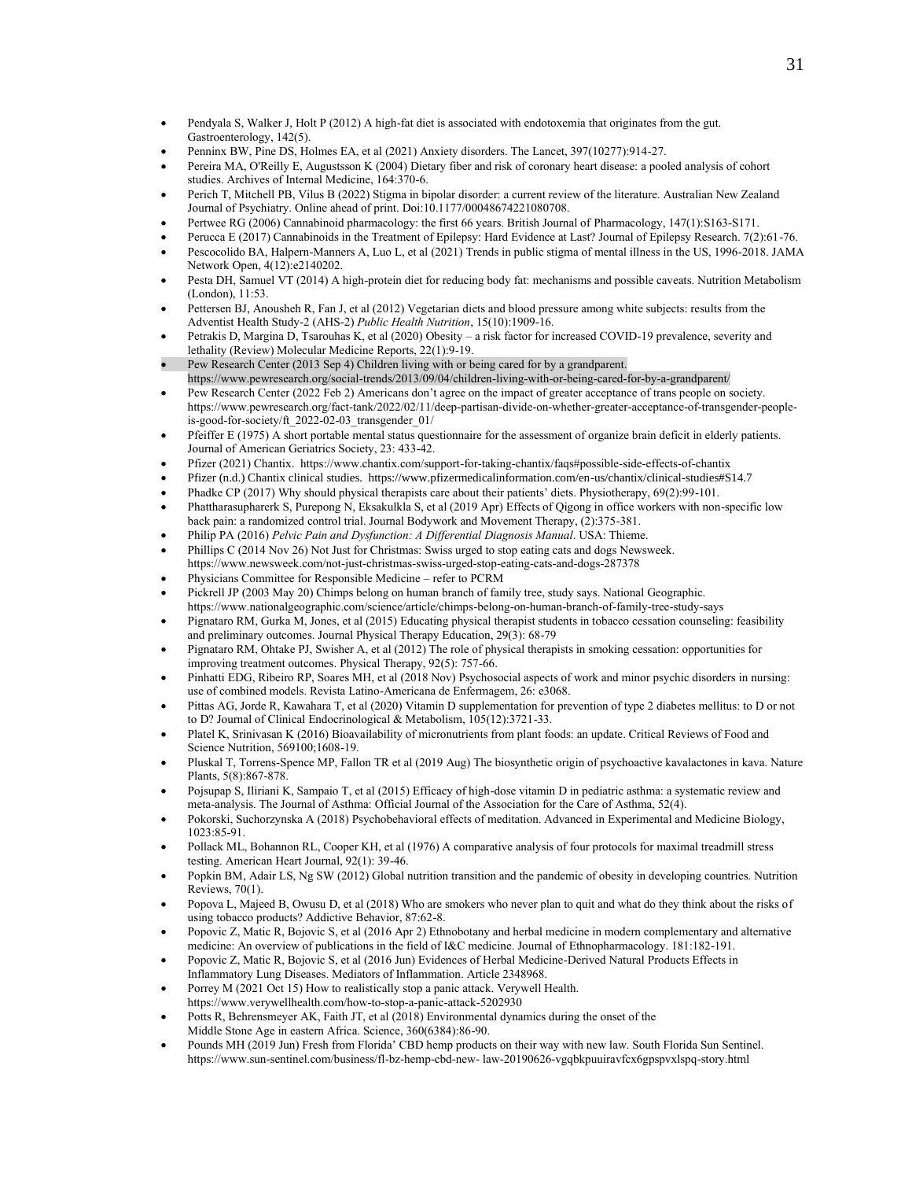- Pendyala S, Walker J, Holt P (2012) A high-fat diet is associated with endotoxemia that originates from the gut. Gastroenterology, 142(5).
- Penninx BW, Pine DS, Holmes EA, et al (2021) Anxiety disorders. The Lancet, 397(10277):914-27.
- Pereira MA, O'Reilly E, Augustsson K (2004) Dietary fiber and risk of coronary heart disease: a pooled analysis of cohort studies. Archives of Internal Medicine, 164:370-6.
- Perich T, Mitchell PB, Vilus B (2022) Stigma in bipolar disorder: a current review of the literature. Australian New Zealand Journal of Psychiatry. Online ahead of print. Doi:10.1177/00048674221080708.
- Pertwee RG (2006) Cannabinoid pharmacology: the first 66 years. British Journal of Pharmacology, 147(1):S163-S171.
- Perucca E (2017) Cannabinoids in the Treatment of Epilepsy: Hard Evidence at Last? Journal of Epilepsy Research. 7(2):61-76.
- Pescocolido BA, Halpern-Manners A, Luo L, et al (2021) Trends in public stigma of mental illness in the US, 1996-2018. JAMA Network Open, 4(12):e2140202.
- Pesta DH, Samuel VT (2014) A high-protein diet for reducing body fat: mechanisms and possible caveats. Nutrition Metabolism (London), 11:53.
- Pettersen BJ, Anousheh R, Fan J, et al (2012) Vegetarian diets and blood pressure among white subjects: results from the Adventist Health Study-2 (AHS-2) *Public Health Nutrition*, 15(10):1909-16.
- Petrakis D, Margina D, Tsarouhas K, et al (2020) Obesity – a risk factor for increased COVID-19 prevalence, severity and lethality (Review) Molecular Medicine Reports, 22(1):9-19.
- Pew Research Center (2013 Sep 4) Children living with or being cared for by a grandparent. https://www.pewresearch.org/social-trends/2013/09/04/children-living-with-or-being-cared-for-by-a-grandparent/
- Pew Research Center (2022 Feb 2) Americans don't agree on the impact of greater acceptance of trans people on society. https://www.pewresearch.org/fact-tank/2022/02/11/deep-partisan-divide-on-whether-greater-acceptance-of-transgender-people-is-good-for-society/ft_2022-02-03_transgender_01/
- Pfeiffer E (1975) A short portable mental status questionnaire for the assessment of organize brain deficit in elderly patients. Journal of American Geriatrics Society, 23: 433-42.
- Pfizer (2021) Chantix. https://www.chantix.com/support-for-taking-chantix/faqs#possible-side-effects-of-chantix
- Pfizer (n.d.) Chantix clinical studies. https://www.pfizermedicalinformation.com/en-us/chantix/clinical-studies#S14.7
- Phadke CP (2017) Why should physical therapists care about their patients' diets. Physiotherapy, 69(2):99-101.
- Phattharasupharerk S, Purepong N, Eksakulkla S, et al (2019 Apr) Effects of Qigong in office workers with non-specific low back pain: a randomized control trial. Journal Bodywork and Movement Therapy, (2):375-381.
- Philip PA (2016) *Pelvic Pain and Dysfunction: A Differential Diagnosis Manual*. USA: Thieme.
- Phillips C (2014 Nov 26) Not Just for Christmas: Swiss urged to stop eating cats and dogs Newsweek. https://www.newsweek.com/not-just-christmas-swiss-urged-stop-eating-cats-and-dogs-287378
- Physicians Committee for Responsible Medicine – refer to PCRM
- Pickrell JP (2003 May 20) Chimps belong on human branch of family tree, study says. National Geographic. https://www.nationalgeographic.com/science/article/chimps-belong-on-human-branch-of-family-tree-study-says
- Pignataro RM, Gurka M, Jones, et al (2015) Educating physical therapist students in tobacco cessation counseling: feasibility and preliminary outcomes. Journal Physical Therapy Education, 29(3): 68-79
- Pignataro RM, Ohtake PJ, Swisher A, et al (2012) The role of physical therapists in smoking cessation: opportunities for improving treatment outcomes. Physical Therapy, 92(5): 757-66.
- Pinhatti EDG, Ribeiro RP, Soares MH, et al (2018 Nov) Psychosocial aspects of work and minor psychic disorders in nursing: use of combined models. Revista Latino-Americana de Enfermagem, 26: e3068.
- Pittas AG, Jorde R, Kawahara T, et al (2020) Vitamin D supplementation for prevention of type 2 diabetes mellitus: to D or not to D? Journal of Clinical Endocrinological & Metabolism, 105(12):3721-33.
- Platel K, Srinivasan K (2016) Bioavailability of micronutrients from plant foods: an update. Critical Reviews of Food and Science Nutrition, 569100;1608-19.
- Pluskal T, Torrens-Spence MP, Fallon TR et al (2019 Aug) The biosynthetic origin of psychoactive kavalactones in kava. Nature Plants, 5(8):867-878.
- Pojsupap S, Iliriani K, Sampaio T, et al (2015) Efficacy of high-dose vitamin D in pediatric asthma: a systematic review and meta-analysis. The Journal of Asthma: Official Journal of the Association for the Care of Asthma, 52(4).
- Pokorski, Suchorzynska A (2018) Psychobehavioral effects of meditation. Advanced in Experimental and Medicine Biology, 1023:85-91.
- Pollack ML, Bohannon RL, Cooper KH, et al (1976) A comparative analysis of four protocols for maximal treadmill stress testing. American Heart Journal, 92(1): 39-46.
- Popkin BM, Adair LS, Ng SW (2012) Global nutrition transition and the pandemic of obesity in developing countries. Nutrition Reviews, 70(1).
- Popova L, Majeed B, Owusu D, et al (2018) Who are smokers who never plan to quit and what do they think about the risks of using tobacco products? Addictive Behavior, 87:62-8.
- Popovic Z, Matic R, Bojovic S, et al (2016 Apr 2) Ethnobotany and herbal medicine in modern complementary and alternative medicine: An overview of publications in the field of I&C medicine. Journal of Ethnopharmacology. 181:182-191.
- Popovic Z, Matic R, Bojovic S, et al (2016 Jun) Evidences of Herbal Medicine-Derived Natural Products Effects in Inflammatory Lung Diseases. Mediators of Inflammation. Article 2348968.
- Porrey M (2021 Oct 15) How to realistically stop a panic attack. Verywell Health. https://www.verywellhealth.com/how-to-stop-a-panic-attack-5202930
- Potts R, Behrensmeyer AK, Faith JT, et al (2018) Environmental dynamics during the onset of the Middle Stone Age in eastern Africa. Science, 360(6384):86-90.
- Pounds MH (2019 Jun) Fresh from Florida' CBD hemp products on their way with new law. South Florida Sun Sentinel. https://www.sun-sentinel.com/business/fl-bz-hemp-cbd-new- law-20190626-vgqbkpuuiravfcx6gpspvxlspq-story.html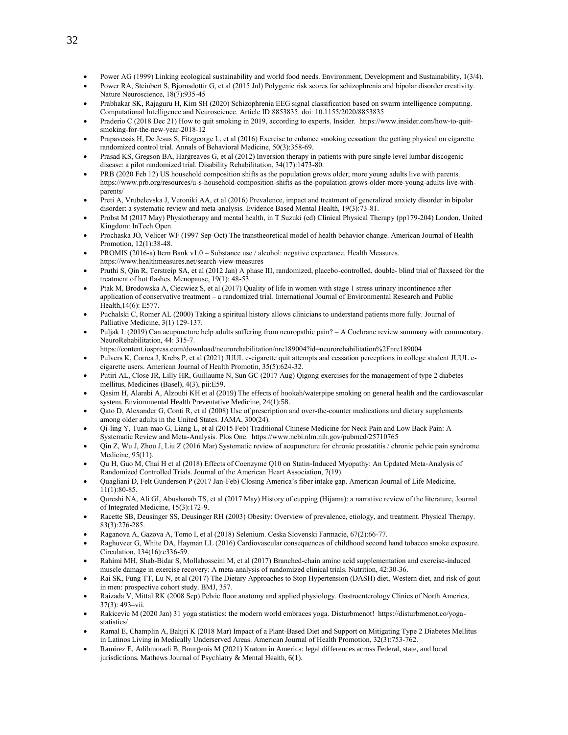- Power AG (1999) Linking ecological sustainability and world food needs. Environment, Development and Sustainability, 1(3/4).
- Power RA, Steinbert S, Bjornsdottir G, et al (2015 Jul) Polygenic risk scores for schizophrenia and bipolar disorder creativity. Nature Neuroscience, 18(7):935-45
- Prabhakar SK, Rajaguru H, Kim SH (2020) Schizophrenia EEG signal classification based on swarm intelligence computing. Computational Intelligence and Neuroscience. Article ID 8853835. doi: 10.1155/2020/8853835
- Praderio C (2018 Dec 21) How to quit smoking in 2019, according to experts. Insider. https://www.insider.com/how-to-quit-smoking-for-the-new-year-2018-12
- Prapavessis H, De Jesus S, Fitzgeorge L, et al (2016) Exercise to enhance smoking cessation: the getting physical on cigarette randomized control trial. Annals of Behavioral Medicine, 50(3):358-69.
- Prasad KS, Gregson BA, Hargreaves G, et al (2012) Inversion therapy in patients with pure single level lumbar discogenic disease: a pilot randomized trial. Disability Rehabilitation, 34(17):1473-80.
- PRB (2020 Feb 12) US household composition shifts as the population grows older; more young adults live with parents. https://www.prb.org/resources/u-s-household-composition-shifts-as-the-population-grows-older-more-young-adults-live-with-parents/
- Preti A, Vrubelevska J, Veroniki AA, et al (2016) Prevalence, impact and treatment of generalized anxiety disorder in bipolar disorder: a systematic review and meta-analysis. Evidence Based Mental Health, 19(3):73-81.
- Probst M (2017 May) Physiotherapy and mental health, in T Suzuki (ed) Clinical Physical Therapy (pp179-204) London, United Kingdom: InTech Open.
- Prochaska JO, Velicer WF (1997 Sep-Oct) The transtheoretical model of health behavior change. American Journal of Health Promotion, 12(1):38-48.
- PROMIS (2016-a) Item Bank v1.0 – Substance use / alcohol: negative expectance. Health Measures. https://www.healthmeasures.net/search-view-measures
- Pruthi S, Qin R, Terstreip SA, et al (2012 Jan) A phase III, randomized, placebo-controlled, double- blind trial of flaxseed for the treatment of hot flashes. Menopause, 19(1): 48-53.
- Ptak M, Brodowska A, Ciecwiez S, et al (2017) Quality of life in women with stage 1 stress urinary incontinence after application of conservative treatment – a randomized trial. International Journal of Environmental Research and Public Health,14(6): E577.
- Puchalski C, Romer AL (2000) Taking a spiritual history allows clinicians to understand patients more fully. Journal of Palliative Medicine, 3(1) 129-137.
- Puljak L (2019) Can acupuncture help adults suffering from neuropathic pain? – A Cochrane review summary with commentary. NeuroRehabilitation, 44: 315-7. https://content.iospress.com/download/neurorehabilitation/nre189004?id=neurorehabilitation%2Fnre189004
- Pulvers K, Correa J, Krebs P, et al (2021) JUUL e-cigarette quit attempts and cessation perceptions in college student JUUL e-cigarette users. American Journal of Health Promotin, 35(5):624-32.
- Putiri AL, Close JR, Lilly HR, Guillaume N, Sun GC (2017 Aug) Qigong exercises for the management of type 2 diabetes mellitus, Medicines (Basel), 4(3), pii:E59.
- Qasim H, Alarabi A, Alzoubi KH et al (2019) The effects of hookah/waterpipe smoking on general health and the cardiovascular system. Enviornmental Health Preventative Medicine, 24(1):58.
- Qato D, Alexander G, Conti R, et al (2008) Use of prescription and over-the-counter medications and dietary supplements among older adults in the United States. JAMA, 300(24).
- Qi-ling Y, Tuan-mao G, Liang L, et al (2015 Feb) Traditional Chinese Medicine for Neck Pain and Low Back Pain: A Systematic Review and Meta-Analysis. Plos One. https://www.ncbi.nlm.nih.gov/pubmed/25710765
- Qin Z, Wu J, Zhou J, Liu Z (2016 Mar) Systematic review of acupuncture for chronic prostatitis / chronic pelvic pain syndrome. Medicine, 95(11).
- Qu H, Guo M, Chai H et al (2018) Effects of Coenzyme Q10 on Statin-Induced Myopathy: An Updated Meta-Analysis of Randomized Controlled Trials. Journal of the American Heart Association, 7(19).
- Quagliani D, Felt Gunderson P (2017 Jan-Feb) Closing America's fiber intake gap. American Journal of Life Medicine, 11(1):80-85.
- Qureshi NA, Ali GI, Abushanab TS, et al (2017 May) History of cupping (Hijama): a narrative review of the literature, Journal of Integrated Medicine, 15(3):172-9.
- Racette SB, Deusinger SS, Deusinger RH (2003) Obesity: Overview of prevalence, etiology, and treatment. Physical Therapy. 83(3):276-285.
- Raganova A, Gazova A, Tomo I, et al (2018) Selenium. Ceska Slovenski Farmacie, 67(2):66-77.
- Raghuveer G, White DA, Hayman LL (2016) Cardiovascular consequences of childhood second hand tobacco smoke exposure. Circulation, 134(16):e336-59.
- Rahimi MH, Shab-Bidar S, Mollahosseini M, et al (2017) Branched-chain amino acid supplementation and exercise-induced muscle damage in exercise recovery: A meta-analysis of randomized clinical trials. Nutrition, 42:30-36.
- Rai SK, Fung TT, Lu N, et al (2017) The Dietary Approaches to Stop Hypertension (DASH) diet, Western diet, and risk of gout in men: prospective cohort study. BMJ, 357.
- Raizada V, Mittal RK (2008 Sep) Pelvic floor anatomy and applied physiology. Gastroenterology Clinics of North America, 37(3): 493–vii.
- Rakicevic M (2020 Jan) 31 yoga statistics: the modern world embraces yoga. Disturbmenot! https://disturbmenot.co/yoga-statistics/
- Ramal E, Champlin A, Bahjri K (2018 Mar) Impact of a Plant-Based Diet and Support on Mitigating Type 2 Diabetes Mellitus in Latinos Living in Medically Underserved Areas. American Journal of Health Promotion, 32(3):753-762.
- Ramirez E, Adibmoradi B, Bourgeois M (2021) Kratom in America: legal differences across Federal, state, and local jurisdictions. Mathews Journal of Psychiatry & Mental Health, 6(1).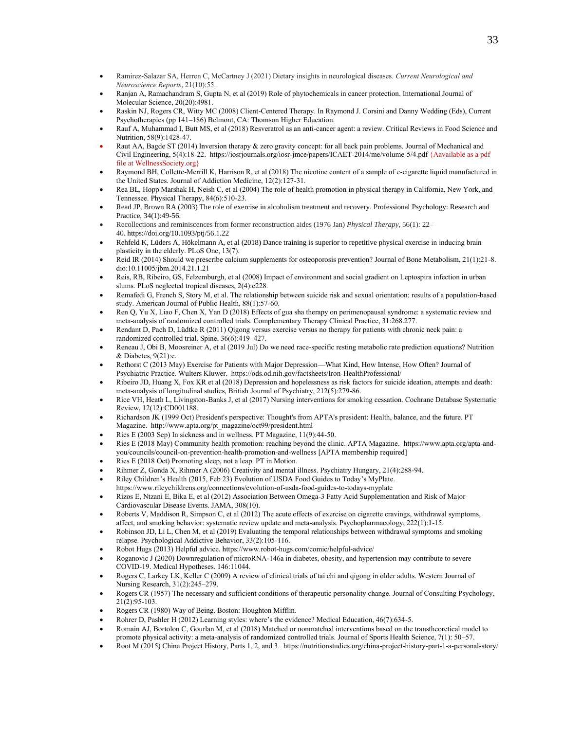- Ramirez-Salazar SA, Herren C, McCartney J (2021) Dietary insights in neurological diseases. *Current Neurological and Neuroscience Reports*, 21(10):55.
- Ranjan A, Ramachandram S, Gupta N, et al (2019) Role of phytochemicals in cancer protection. International Journal of Molecular Science, 20(20):4981.
- Raskin NJ, Rogers CR, Witty MC (2008) Client-Centered Therapy. In Raymond J. Corsini and Danny Wedding (Eds), Current Psychotherapies (pp 141–186) Belmont, CA: Thomson Higher Education.
- Rauf A, Muhammad I, Butt MS, et al (2018) Resveratrol as an anti-cancer agent: a review. Critical Reviews in Food Science and Nutrition, 58(9):1428-47.
- Raut AA, Bagde ST (2014) Inversion therapy & zero gravity concept: for all back pain problems. Journal of Mechanical and Civil Engineering, 5(4):18-22. https://iosrjournals.org/iosr-jmce/papers/ICAET-2014/me/volume-5/4.pdf {Aavailable as a pdf file at WellnessSociety.org}
- Raymond BH, Collette-Merrill K, Harrison R, et al (2018) The nicotine content of a sample of e-cigarette liquid manufactured in the United States. Journal of Addiction Medicine, 12(2):127-31.
- Rea BL, Hopp Marshak H, Neish C, et al (2004) The role of health promotion in physical therapy in California, New York, and Tennessee. Physical Therapy, 84(6):510-23.
- Read JP, Brown RA (2003) The role of exercise in alcoholism treatment and recovery. Professional Psychology: Research and Practice, 34(1):49-56.
- Recollections and reminiscences from former reconstruction aides (1976 Jan) *Physical Therapy*, 56(1): 22–40. https://doi.org/10.1093/ptj/56.1.22
- Rehfeld K, Lüders A, Hökelmann A, et al (2018) Dance training is superior to repetitive physical exercise in inducing brain plasticity in the elderly. PLoS One, 13(7).
- Reid IR (2014) Should we prescribe calcium supplements for osteoporosis prevention? Journal of Bone Metabolism, 21(1):21-8. dio:10.11005/jbm.2014.21.1.21
- Reis, RB, Ribeiro, GS, Felzemburgh, et al (2008) Impact of environment and social gradient on Leptospira infection in urban slums. PLoS neglected tropical diseases, 2(4):e228.
- Remafedi G, French S, Story M, et al. The relationship between suicide risk and sexual orientation: results of a population-based study. American Journal of Public Health, 88(1):57-60.
- Ren Q, Yu X, Liao F, Chen X, Yan D (2018) Effects of gua sha therapy on perimenopausal syndrome: a systematic review and meta-analysis of randomized controlled trials. Complementary Therapy Clinical Practice, 31:268.277.
- Rendant D, Pach D, Lüdtke R (2011) Qigong versus exercise versus no therapy for patients with chronic neck pain: a randomized controlled trial. Spine, 36(6):419–427.
- Reneau J, Obi B, Moosreiner A, et al (2019 Jul) Do we need race-specific resting metabolic rate prediction equations? Nutrition & Diabetes, 9(21):e.
- Rethorst C (2013 May) Exercise for Patients with Major Depression—What Kind, How Intense, How Often? Journal of Psychiatric Practice. Wulters Kluwer. https://ods.od.nih.gov/factsheets/Iron-HealthProfessional/
- Ribeiro JD, Huang X, Fox KR et al (2018) Depression and hopelessness as risk factors for suicide ideation, attempts and death: meta-analysis of longitudinal studies, British Journal of Psychiatry, 212(5):279-86.
- Rice VH, Heath L, Livingston-Banks J, et al (2017) Nursing interventions for smoking cessation. Cochrane Database Systematic Review, 12(12):CD001188.
- Richardson JK (1999 Oct) President's perspective: Thought's from APTA's president: Health, balance, and the future. PT Magazine. http://www.apta.org/pt_magazine/oct99/president.html
- Ries E (2003 Sep) In sickness and in wellness. PT Magazine, 11(9):44-50.
- Ries E (2018 May) Community health promotion: reaching beyond the clinic. APTA Magazine. https://www.apta.org/apta-and-you/councils/council-on-prevention-health-promotion-and-wellness [APTA membership required]
- Ries E (2018 Oct) Promoting sleep, not a leap. PT in Motion.
- Rihmer Z, Gonda X, Rihmer A (2006) Creativity and mental illness. Psychiatry Hungary, 21(4):288-94.
- Riley Children's Health (2015, Feb 23) Evolution of USDA Food Guides to Today's MyPlate. https://www.rileychildrens.org/connections/evolution-of-usda-food-guides-to-todays-myplate
- Rizos E, Ntzani E, Bika E, et al (2012) Association Between Omega-3 Fatty Acid Supplementation and Risk of Major Cardiovascular Disease Events. JAMA, 308(10).
- Roberts V, Maddison R, Simpson C, et al (2012) The acute effects of exercise on cigarette cravings, withdrawal symptoms, affect, and smoking behavior: systematic review update and meta-analysis. Psychopharmacology, 222(1):1-15.
- Robinson JD, Li L, Chen M, et al (2019) Evaluating the temporal relationships between withdrawal symptoms and smoking relapse. Psychological Addictive Behavior, 33(2):105-116.
- Robot Hugs (2013) Helpful advice. https://www.robot-hugs.com/comic/helpful-advice/
- Roganovic J (2020) Downregulation of microRNA-146a in diabetes, obesity, and hypertension may contribute to severe COVID-19. Medical Hypotheses. 146:11044.
- Rogers C, Larkey LK, Keller C (2009) A review of clinical trials of tai chi and qigong in older adults. Western Journal of Nursing Research, 31(2):245–279.
- Rogers CR (1957) The necessary and sufficient conditions of therapeutic personality change. Journal of Consulting Psychology, 21(2):95-103.
- Rogers CR (1980) Way of Being. Boston: Houghton Mifflin.
- Rohrer D, Pashler H (2012) Learning styles: where's the evidence? Medical Education, 46(7):634-5.
- Romain AJ, Bortolon C, Gourlan M, et al (2018) Matched or nonmatched interventions based on the transtheoretical model to promote physical activity: a meta-analysis of randomized controlled trials. Journal of Sports Health Science, 7(1): 50–57.
- Root M (2015) China Project History, Parts 1, 2, and 3. https://nutritionstudies.org/china-project-history-part-1-a-personal-story/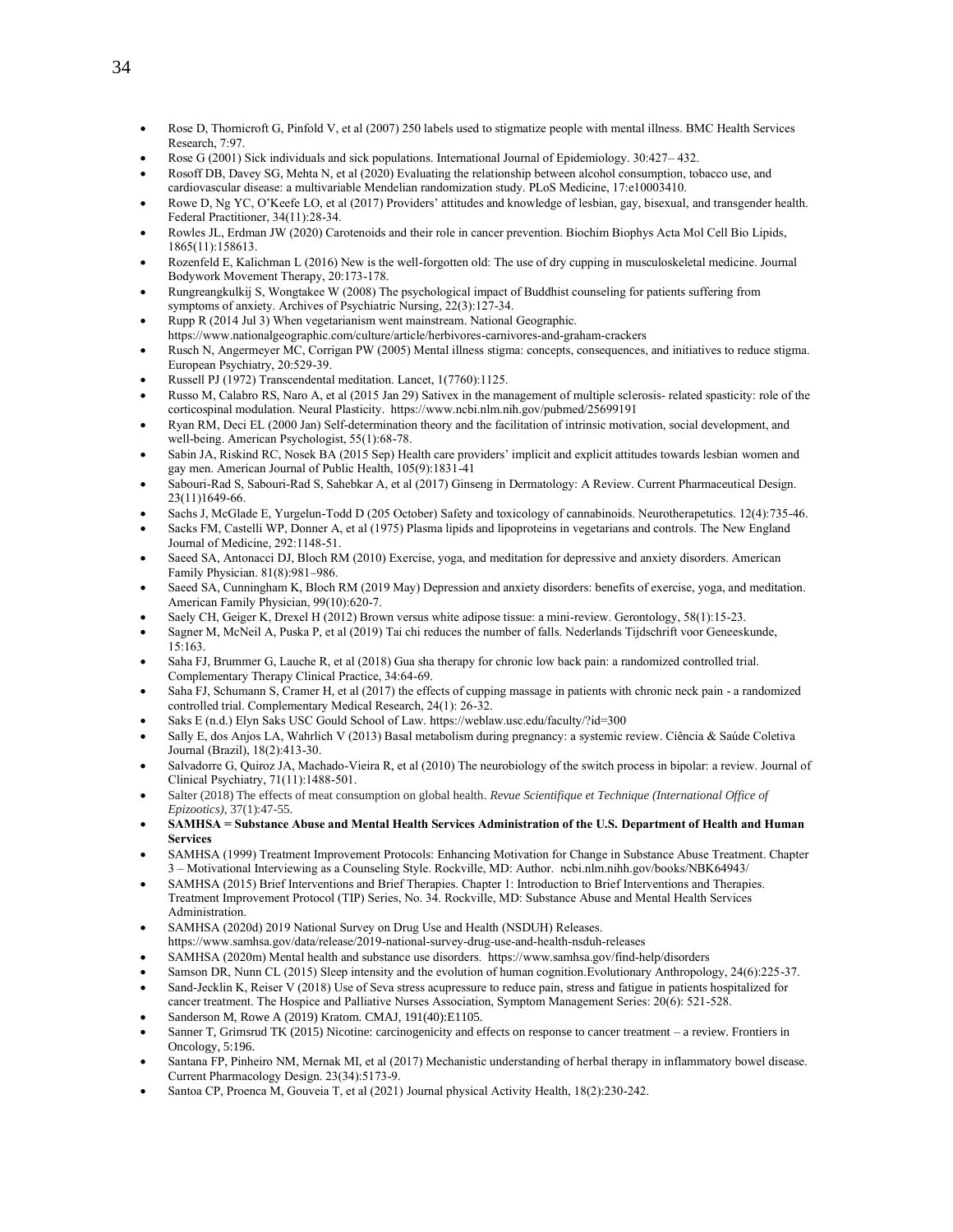- Rose D, Thornicroft G, Pinfold V, et al (2007) 250 labels used to stigmatize people with mental illness. BMC Health Services Research, 7:97.
- Rose G (2001) Sick individuals and sick populations. International Journal of Epidemiology. 30:427– 432.
- Rosoff DB, Davey SG, Mehta N, et al (2020) Evaluating the relationship between alcohol consumption, tobacco use, and cardiovascular disease: a multivariable Mendelian randomization study. PLoS Medicine, 17:e10003410.
- Rowe D, Ng YC, O'Keefe LO, et al (2017) Providers' attitudes and knowledge of lesbian, gay, bisexual, and transgender health. Federal Practitioner, 34(11):28-34.
- Rowles JL, Erdman JW (2020) Carotenoids and their role in cancer prevention. Biochim Biophys Acta Mol Cell Bio Lipids, 1865(11):158613.
- Rozenfeld E, Kalichman L (2016) New is the well-forgotten old: The use of dry cupping in musculoskeletal medicine. Journal Bodywork Movement Therapy, 20:173-178.
- Rungreangkulkij S, Wongtakee W (2008) The psychological impact of Buddhist counseling for patients suffering from symptoms of anxiety. Archives of Psychiatric Nursing, 22(3):127-34.
- Rupp R (2014 Jul 3) When vegetarianism went mainstream. National Geographic. https://www.nationalgeographic.com/culture/article/herbivores-carnivores-and-graham-crackers
- Rusch N, Angermeyer MC, Corrigan PW (2005) Mental illness stigma: concepts, consequences, and initiatives to reduce stigma. European Psychiatry, 20:529-39.
- Russell PJ (1972) Transcendental meditation. Lancet, 1(7760):1125.
- Russo M, Calabro RS, Naro A, et al (2015 Jan 29) Sativex in the management of multiple sclerosis- related spasticity: role of the corticospinal modulation. Neural Plasticity. https://www.ncbi.nlm.nih.gov/pubmed/25699191
- Ryan RM, Deci EL (2000 Jan) Self-determination theory and the facilitation of intrinsic motivation, social development, and well-being. American Psychologist, 55(1):68-78.
- Sabin JA, Riskind RC, Nosek BA (2015 Sep) Health care providers' implicit and explicit attitudes towards lesbian women and gay men. American Journal of Public Health, 105(9):1831-41
- Sabouri-Rad S, Sabouri-Rad S, Sahebkar A, et al (2017) Ginseng in Dermatology: A Review. Current Pharmaceutical Design. 23(11)1649-66.
- Sachs J, McGlade E, Yurgelun-Todd D (205 October) Safety and toxicology of cannabinoids. Neurotherapetutics. 12(4):735-46.
- Sacks FM, Castelli WP, Donner A, et al (1975) Plasma lipids and lipoproteins in vegetarians and controls. The New England Journal of Medicine, 292:1148-51.
- Saeed SA, Antonacci DJ, Bloch RM (2010) Exercise, yoga, and meditation for depressive and anxiety disorders. American Family Physician. 81(8):981–986.
- Saeed SA, Cunningham K, Bloch RM (2019 May) Depression and anxiety disorders: benefits of exercise, yoga, and meditation. American Family Physician, 99(10):620-7.
- Saely CH, Geiger K, Drexel H (2012) Brown versus white adipose tissue: a mini-review. Gerontology, 58(1):15-23.
- Sagner M, McNeil A, Puska P, et al (2019) Tai chi reduces the number of falls. Nederlands Tijdschrift voor Geneeskunde, 15:163.
- Saha FJ, Brummer G, Lauche R, et al (2018) Gua sha therapy for chronic low back pain: a randomized controlled trial. Complementary Therapy Clinical Practice, 34:64-69.
- Saha FJ, Schumann S, Cramer H, et al (2017) the effects of cupping massage in patients with chronic neck pain - a randomized controlled trial. Complementary Medical Research, 24(1): 26-32.
- Saks E (n.d.) Elyn Saks USC Gould School of Law. https://weblaw.usc.edu/faculty/?id=300
- Sally E, dos Anjos LA, Wahrlich V (2013) Basal metabolism during pregnancy: a systemic review. Ciência & Saúde Coletiva Journal (Brazil), 18(2):413-30.
- Salvadorre G, Quiroz JA, Machado-Vieira R, et al (2010) The neurobiology of the switch process in bipolar: a review. Journal of Clinical Psychiatry, 71(11):1488-501.
- Salter (2018) The effects of meat consumption on global health. *Revue Scientifique et Technique (International Office of Epizootics)*, 37(1):47-55.
- **SAMHSA = Substance Abuse and Mental Health Services Administration of the U.S. Department of Health and Human Services**
- SAMHSA (1999) Treatment Improvement Protocols: Enhancing Motivation for Change in Substance Abuse Treatment. Chapter 3 – Motivational Interviewing as a Counseling Style. Rockville, MD: Author. ncbi.nlm.nihh.gov/books/NBK64943/
- SAMHSA (2015) Brief Interventions and Brief Therapies. Chapter 1: Introduction to Brief Interventions and Therapies. Treatment Improvement Protocol (TIP) Series, No. 34. Rockville, MD: Substance Abuse and Mental Health Services Administration.
- SAMHSA (2020d) 2019 National Survey on Drug Use and Health (NSDUH) Releases. https://www.samhsa.gov/data/release/2019-national-survey-drug-use-and-health-nsduh-releases
- SAMHSA (2020m) Mental health and substance use disorders. https://www.samhsa.gov/find-help/disorders
- Samson DR, Nunn CL (2015) Sleep intensity and the evolution of human cognition.Evolutionary Anthropology, 24(6):225-37.
- Sand-Jecklin K, Reiser V (2018) Use of Seva stress acupressure to reduce pain, stress and fatigue in patients hospitalized for cancer treatment. The Hospice and Palliative Nurses Association, Symptom Management Series: 20(6): 521-528.
- Sanderson M, Rowe A (2019) Kratom. CMAJ, 191(40):E1105.
- Sanner T, Grimsrud TK (2015) Nicotine: carcinogenicity and effects on response to cancer treatment – a review. Frontiers in Oncology, 5:196.
- Santana FP, Pinheiro NM, Mernak MI, et al (2017) Mechanistic understanding of herbal therapy in inflammatory bowel disease. Current Pharmacology Design. 23(34):5173-9.
- Santoa CP, Proenca M, Gouveia T, et al (2021) Journal physical Activity Health, 18(2):230-242.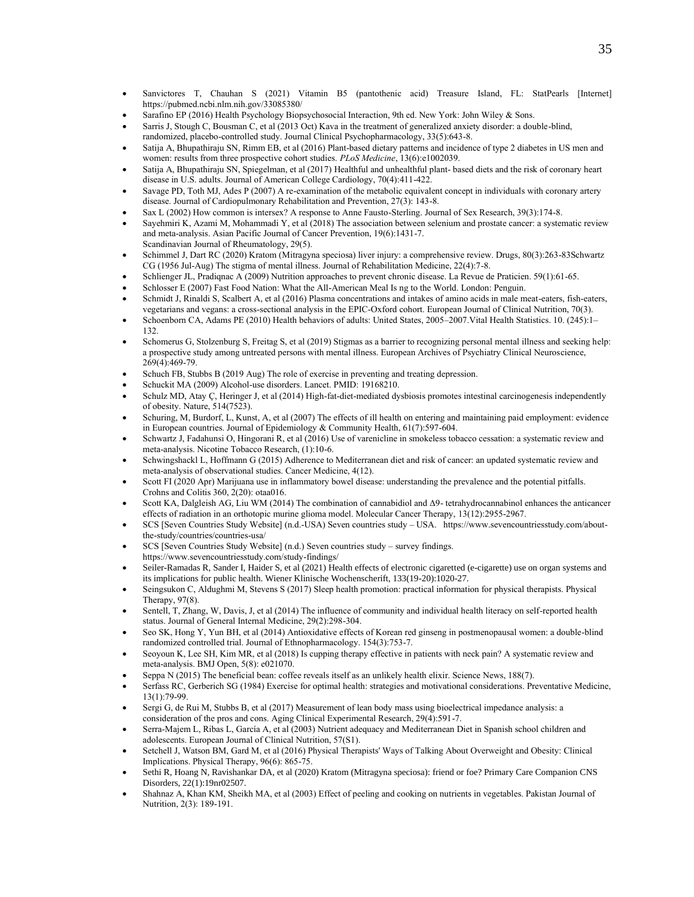- Sanvictores T, Chauhan S (2021) Vitamin B5 (pantothenic acid) Treasure Island, FL: StatPearls [Internet] https://pubmed.ncbi.nlm.nih.gov/33085380/
- Sarafino EP (2016) Health Psychology Biopsychosocial Interaction, 9th ed. New York: John Wiley & Sons.
- Sarris J, Stough C, Bousman C, et al (2013 Oct) Kava in the treatment of generalized anxiety disorder: a double-blind, randomized, placebo-controlled study. Journal Clinical Psychopharmacology, 33(5):643-8.
- Satija A, Bhupathiraju SN, Rimm EB, et al (2016) Plant-based dietary patterns and incidence of type 2 diabetes in US men and women: results from three prospective cohort studies. *PLoS Medicine*, 13(6):e1002039.
- Satija A, Bhupathiraju SN, Spiegelman, et al (2017) Healthful and unhealthful plant- based diets and the risk of coronary heart disease in U.S. adults. Journal of American College Cardiology, 70(4):411-422.
- Savage PD, Toth MJ, Ades P (2007) A re-examination of the metabolic equivalent concept in individuals with coronary artery disease. Journal of Cardiopulmonary Rehabilitation and Prevention, 27(3): 143-8.
- Sax L (2002) How common is intersex? A response to Anne Fausto-Sterling. Journal of Sex Research, 39(3):174-8.
- Sayehmiri K, Azami M, Mohammadi Y, et al (2018) The association between selenium and prostate cancer: a systematic review and meta-analysis. Asian Pacific Journal of Cancer Prevention, 19(6):1431-7.
  Scandinavian Journal of Rheumatology, 29(5).
- Schimmel J, Dart RC (2020) Kratom (Mitragyna speciosa) liver injury: a comprehensive review. Drugs, 80(3):263-83Schwartz CG (1956 Jul-Aug) The stigma of mental illness. Journal of Rehabilitation Medicine, 22(4):7-8.
- Schlienger JL, Pradiqnac A (2009) Nutrition approaches to prevent chronic disease. La Revue de Praticien. 59(1):61-65.
- Schlosser E (2007) Fast Food Nation: What the All-American Meal Is ng to the World. London: Penguin.
- Schmidt J, Rinaldi S, Scalbert A, et al (2016) Plasma concentrations and intakes of amino acids in male meat-eaters, fish-eaters, vegetarians and vegans: a cross-sectional analysis in the EPIC-Oxford cohort. European Journal of Clinical Nutrition, 70(3).
- Schoenborn CA, Adams PE (2010) Health behaviors of adults: United States, 2005–2007.Vital Health Statistics. 10. (245):1–132.
- Schomerus G, Stolzenburg S, Freitag S, et al (2019) Stigmas as a barrier to recognizing personal mental illness and seeking help: a prospective study among untreated persons with mental illness. European Archives of Psychiatry Clinical Neuroscience, 269(4):469-79.
- Schuch FB, Stubbs B (2019 Aug) The role of exercise in preventing and treating depression.
- Schuckit MA (2009) Alcohol-use disorders. Lancet. PMID: 19168210.
- Schulz MD, Atay Ç, Heringer J, et al (2014) High-fat-diet-mediated dysbiosis promotes intestinal carcinogenesis independently of obesity. Nature, 514(7523).
- Schuring, M, Burdorf, L, Kunst, A, et al (2007) The effects of ill health on entering and maintaining paid employment: evidence in European countries. Journal of Epidemiology & Community Health, 61(7):597-604.
- Schwartz J, Fadahunsi O, Hingorani R, et al (2016) Use of varenicline in smokeless tobacco cessation: a systematic review and meta-analysis. Nicotine Tobacco Research, (1):10-6.
- Schwingshackl L, Hoffmann G (2015) Adherence to Mediterranean diet and risk of cancer: an updated systematic review and meta-analysis of observational studies. Cancer Medicine, 4(12).
- Scott FI (2020 Apr) Marijuana use in inflammatory bowel disease: understanding the prevalence and the potential pitfalls. Crohns and Colitis 360, 2(20): otaa016.
- Scott KA, Dalgleish AG, Liu WM (2014) The combination of cannabidiol and Δ9- tetrahydrocannabinol enhances the anticancer effects of radiation in an orthotopic murine glioma model. Molecular Cancer Therapy, 13(12):2955-2967.
- SCS [Seven Countries Study Website] (n.d.-USA) Seven countries study – USA. https://www.sevencountriesstudy.com/about-the-study/countries/countries-usa/
- SCS [Seven Countries Study Website] (n.d.) Seven countries study – survey findings. https://www.sevencountriesstudy.com/study-findings/
- Seiler-Ramadas R, Sander I, Haider S, et al (2021) Health effects of electronic cigaretted (e-cigarette) use on organ systems and its implications for public health. Wiener Klinische Wochenscheríft, 133(19-20):1020-27.
- Seingsukon C, Aldughmi M, Stevens S (2017) Sleep health promotion: practical information for physical therapists. Physical Therapy, 97(8).
- Sentell, T, Zhang, W, Davis, J, et al (2014) The influence of community and individual health literacy on self-reported health status. Journal of General Internal Medicine, 29(2):298-304.
- Seo SK, Hong Y, Yun BH, et al (2014) Antioxidative effects of Korean red ginseng in postmenopausal women: a double-blind randomized controlled trial. Journal of Ethnopharmacology. 154(3):753-7.
- Seoyoun K, Lee SH, Kim MR, et al (2018) Is cupping therapy effective in patients with neck pain? A systematic review and meta-analysis. BMJ Open, 5(8): e021070.
- Seppa N (2015) The beneficial bean: coffee reveals itself as an unlikely health elixir. Science News, 188(7).
- Serfass RC, Gerberich SG (1984) Exercise for optimal health: strategies and motivational considerations. Preventative Medicine, 13(1):79-99.
- Sergi G, de Rui M, Stubbs B, et al (2017) Measurement of lean body mass using bioelectrical impedance analysis: a consideration of the pros and cons. Aging Clinical Experimental Research, 29(4):591-7.
- Serra-Majem L, Ribas L, García A, et al (2003) Nutrient adequacy and Mediterranean Diet in Spanish school children and adolescents. European Journal of Clinical Nutrition, 57(S1).
- Setchell J, Watson BM, Gard M, et al (2016) Physical Therapists' Ways of Talking About Overweight and Obesity: Clinical Implications. Physical Therapy, 96(6): 865-75.
- Sethi R, Hoang N, Ravishankar DA, et al (2020) Kratom (Mitragyna speciosa): friend or foe? Primary Care Companion CNS Disorders, 22(1):19nr02507.
- Shahnaz A, Khan KM, Sheikh MA, et al (2003) Effect of peeling and cooking on nutrients in vegetables. Pakistan Journal of Nutrition, 2(3): 189-191.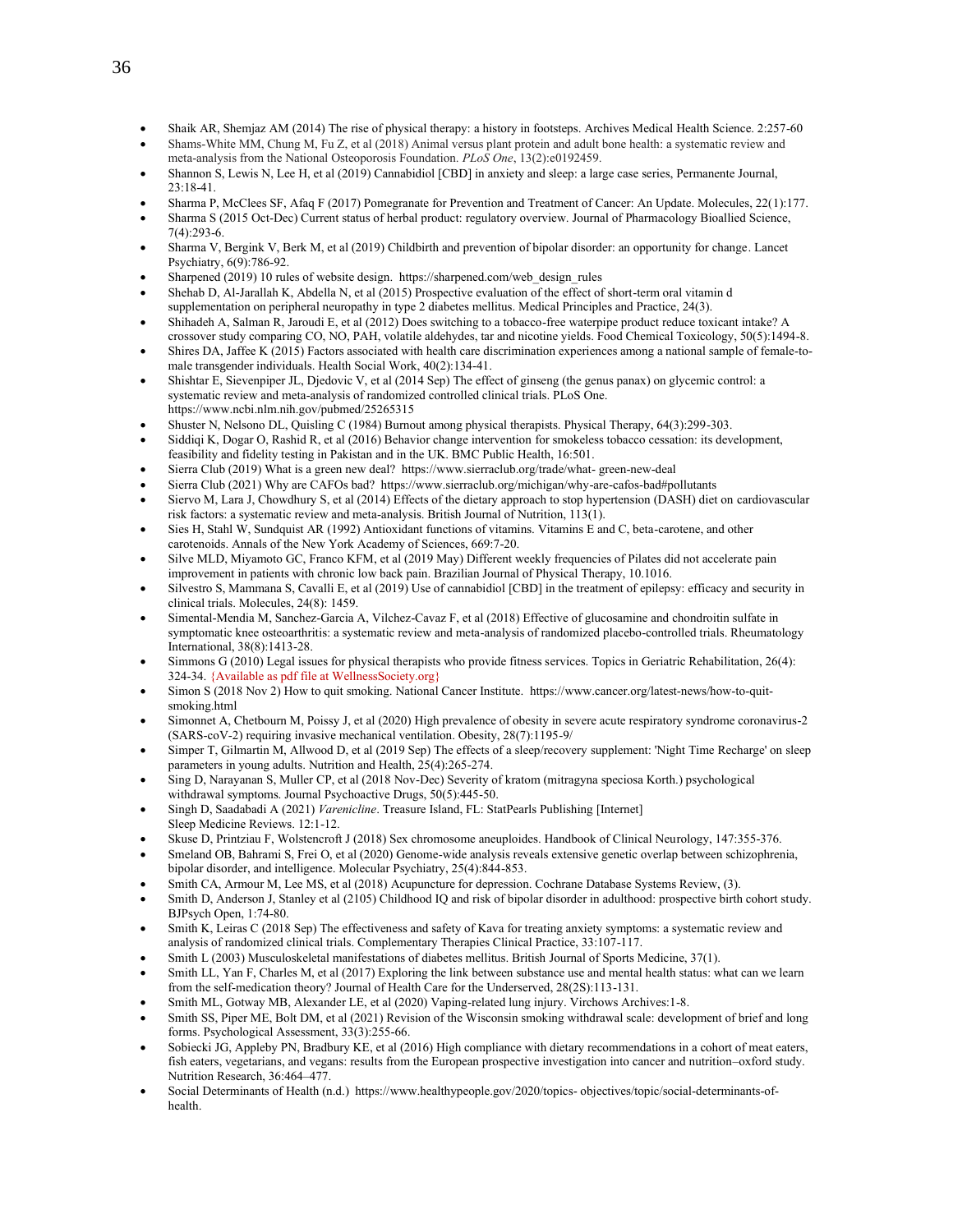- Shaik AR, Shemjaz AM (2014) The rise of physical therapy: a history in footsteps. Archives Medical Health Science. 2:257-60
- Shams-White MM, Chung M, Fu Z, et al (2018) Animal versus plant protein and adult bone health: a systematic review and meta-analysis from the National Osteoporosis Foundation. *PLoS One*, 13(2):e0192459.
- Shannon S, Lewis N, Lee H, et al (2019) Cannabidiol [CBD] in anxiety and sleep: a large case series, Permanente Journal, 23:18-41.
- Sharma P, McClees SF, Afaq F (2017) Pomegranate for Prevention and Treatment of Cancer: An Update. Molecules, 22(1):177.
- Sharma S (2015 Oct-Dec) Current status of herbal product: regulatory overview. Journal of Pharmacology Bioallied Science, 7(4):293-6.
- Sharma V, Bergink V, Berk M, et al (2019) Childbirth and prevention of bipolar disorder: an opportunity for change. Lancet Psychiatry, 6(9):786-92.
- Sharpened (2019) 10 rules of website design. https://sharpened.com/web_design_rules
- Shehab D, Al-Jarallah K, Abdella N, et al (2015) Prospective evaluation of the effect of short-term oral vitamin d supplementation on peripheral neuropathy in type 2 diabetes mellitus. Medical Principles and Practice, 24(3).
- Shihadeh A, Salman R, Jaroudi E, et al (2012) Does switching to a tobacco-free waterpipe product reduce toxicant intake? A crossover study comparing CO, NO, PAH, volatile aldehydes, tar and nicotine yields. Food Chemical Toxicology, 50(5):1494-8.
- Shires DA, Jaffee K (2015) Factors associated with health care discrimination experiences among a national sample of female-to-male transgender individuals. Health Social Work, 40(2):134-41.
- Shishtar E, Sievenpiper JL, Djedovic V, et al (2014 Sep) The effect of ginseng (the genus panax) on glycemic control: a systematic review and meta-analysis of randomized controlled clinical trials. PLoS One. https://www.ncbi.nlm.nih.gov/pubmed/25265315
- Shuster N, Nelsono DL, Quisling C (1984) Burnout among physical therapists. Physical Therapy, 64(3):299-303.
- Siddiqi K, Dogar O, Rashid R, et al (2016) Behavior change intervention for smokeless tobacco cessation: its development, feasibility and fidelity testing in Pakistan and in the UK. BMC Public Health, 16:501.
- Sierra Club (2019) What is a green new deal? https://www.sierraclub.org/trade/what- green-new-deal
- Sierra Club (2021) Why are CAFOs bad? https://www.sierraclub.org/michigan/why-are-cafos-bad#pollutants
- Siervo M, Lara J, Chowdhury S, et al (2014) Effects of the dietary approach to stop hypertension (DASH) diet on cardiovascular risk factors: a systematic review and meta-analysis. British Journal of Nutrition, 113(1).
- Sies H, Stahl W, Sundquist AR (1992) Antioxidant functions of vitamins. Vitamins E and C, beta-carotene, and other carotenoids. Annals of the New York Academy of Sciences, 669:7-20.
- Silve MLD, Miyamoto GC, Franco KFM, et al (2019 May) Different weekly frequencies of Pilates did not accelerate pain improvement in patients with chronic low back pain. Brazilian Journal of Physical Therapy, 10.1016.
- Silvestro S, Mammana S, Cavalli E, et al (2019) Use of cannabidiol [CBD] in the treatment of epilepsy: efficacy and security in clinical trials. Molecules, 24(8): 1459.
- Simental-Mendia M, Sanchez-Garcia A, Vilchez-Cavaz F, et al (2018) Effective of glucosamine and chondroitin sulfate in symptomatic knee osteoarthritis: a systematic review and meta-analysis of randomized placebo-controlled trials. Rheumatology International, 38(8):1413-28.
- Simmons G (2010) Legal issues for physical therapists who provide fitness services. Topics in Geriatric Rehabilitation, 26(4): 324-34. {Available as pdf file at WellnessSociety.org}
- Simon S (2018 Nov 2) How to quit smoking. National Cancer Institute. https://www.cancer.org/latest-news/how-to-quit-smoking.html
- Simonnet A, Chetbourn M, Poissy J, et al (2020) High prevalence of obesity in severe acute respiratory syndrome coronavirus-2 (SARS-coV-2) requiring invasive mechanical ventilation. Obesity, 28(7):1195-9/
- Simper T, Gilmartin M, Allwood D, et al (2019 Sep) The effects of a sleep/recovery supplement: 'Night Time Recharge' on sleep parameters in young adults. Nutrition and Health, 25(4):265-274.
- Sing D, Narayanan S, Muller CP, et al (2018 Nov-Dec) Severity of kratom (mitragyna speciosa Korth.) psychological withdrawal symptoms. Journal Psychoactive Drugs, 50(5):445-50.
- Singh D, Saadabadi A (2021) *Varenicline*. Treasure Island, FL: StatPearls Publishing [Internet] Sleep Medicine Reviews. 12:1-12.
- Skuse D, Printziau F, Wolstencroft J (2018) Sex chromosome aneuploides. Handbook of Clinical Neurology, 147:355-376.
- Smeland OB, Bahrami S, Frei O, et al (2020) Genome-wide analysis reveals extensive genetic overlap between schizophrenia, bipolar disorder, and intelligence. Molecular Psychiatry, 25(4):844-853.
- Smith CA, Armour M, Lee MS, et al (2018) Acupuncture for depression. Cochrane Database Systems Review, (3).
- Smith D, Anderson J, Stanley et al (2105) Childhood IQ and risk of bipolar disorder in adulthood: prospective birth cohort study. BJPsych Open, 1:74-80.
- Smith K, Leiras C (2018 Sep) The effectiveness and safety of Kava for treating anxiety symptoms: a systematic review and analysis of randomized clinical trials. Complementary Therapies Clinical Practice, 33:107-117.
- Smith L (2003) Musculoskeletal manifestations of diabetes mellitus. British Journal of Sports Medicine, 37(1).
- Smith LL, Yan F, Charles M, et al (2017) Exploring the link between substance use and mental health status: what can we learn from the self-medication theory? Journal of Health Care for the Underserved, 28(2S):113-131.
- Smith ML, Gotway MB, Alexander LE, et al (2020) Vaping-related lung injury. Virchows Archives:1-8.
- Smith SS, Piper ME, Bolt DM, et al (2021) Revision of the Wisconsin smoking withdrawal scale: development of brief and long forms. Psychological Assessment, 33(3):255-66.
- Sobiecki JG, Appleby PN, Bradbury KE, et al (2016) High compliance with dietary recommendations in a cohort of meat eaters, fish eaters, vegetarians, and vegans: results from the European prospective investigation into cancer and nutrition–oxford study. Nutrition Research, 36:464–477.
- Social Determinants of Health (n.d.) https://www.healthypeople.gov/2020/topics- objectives/topic/social-determinants-of-health.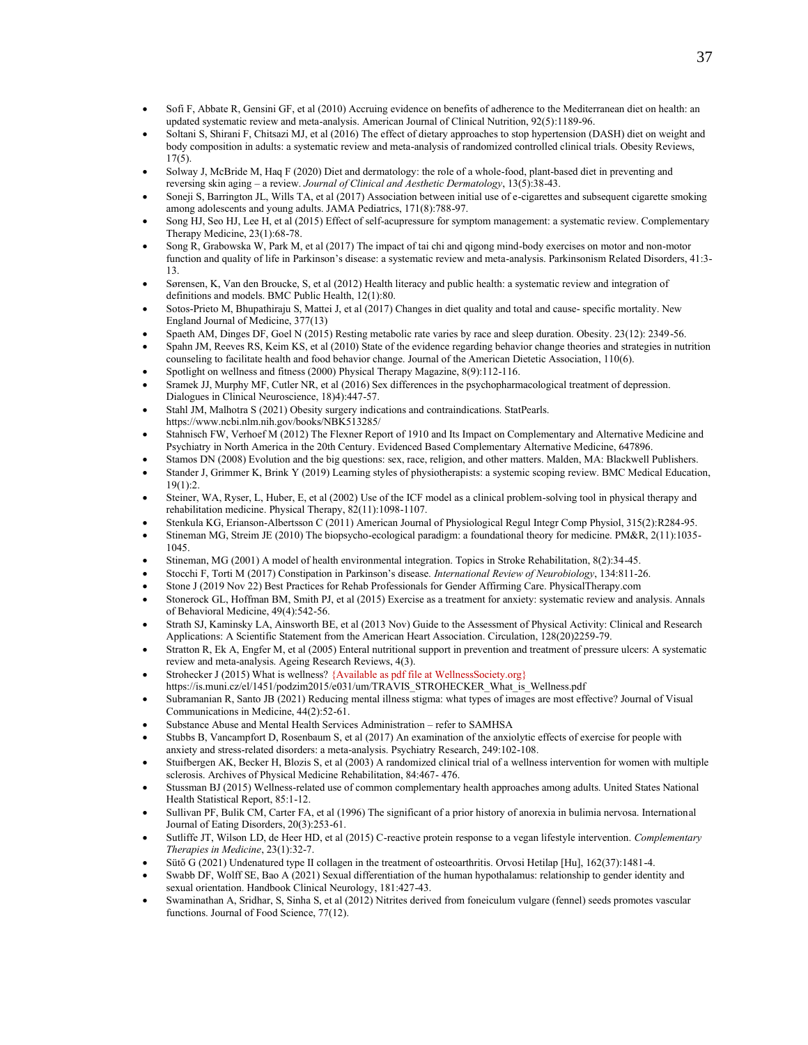- Sofi F, Abbate R, Gensini GF, et al (2010) Accruing evidence on benefits of adherence to the Mediterranean diet on health: an updated systematic review and meta-analysis. American Journal of Clinical Nutrition, 92(5):1189-96.
- Soltani S, Shirani F, Chitsazi MJ, et al (2016) The effect of dietary approaches to stop hypertension (DASH) diet on weight and body composition in adults: a systematic review and meta-analysis of randomized controlled clinical trials. Obesity Reviews, 17(5).
- Solway J, McBride M, Haq F (2020) Diet and dermatology: the role of a whole-food, plant-based diet in preventing and reversing skin aging – a review. *Journal of Clinical and Aesthetic Dermatology*, 13(5):38-43.
- Soneji S, Barrington JL, Wills TA, et al (2017) Association between initial use of e-cigarettes and subsequent cigarette smoking among adolescents and young adults. JAMA Pediatrics, 171(8):788-97.
- Song HJ, Seo HJ, Lee H, et al (2015) Effect of self-acupressure for symptom management: a systematic review. Complementary Therapy Medicine, 23(1):68-78.
- Song R, Grabowska W, Park M, et al (2017) The impact of tai chi and qigong mind-body exercises on motor and non-motor function and quality of life in Parkinson's disease: a systematic review and meta-analysis. Parkinsonism Related Disorders, 41:3-13.
- Sørensen, K, Van den Broucke, S, et al (2012) Health literacy and public health: a systematic review and integration of definitions and models. BMC Public Health, 12(1):80.
- Sotos-Prieto M, Bhupathiraju S, Mattei J, et al (2017) Changes in diet quality and total and cause- specific mortality. New England Journal of Medicine, 377(13)
- Spaeth AM, Dinges DF, Goel N (2015) Resting metabolic rate varies by race and sleep duration. Obesity. 23(12): 2349-56.
- Spahn JM, Reeves RS, Keim KS, et al (2010) State of the evidence regarding behavior change theories and strategies in nutrition counseling to facilitate health and food behavior change. Journal of the American Dietetic Association, 110(6).
- Spotlight on wellness and fitness (2000) Physical Therapy Magazine, 8(9):112-116.
- Sramek JJ, Murphy MF, Cutler NR, et al (2016) Sex differences in the psychopharmacological treatment of depression. Dialogues in Clinical Neuroscience, 18)4):447-57.
- Stahl JM, Malhotra S (2021) Obesity surgery indications and contraindications. StatPearls. https://www.ncbi.nlm.nih.gov/books/NBK513285/
- Stahnisch FW, Verhoef M (2012) The Flexner Report of 1910 and Its Impact on Complementary and Alternative Medicine and Psychiatry in North America in the 20th Century. Evidenced Based Complementary Alternative Medicine, 647896.
- Stamos DN (2008) Evolution and the big questions: sex, race, religion, and other matters. Malden, MA: Blackwell Publishers.
- Stander J, Grimmer K, Brink Y (2019) Learning styles of physiotherapists: a systemic scoping review. BMC Medical Education, 19(1):2.
- Steiner, WA, Ryser, L, Huber, E, et al (2002) Use of the ICF model as a clinical problem-solving tool in physical therapy and rehabilitation medicine. Physical Therapy, 82(11):1098-1107.
- Stenkula KG, Erianson-Albertsson C (2011) American Journal of Physiological Regul Integr Comp Physiol, 315(2):R284-95.
- Stineman MG, Streim JE (2010) The biopsycho-ecological paradigm: a foundational theory for medicine. PM&R, 2(11):1035-1045.
- Stineman, MG (2001) A model of health environmental integration. Topics in Stroke Rehabilitation, 8(2):34-45.
- Stocchi F, Torti M (2017) Constipation in Parkinson's disease. *International Review of Neurobiology*, 134:811-26.
- Stone J (2019 Nov 22) Best Practices for Rehab Professionals for Gender Affirming Care. PhysicalTherapy.com
- Stonerock GL, Hoffman BM, Smith PJ, et al (2015) Exercise as a treatment for anxiety: systematic review and analysis. Annals of Behavioral Medicine, 49(4):542-56.
- Strath SJ, Kaminsky LA, Ainsworth BE, et al (2013 Nov) Guide to the Assessment of Physical Activity: Clinical and Research Applications: A Scientific Statement from the American Heart Association. Circulation, 128(20)2259-79.
- Stratton R, Ek A, Engfer M, et al (2005) Enteral nutritional support in prevention and treatment of pressure ulcers: A systematic review and meta-analysis. Ageing Research Reviews, 4(3).
- Strohecker J (2015) What is wellness? {Available as pdf file at WellnessSociety.org} https://is.muni.cz/el/1451/podzim2015/e031/um/TRAVIS_STROHECKER_What_is_Wellness.pdf
- Subramanian R, Santo JB (2021) Reducing mental illness stigma: what types of images are most effective? Journal of Visual Communications in Medicine, 44(2):52-61.
- Substance Abuse and Mental Health Services Administration – refer to SAMHSA
- Stubbs B, Vancampfort D, Rosenbaum S, et al (2017) An examination of the anxiolytic effects of exercise for people with anxiety and stress-related disorders: a meta-analysis. Psychiatry Research, 249:102-108.
- Stuifbergen AK, Becker H, Blozis S, et al (2003) A randomized clinical trial of a wellness intervention for women with multiple sclerosis. Archives of Physical Medicine Rehabilitation, 84:467- 476.
- Stussman BJ (2015) Wellness-related use of common complementary health approaches among adults. United States National Health Statistical Report, 85:1-12.
- Sullivan PF, Bulik CM, Carter FA, et al (1996) The significant of a prior history of anorexia in bulimia nervosa. International Journal of Eating Disorders, 20(3):253-61.
- Sutliffe JT, Wilson LD, de Heer HD, et al (2015) C-reactive protein response to a vegan lifestyle intervention. *Complementary Therapies in Medicine*, 23(1):32-7.
- Sütő G (2021) Undenatured type II collagen in the treatment of osteoarthritis. Orvosi Hetilap [Hu], 162(37):1481-4.
- Swabb DF, Wolff SE, Bao A (2021) Sexual differentiation of the human hypothalamus: relationship to gender identity and sexual orientation. Handbook Clinical Neurology, 181:427-43.
- Swaminathan A, Sridhar, S, Sinha S, et al (2012) Nitrites derived from foneiculum vulgare (fennel) seeds promotes vascular functions. Journal of Food Science, 77(12).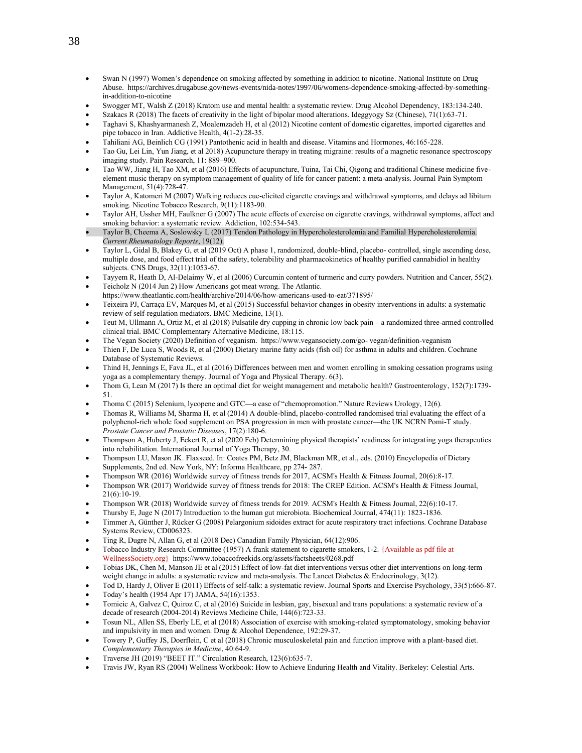- Swan N (1997) Women's dependence on smoking affected by something in addition to nicotine. National Institute on Drug Abuse. https://archives.drugabuse.gov/news-events/nida-notes/1997/06/womens-dependence-smoking-affected-by-something-in-addition-to-nicotine
- Swogger MT, Walsh Z (2018) Kratom use and mental health: a systematic review. Drug Alcohol Dependency, 183:134-240.
- Szakacs R (2018) The facets of creativity in the light of bipolar mood alterations. Ideggyogy Sz (Chinese), 71(1):63-71.
- Taghavi S, Khashyarmanesh Z, Moalemzadeh H, et al (2012) Nicotine content of domestic cigarettes, imported cigarettes and pipe tobacco in Iran. Addictive Health, 4(1-2):28-35.
- Tahiliani AG, Beinlich CG (1991) Pantothenic acid in health and disease. Vitamins and Hormones, 46:165-228.
- Tao Gu, Lei Lin, Yun Jiang, et al 2018) Acupuncture therapy in treating migraine: results of a magnetic resonance spectroscopy imaging study. Pain Research, 11: 889–900.
- Tao WW, Jiang H, Tao XM, et al (2016) Effects of acupuncture, Tuina, Tai Chi, Qigong and traditional Chinese medicine five-element music therapy on symptom management of quality of life for cancer patient: a meta-analysis. Journal Pain Symptom Management, 51(4):728-47.
- Taylor A, Katomeri M (2007) Walking reduces cue-elicited cigarette cravings and withdrawal symptoms, and delays ad libitum smoking. Nicotine Tobacco Research, 9(11):1183-90.
- Taylor AH, Ussher MH, Faulkner G (2007) The acute effects of exercise on cigarette cravings, withdrawal symptoms, affect and smoking behavior: a systematic review. Addiction, 102:534-543.
- Taylor B, Cheema A, Soslowsky L (2017) Tendon Pathology in Hypercholesterolemia and Familial Hypercholesterolemia. *Current Rheumatology Reports*, 19(12).
- Taylor L, Gidal B, Blakey G, et al (2019 Oct) A phase 1, randomized, double-blind, placebo- controlled, single ascending dose, multiple dose, and food effect trial of the safety, tolerability and pharmacokinetics of healthy purified cannabidiol in healthy subjects. CNS Drugs, 32(11):1053-67.
- Tayyem R, Heath D, Al-Delaimy W, et al (2006) Curcumin content of turmeric and curry powders. Nutrition and Cancer, 55(2).
- Teicholz N (2014 Jun 2) How Americans got meat wrong. The Atlantic. https://www.theatlantic.com/health/archive/2014/06/how-americans-used-to-eat/371895/
- Teixeira PJ, Carraça EV, Marques M, et al (2015) Successful behavior changes in obesity interventions in adults: a systematic review of self-regulation mediators. BMC Medicine, 13(1).
- Teut M, Ullmann A, Ortiz M, et al (2018) Pulsatile dry cupping in chronic low back pain – a randomized three-armed controlled clinical trial. BMC Complementary Alternative Medicine, 18:115.
- The Vegan Society (2020) Definition of veganism. https://www.vegansociety.com/go- vegan/definition-veganism
- Thien F, De Luca S, Woods R, et al (2000) Dietary marine fatty acids (fish oil) for asthma in adults and children. Cochrane Database of Systematic Reviews.
- Thind H, Jennings E, Fava JL, et al (2016) Differences between men and women enrolling in smoking cessation programs using yoga as a complementary therapy. Journal of Yoga and Physical Therapy. 6(3).
- Thom G, Lean M (2017) Is there an optimal diet for weight management and metabolic health? Gastroenterology, 152(7):1739-51.
- Thoma C (2015) Selenium, lycopene and GTC—a case of "chemopromotion." Nature Reviews Urology, 12(6).
- Thomas R, Williams M, Sharma H, et al (2014) A double-blind, placebo-controlled randomised trial evaluating the effect of a polyphenol-rich whole food supplement on PSA progression in men with prostate cancer—the UK NCRN Pomi-T study. *Prostate Cancer and Prostatic Diseases*, 17(2):180-6.
- Thompson A, Huberty J, Eckert R, et al (2020 Feb) Determining physical therapists' readiness for integrating yoga therapeutics into rehabilitation. International Journal of Yoga Therapy, 30.
- Thompson LU, Mason JK. Flaxseed. In: Coates PM, Betz JM, Blackman MR, et al., eds. (2010) Encyclopedia of Dietary Supplements, 2nd ed. New York, NY: Informa Healthcare, pp 274- 287.
- Thompson WR (2016) Worldwide survey of fitness trends for 2017, ACSM's Health & Fitness Journal, 20(6):8-17.
- Thompson WR (2017) Worldwide survey of fitness trends for 2018: The CREP Edition. ACSM's Health & Fitness Journal, 21(6):10-19.
- Thompson WR (2018) Worldwide survey of fitness trends for 2019. ACSM's Health & Fitness Journal, 22(6):10-17.
- Thursby E, Juge N (2017) Introduction to the human gut microbiota. Biochemical Journal, 474(11): 1823-1836.
- Timmer A, Günther J, Rücker G (2008) Pelargonium sidoides extract for acute respiratory tract infections. Cochrane Database Systems Review, CD006323.
- Ting R, Dugre N, Allan G, et al (2018 Dec) Canadian Family Physician, 64(12):906.
- Tobacco Industry Research Committee (1957) A frank statement to cigarette smokers, 1-2. {Available as pdf file at WellnessSociety.org} https://www.tobaccofreekids.org/assets/factsheets/0268.pdf
- Tobias DK, Chen M, Manson JE et al (2015) Effect of low-fat diet interventions versus other diet interventions on long-term weight change in adults: a systematic review and meta-analysis. The Lancet Diabetes & Endocrinology, 3(12).
- Tod D, Hardy J, Oliver E (2011) Effects of self-talk: a systematic review. Journal Sports and Exercise Psychology, 33(5):666-87.
- Today's health (1954 Apr 17) JAMA, 54(16):1353.
- Tomicic A, Galvez C, Quiroz C, et al (2016) Suicide in lesbian, gay, bisexual and trans populations: a systematic review of a decade of research (2004-2014) Reviews Medicine Chile, 144(6):723-33.
- Tosun NL, Allen SS, Eberly LE, et al (2018) Association of exercise with smoking-related symptomatology, smoking behavior and impulsivity in men and women. Drug & Alcohol Dependence, 192:29-37.
- Towery P, Guffey JS, Doerflein, C et al (2018) Chronic musculoskeletal pain and function improve with a plant-based diet. *Complementary Therapies in Medicine*, 40:64-9.
- Traverse JH (2019) "BEET IT." Circulation Research, 123(6):635-7.
- Travis JW, Ryan RS (2004) Wellness Workbook: How to Achieve Enduring Health and Vitality. Berkeley: Celestial Arts.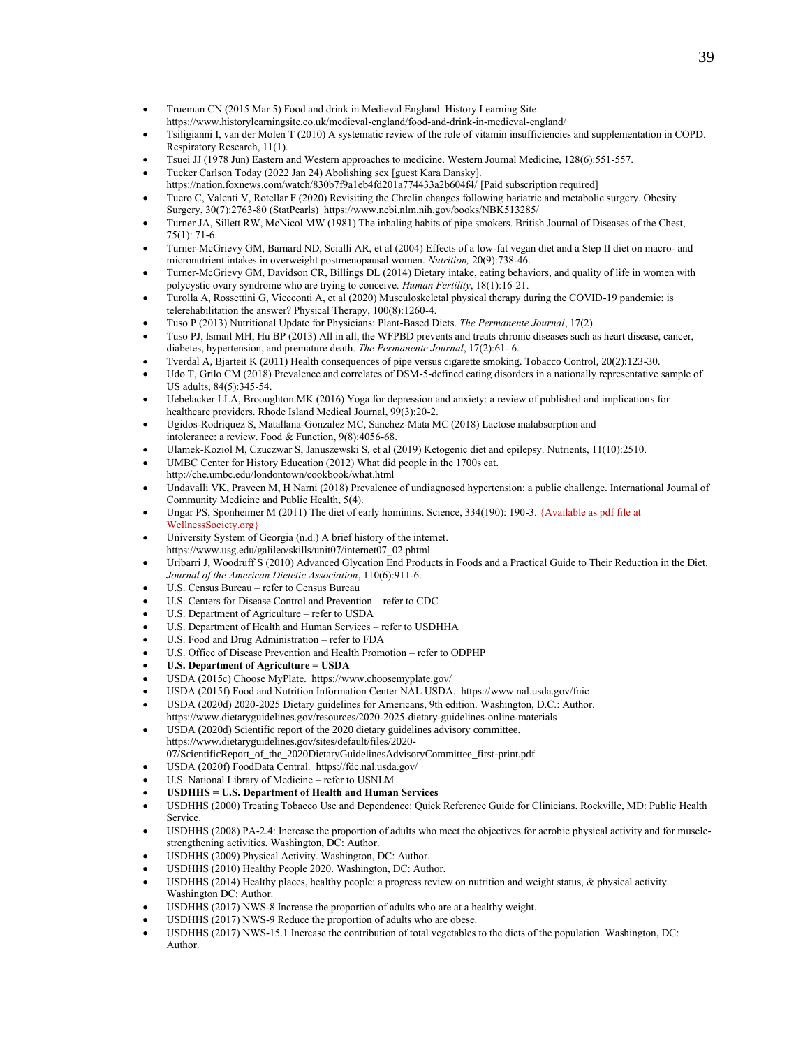- Trueman CN (2015 Mar 5) Food and drink in Medieval England. History Learning Site. https://www.historylearningsite.co.uk/medieval-england/food-and-drink-in-medieval-england/
- Tsiligianni I, van der Molen T (2010) A systematic review of the role of vitamin insufficiencies and supplementation in COPD. Respiratory Research, 11(1).
- Tsuei JJ (1978 Jun) Eastern and Western approaches to medicine. Western Journal Medicine, 128(6):551-557.
- Tucker Carlson Today (2022 Jan 24) Abolishing sex [guest Kara Dansky]. https://nation.foxnews.com/watch/830b7f9a1eb4fd201a774433a2b604f4/ [Paid subscription required]
- Tuero C, Valenti V, Rotellar F (2020) Revisiting the Chrelin changes following bariatric and metabolic surgery. Obesity Surgery, 30(7):2763-80 (StatPearls) https://www.ncbi.nlm.nih.gov/books/NBK513285/
- Turner JA, Sillett RW, McNicol MW (1981) The inhaling habits of pipe smokers. British Journal of Diseases of the Chest, 75(1): 71-6.
- Turner-McGrievy GM, Barnard ND, Scialli AR, et al (2004) Effects of a low-fat vegan diet and a Step II diet on macro- and micronutrient intakes in overweight postmenopausal women. *Nutrition,* 20(9):738-46.
- Turner-McGrievy GM, Davidson CR, Billings DL (2014) Dietary intake, eating behaviors, and quality of life in women with polycystic ovary syndrome who are trying to conceive. *Human Fertility*, 18(1):16-21.
- Turolla A, Rossettini G, Viceconti A, et al (2020) Musculoskeletal physical therapy during the COVID-19 pandemic: is telerehabilitation the answer? Physical Therapy, 100(8):1260-4.
- Tuso P (2013) Nutritional Update for Physicians: Plant-Based Diets. *The Permanente Journal*, 17(2).
- Tuso PJ, Ismail MH, Hu BP (2013) All in all, the WFPBD prevents and treats chronic diseases such as heart disease, cancer, diabetes, hypertension, and premature death. *The Permanente Journal*, 17(2):61- 6.
- Tverdal A, Bjarteit K (2011) Health consequences of pipe versus cigarette smoking. Tobacco Control, 20(2):123-30.
- Udo T, Grilo CM (2018) Prevalence and correlates of DSM-5-defined eating disorders in a nationally representative sample of US adults, 84(5):345-54.
- Uebelacker LLA, Broughton MK (2016) Yoga for depression and anxiety: a review of published and implications for healthcare providers. Rhode Island Medical Journal, 99(3):20-2.
- Ugidos-Rodriquez S, Matallana-Gonzalez MC, Sanchez-Mata MC (2018) Lactose malabsorption and intolerance: a review. Food & Function, 9(8):4056-68.
- Ulamek-Koziol M, Czuczwar S, Januszewski S, et al (2019) Ketogenic diet and epilepsy. Nutrients, 11(10):2510.
- UMBC Center for History Education (2012) What did people in the 1700s eat. http://che.umbc.edu/londontown/cookbook/what.html
- Undavalli VK, Praveen M, H Narni (2018) Prevalence of undiagnosed hypertension: a public challenge. International Journal of Community Medicine and Public Health, 5(4).
- Ungar PS, Sponheimer M (2011) The diet of early hominins. Science, 334(190): 190-3. {Available as pdf file at WellnessSociety.org}
- University System of Georgia (n.d.) A brief history of the internet. https://www.usg.edu/galileo/skills/unit07/internet07_02.phtml
- Uribarri J, Woodruff S (2010) Advanced Glycation End Products in Foods and a Practical Guide to Their Reduction in the Diet. *Journal of the American Dietetic Association*, 110(6):911-6.
- U.S. Census Bureau – refer to Census Bureau
- U.S. Centers for Disease Control and Prevention – refer to CDC
- U.S. Department of Agriculture – refer to USDA
- U.S. Department of Health and Human Services – refer to USDHHA
- U.S. Food and Drug Administration – refer to FDA
- U.S. Office of Disease Prevention and Health Promotion – refer to ODPHP
- **U.S. Department of Agriculture = USDA**
- USDA (2015c) Choose MyPlate. https://www.choosemyplate.gov/
- USDA (2015f) Food and Nutrition Information Center NAL USDA. https://www.nal.usda.gov/fnic
- USDA (2020d) 2020-2025 Dietary guidelines for Americans, 9th edition. Washington, D.C.: Author. https://www.dietaryguidelines.gov/resources/2020-2025-dietary-guidelines-online-materials
- USDA (2020d) Scientific report of the 2020 dietary guidelines advisory committee. https://www.dietaryguidelines.gov/sites/default/files/2020-07/ScientificReport_of_the_2020DietaryGuidelinesAdvisoryCommittee_first-print.pdf
- USDA (2020f) FoodData Central. https://fdc.nal.usda.gov/
- U.S. National Library of Medicine – refer to USNLM
- **USDHHS = U.S. Department of Health and Human Services**
- USDHHS (2000) Treating Tobacco Use and Dependence: Quick Reference Guide for Clinicians. Rockville, MD: Public Health Service.
- USDHHS (2008) PA-2.4: Increase the proportion of adults who meet the objectives for aerobic physical activity and for muscle-strengthening activities. Washington, DC: Author.
- USDHHS (2009) Physical Activity. Washington, DC: Author.
- USDHHS (2010) Healthy People 2020. Washington, DC: Author.
- USDHHS (2014) Healthy places, healthy people: a progress review on nutrition and weight status, & physical activity. Washington DC: Author.
- USDHHS (2017) NWS-8 Increase the proportion of adults who are at a healthy weight.
- USDHHS (2017) NWS-9 Reduce the proportion of adults who are obese.
- USDHHS (2017) NWS-15.1 Increase the contribution of total vegetables to the diets of the population. Washington, DC: Author.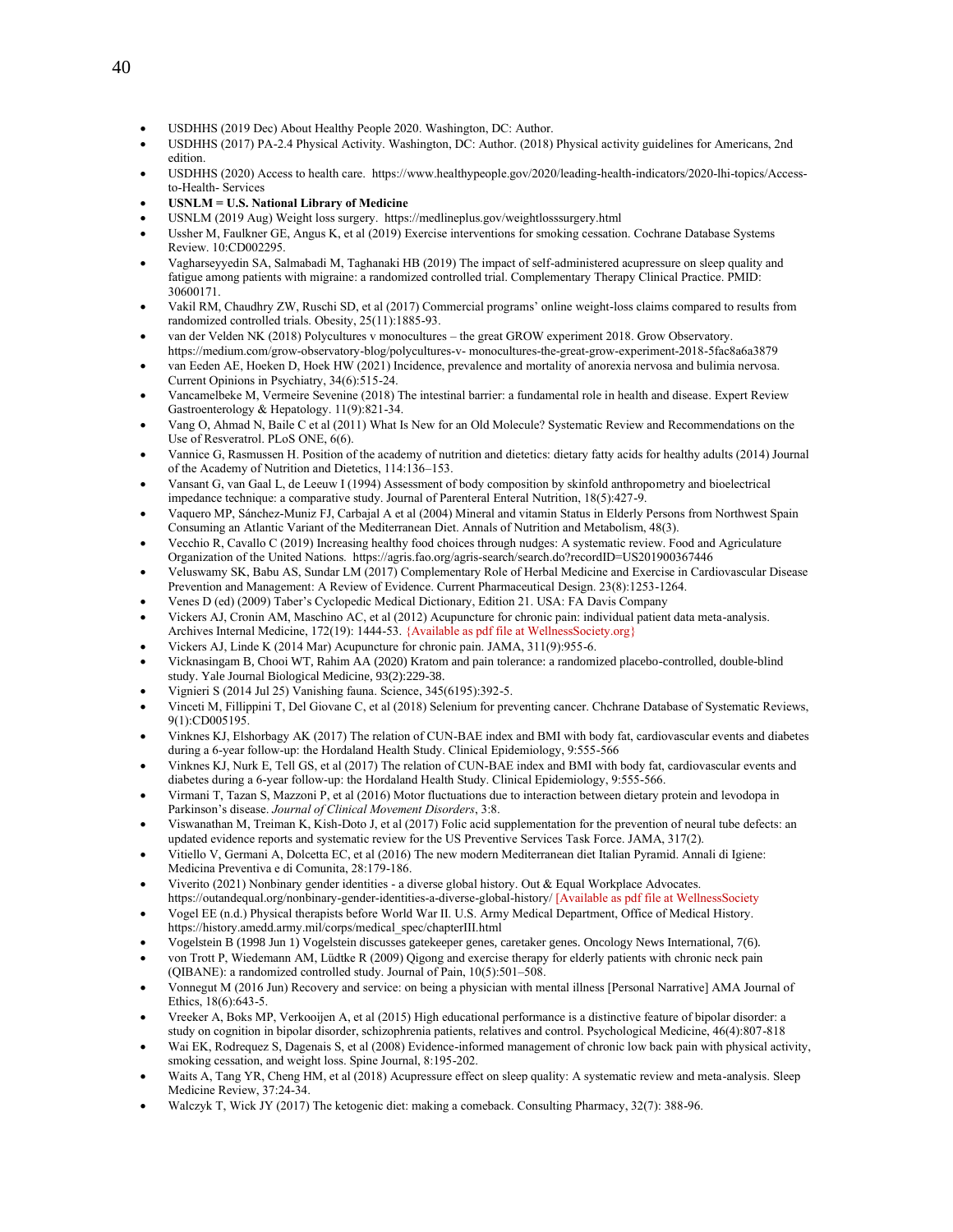- USDHHS (2019 Dec) About Healthy People 2020. Washington, DC: Author.
- USDHHS (2017) PA-2.4 Physical Activity. Washington, DC: Author. (2018) Physical activity guidelines for Americans, 2nd edition.
- USDHHS (2020) Access to health care. https://www.healthypeople.gov/2020/leading-health-indicators/2020-lhi-topics/Access-to-Health- Services
- **USNLM = U.S. National Library of Medicine**
- USNLM (2019 Aug) Weight loss surgery. https://medlineplus.gov/weightlosssurgery.html
- Ussher M, Faulkner GE, Angus K, et al (2019) Exercise interventions for smoking cessation. Cochrane Database Systems Review. 10:CD002295.
- Vagharseyyedin SA, Salmabadi M, Taghanaki HB (2019) The impact of self-administered acupressure on sleep quality and fatigue among patients with migraine: a randomized controlled trial. Complementary Therapy Clinical Practice. PMID: 30600171.
- Vakil RM, Chaudhry ZW, Ruschi SD, et al (2017) Commercial programs' online weight-loss claims compared to results from randomized controlled trials. Obesity, 25(11):1885-93.
- van der Velden NK (2018) Polycultures v monocultures – the great GROW experiment 2018. Grow Observatory. https://medium.com/grow-observatory-blog/polycultures-v- monocultures-the-great-grow-experiment-2018-5fac8a6a3879
- van Eeden AE, Hoeken D, Hoek HW (2021) Incidence, prevalence and mortality of anorexia nervosa and bulimia nervosa. Current Opinions in Psychiatry, 34(6):515-24.
- Vancamelbeke M, Vermeire Sevenine (2018) The intestinal barrier: a fundamental role in health and disease. Expert Review Gastroenterology & Hepatology. 11(9):821-34.
- Vang O, Ahmad N, Baile C et al (2011) What Is New for an Old Molecule? Systematic Review and Recommendations on the Use of Resveratrol. PLoS ONE, 6(6).
- Vannice G, Rasmussen H. Position of the academy of nutrition and dietetics: dietary fatty acids for healthy adults (2014) Journal of the Academy of Nutrition and Dietetics, 114:136–153.
- Vansant G, van Gaal L, de Leeuw I (1994) Assessment of body composition by skinfold anthropometry and bioelectrical impedance technique: a comparative study. Journal of Parenteral Enteral Nutrition, 18(5):427-9.
- Vaquero MP, Sánchez-Muniz FJ, Carbajal A et al (2004) Mineral and vitamin Status in Elderly Persons from Northwest Spain Consuming an Atlantic Variant of the Mediterranean Diet. Annals of Nutrition and Metabolism, 48(3).
- Vecchio R, Cavallo C (2019) Increasing healthy food choices through nudges: A systematic review. Food and Agriculture Organization of the United Nations. https://agris.fao.org/agris-search/search.do?recordID=US201900367446
- Veluswamy SK, Babu AS, Sundar LM (2017) Complementary Role of Herbal Medicine and Exercise in Cardiovascular Disease Prevention and Management: A Review of Evidence. Current Pharmaceutical Design. 23(8):1253-1264.
- Venes D (ed) (2009) Taber's Cyclopedic Medical Dictionary, Edition 21. USA: FA Davis Company
- Vickers AJ, Cronin AM, Maschino AC, et al (2012) Acupuncture for chronic pain: individual patient data meta-analysis. Archives Internal Medicine, 172(19): 1444-53. {Available as pdf file at WellnessSociety.org}
- Vickers AJ, Linde K (2014 Mar) Acupuncture for chronic pain. JAMA, 311(9):955-6.
- Vicknasingam B, Chooi WT, Rahim AA (2020) Kratom and pain tolerance: a randomized placebo-controlled, double-blind study. Yale Journal Biological Medicine, 93(2):229-38.
- Vignieri S (2014 Jul 25) Vanishing fauna. Science, 345(6195):392-5.
- Vinceti M, Fillippini T, Del Giovane C, et al (2018) Selenium for preventing cancer. Chchrane Database of Systematic Reviews, 9(1):CD005195.
- Vinknes KJ, Elshorbagy AK (2017) The relation of CUN-BAE index and BMI with body fat, cardiovascular events and diabetes during a 6-year follow-up: the Hordaland Health Study. Clinical Epidemiology, 9:555-566
- Vinknes KJ, Nurk E, Tell GS, et al (2017) The relation of CUN-BAE index and BMI with body fat, cardiovascular events and diabetes during a 6-year follow-up: the Hordaland Health Study. Clinical Epidemiology, 9:555-566.
- Virmani T, Tazan S, Mazzoni P, et al (2016) Motor fluctuations due to interaction between dietary protein and levodopa in Parkinson's disease. *Journal of Clinical Movement Disorders*, 3:8.
- Viswanathan M, Treiman K, Kish-Doto J, et al (2017) Folic acid supplementation for the prevention of neural tube defects: an updated evidence reports and systematic review for the US Preventive Services Task Force. JAMA, 317(2).
- Vitiello V, Germani A, Dolcetta EC, et al (2016) The new modern Mediterranean diet Italian Pyramid. Annali di Igiene: Medicina Preventiva e di Comunita, 28:179-186.
- Viverito (2021) Nonbinary gender identities - a diverse global history. Out & Equal Workplace Advocates. https://outandequal.org/nonbinary-gender-identities-a-diverse-global-history/ [Available as pdf file at WellnessSociety
- Vogel EE (n.d.) Physical therapists before World War II. U.S. Army Medical Department, Office of Medical History. https://history.amedd.army.mil/corps/medical_spec/chapterIII.html
- Vogelstein B (1998 Jun 1) Vogelstein discusses gatekeeper genes, caretaker genes. Oncology News International, 7(6).
- von Trott P, Wiedemann AM, Lüdtke R (2009) Qigong and exercise therapy for elderly patients with chronic neck pain (QIBANE): a randomized controlled study. Journal of Pain, 10(5):501–508.
- Vonnegut M (2016 Jun) Recovery and service: on being a physician with mental illness [Personal Narrative] AMA Journal of Ethics, 18(6):643-5.
- Vreeker A, Boks MP, Verkooijen A, et al (2015) High educational performance is a distinctive feature of bipolar disorder: a study on cognition in bipolar disorder, schizophrenia patients, relatives and control. Psychological Medicine, 46(4):807-818
- Wai EK, Rodrequez S, Dagenais S, et al (2008) Evidence-informed management of chronic low back pain with physical activity, smoking cessation, and weight loss. Spine Journal, 8:195-202.
- Waits A, Tang YR, Cheng HM, et al (2018) Acupressure effect on sleep quality: A systematic review and meta-analysis. Sleep Medicine Review, 37:24-34.
- Walczyk T, Wick JY (2017) The ketogenic diet: making a comeback. Consulting Pharmacy, 32(7): 388-96.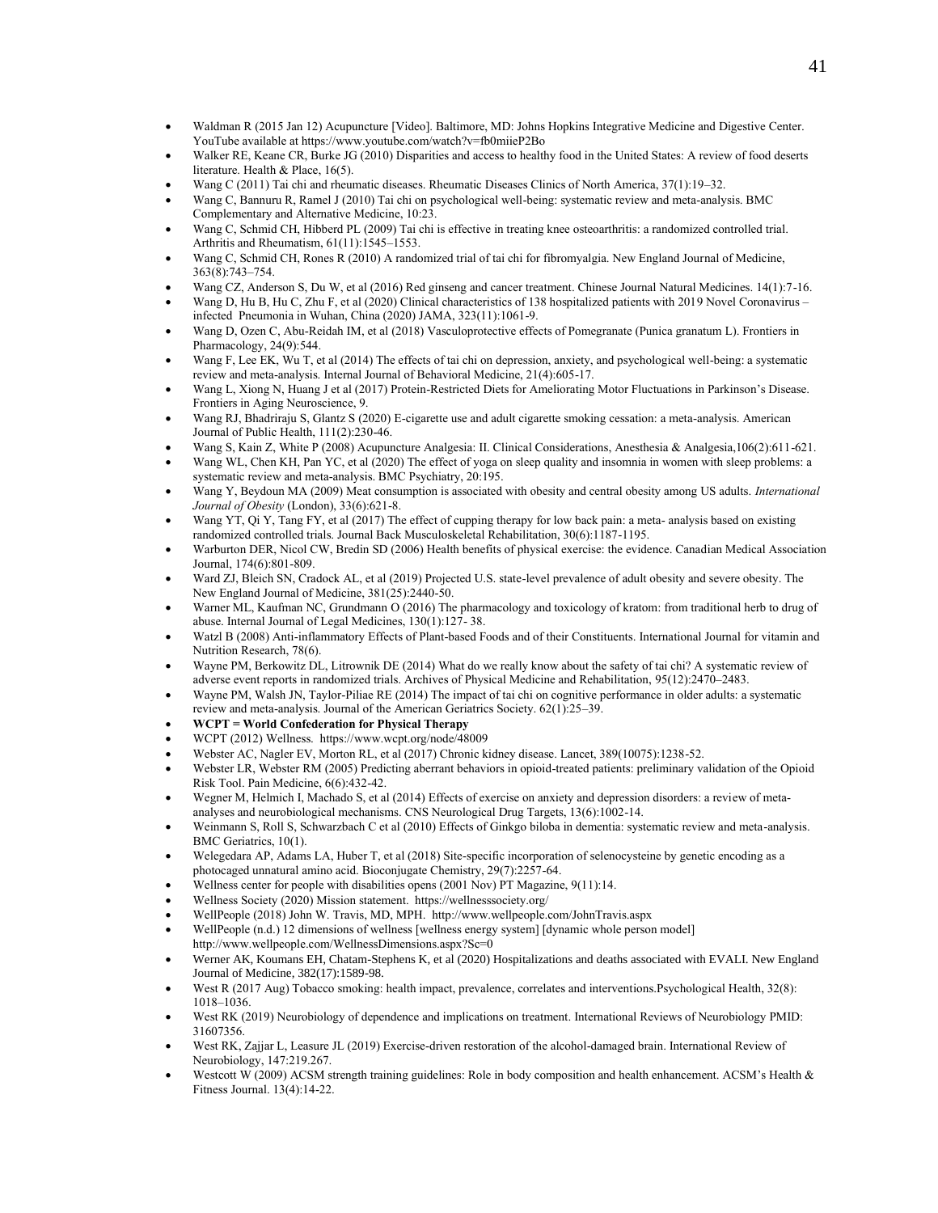- Waldman R (2015 Jan 12) Acupuncture [Video]. Baltimore, MD: Johns Hopkins Integrative Medicine and Digestive Center. YouTube available at https://www.youtube.com/watch?v=fb0miieP2Bo
- Walker RE, Keane CR, Burke JG (2010) Disparities and access to healthy food in the United States: A review of food deserts literature. Health & Place, 16(5).
- Wang C (2011) Tai chi and rheumatic diseases. Rheumatic Diseases Clinics of North America, 37(1):19–32.
- Wang C, Bannuru R, Ramel J (2010) Tai chi on psychological well-being: systematic review and meta-analysis. BMC Complementary and Alternative Medicine, 10:23.
- Wang C, Schmid CH, Hibberd PL (2009) Tai chi is effective in treating knee osteoarthritis: a randomized controlled trial. Arthritis and Rheumatism, 61(11):1545–1553.
- Wang C, Schmid CH, Rones R (2010) A randomized trial of tai chi for fibromyalgia. New England Journal of Medicine, 363(8):743–754.
- Wang CZ, Anderson S, Du W, et al (2016) Red ginseng and cancer treatment. Chinese Journal Natural Medicines. 14(1):7-16.
- Wang D, Hu B, Hu C, Zhu F, et al (2020) Clinical characteristics of 138 hospitalized patients with 2019 Novel Coronavirus – infected Pneumonia in Wuhan, China (2020) JAMA, 323(11):1061-9.
- Wang D, Ozen C, Abu-Reidah IM, et al (2018) Vasculoprotective effects of Pomegranate (Punica granatum L). Frontiers in Pharmacology, 24(9):544.
- Wang F, Lee EK, Wu T, et al (2014) The effects of tai chi on depression, anxiety, and psychological well-being: a systematic review and meta-analysis. Internal Journal of Behavioral Medicine, 21(4):605-17.
- Wang L, Xiong N, Huang J et al (2017) Protein-Restricted Diets for Ameliorating Motor Fluctuations in Parkinson's Disease. Frontiers in Aging Neuroscience, 9.
- Wang RJ, Bhadriraju S, Glantz S (2020) E-cigarette use and adult cigarette smoking cessation: a meta-analysis. American Journal of Public Health, 111(2):230-46.
- Wang S, Kain Z, White P (2008) Acupuncture Analgesia: II. Clinical Considerations, Anesthesia & Analgesia,106(2):611-621.
- Wang WL, Chen KH, Pan YC, et al (2020) The effect of yoga on sleep quality and insomnia in women with sleep problems: a systematic review and meta-analysis. BMC Psychiatry, 20:195.
- Wang Y, Beydoun MA (2009) Meat consumption is associated with obesity and central obesity among US adults. *International Journal of Obesity* (London), 33(6):621-8.
- Wang YT, Qi Y, Tang FY, et al (2017) The effect of cupping therapy for low back pain: a meta- analysis based on existing randomized controlled trials. Journal Back Musculoskeletal Rehabilitation, 30(6):1187-1195.
- Warburton DER, Nicol CW, Bredin SD (2006) Health benefits of physical exercise: the evidence. Canadian Medical Association Journal, 174(6):801-809.
- Ward ZJ, Bleich SN, Cradock AL, et al (2019) Projected U.S. state-level prevalence of adult obesity and severe obesity. The New England Journal of Medicine, 381(25):2440-50.
- Warner ML, Kaufman NC, Grundmann O (2016) The pharmacology and toxicology of kratom: from traditional herb to drug of abuse. Internal Journal of Legal Medicines, 130(1):127- 38.
- Watzl B (2008) Anti-inflammatory Effects of Plant-based Foods and of their Constituents. International Journal for vitamin and Nutrition Research, 78(6).
- Wayne PM, Berkowitz DL, Litrownik DE (2014) What do we really know about the safety of tai chi? A systematic review of adverse event reports in randomized trials. Archives of Physical Medicine and Rehabilitation, 95(12):2470–2483.
- Wayne PM, Walsh JN, Taylor-Piliae RE (2014) The impact of tai chi on cognitive performance in older adults: a systematic review and meta-analysis. Journal of the American Geriatrics Society. 62(1):25–39.
- **WCPT = World Confederation for Physical Therapy**
- WCPT (2012) Wellness. https://www.wcpt.org/node/48009
- Webster AC, Nagler EV, Morton RL, et al (2017) Chronic kidney disease. Lancet, 389(10075):1238-52.
- Webster LR, Webster RM (2005) Predicting aberrant behaviors in opioid-treated patients: preliminary validation of the Opioid Risk Tool. Pain Medicine, 6(6):432-42.
- Wegner M, Helmich I, Machado S, et al (2014) Effects of exercise on anxiety and depression disorders: a review of meta-analyses and neurobiological mechanisms. CNS Neurological Drug Targets, 13(6):1002-14.
- Weinmann S, Roll S, Schwarzbach C et al (2010) Effects of Ginkgo biloba in dementia: systematic review and meta-analysis. BMC Geriatrics, 10(1).
- Welegedara AP, Adams LA, Huber T, et al (2018) Site-specific incorporation of selenocysteine by genetic encoding as a photocaged unnatural amino acid. Bioconjugate Chemistry, 29(7):2257-64.
- Wellness center for people with disabilities opens (2001 Nov) PT Magazine, 9(11):14.
- Wellness Society (2020) Mission statement. https://wellnesssociety.org/
- WellPeople (2018) John W. Travis, MD, MPH. http://www.wellpeople.com/JohnTravis.aspx
- WellPeople (n.d.) 12 dimensions of wellness [wellness energy system] [dynamic whole person model] http://www.wellpeople.com/WellnessDimensions.aspx?Sc=0
- Werner AK, Koumans EH, Chatam-Stephens K, et al (2020) Hospitalizations and deaths associated with EVALI. New England Journal of Medicine, 382(17):1589-98.
- West R (2017 Aug) Tobacco smoking: health impact, prevalence, correlates and interventions.Psychological Health, 32(8): 1018–1036.
- West RK (2019) Neurobiology of dependence and implications on treatment. International Reviews of Neurobiology PMID: 31607356.
- West RK, Zajjar L, Leasure JL (2019) Exercise-driven restoration of the alcohol-damaged brain. International Review of Neurobiology, 147:219.267.
- Westcott W (2009) ACSM strength training guidelines: Role in body composition and health enhancement. ACSM's Health & Fitness Journal. 13(4):14-22.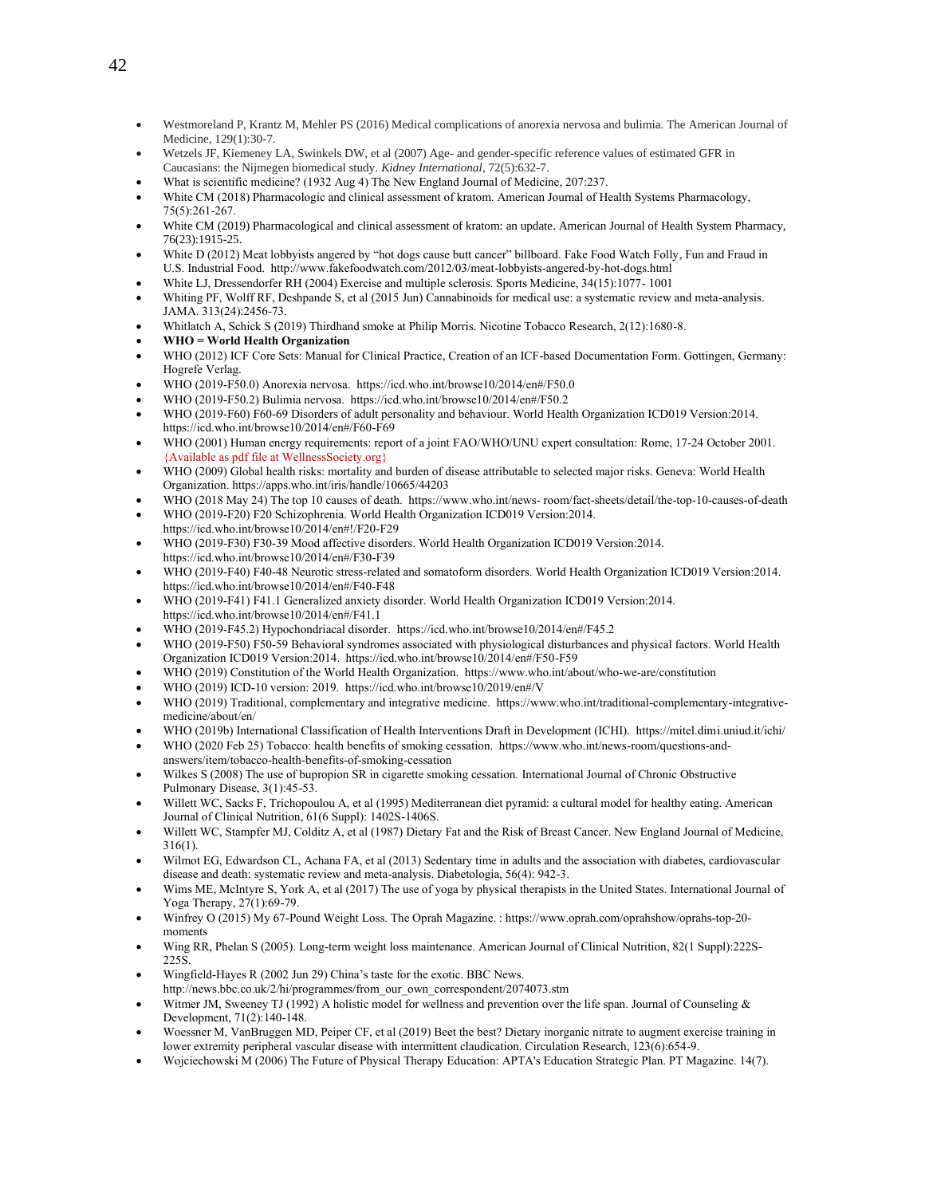- Westmoreland P, Krantz M, Mehler PS (2016) Medical complications of anorexia nervosa and bulimia. The American Journal of Medicine, 129(1):30-7.
- Wetzels JF, Kiemeney LA, Swinkels DW, et al (2007) Age- and gender-specific reference values of estimated GFR in Caucasians: the Nijmegen biomedical study. *Kidney International*, 72(5):632-7.
- What is scientific medicine? (1932 Aug 4) The New England Journal of Medicine, 207:237.
- White CM (2018) Pharmacologic and clinical assessment of kratom. American Journal of Health Systems Pharmacology, 75(5):261-267.
- White CM (2019) Pharmacological and clinical assessment of kratom: an update. American Journal of Health System Pharmacy, 76(23):1915-25.
- White D (2012) Meat lobbyists angered by "hot dogs cause butt cancer" billboard. Fake Food Watch Folly, Fun and Fraud in U.S. Industrial Food. http://www.fakefoodwatch.com/2012/03/meat-lobbyists-angered-by-hot-dogs.html
- White LJ, Dressendorfer RH (2004) Exercise and multiple sclerosis. Sports Medicine, 34(15):1077- 1001
- Whiting PF, Wolff RF, Deshpande S, et al (2015 Jun) Cannabinoids for medical use: a systematic review and meta-analysis. JAMA. 313(24):2456-73.
- Whitlatch A, Schick S (2019) Thirdhand smoke at Philip Morris. Nicotine Tobacco Research, 2(12):1680-8.
- **WHO = World Health Organization**
- WHO (2012) ICF Core Sets: Manual for Clinical Practice, Creation of an ICF-based Documentation Form. Gottingen, Germany: Hogrefe Verlag.
- WHO (2019-F50.0) Anorexia nervosa. https://icd.who.int/browse10/2014/en#/F50.0
- WHO (2019-F50.2) Bulimia nervosa. https://icd.who.int/browse10/2014/en#/F50.2
- WHO (2019-F60) F60-69 Disorders of adult personality and behaviour. World Health Organization ICD019 Version:2014. https://icd.who.int/browse10/2014/en#/F60-F69
- WHO (2001) Human energy requirements: report of a joint FAO/WHO/UNU expert consultation: Rome, 17-24 October 2001. {Available as pdf file at WellnessSociety.org}
- WHO (2009) Global health risks: mortality and burden of disease attributable to selected major risks. Geneva: World Health Organization. https://apps.who.int/iris/handle/10665/44203
- WHO (2018 May 24) The top 10 causes of death. https://www.who.int/news- room/fact-sheets/detail/the-top-10-causes-of-death
- WHO (2019-F20) F20 Schizophrenia. World Health Organization ICD019 Version:2014. https://icd.who.int/browse10/2014/en#!/F20-F29
- WHO (2019-F30) F30-39 Mood affective disorders. World Health Organization ICD019 Version:2014. https://icd.who.int/browse10/2014/en#/F30-F39
- WHO (2019-F40) F40-48 Neurotic stress-related and somatoform disorders. World Health Organization ICD019 Version:2014. https://icd.who.int/browse10/2014/en#/F40-F48
- WHO (2019-F41) F41.1 Generalized anxiety disorder. World Health Organization ICD019 Version:2014. https://icd.who.int/browse10/2014/en#/F41.1
- WHO (2019-F45.2) Hypochondriacal disorder. https://icd.who.int/browse10/2014/en#/F45.2
- WHO (2019-F50) F50-59 Behavioral syndromes associated with physiological disturbances and physical factors. World Health Organization ICD019 Version:2014. https://icd.who.int/browse10/2014/en#/F50-F59
- WHO (2019) Constitution of the World Health Organization. https://www.who.int/about/who-we-are/constitution
- WHO (2019) ICD-10 version: 2019. https://icd.who.int/browse10/2019/en#/V
- WHO (2019) Traditional, complementary and integrative medicine. https://www.who.int/traditional-complementary-integrative-medicine/about/en/
- WHO (2019b) International Classification of Health Interventions Draft in Development (ICHI). https://mitel.dimi.uniud.it/ichi/
- WHO (2020 Feb 25) Tobacco: health benefits of smoking cessation. https://www.who.int/news-room/questions-and-answers/item/tobacco-health-benefits-of-smoking-cessation
- Wilkes S (2008) The use of bupropion SR in cigarette smoking cessation. International Journal of Chronic Obstructive Pulmonary Disease, 3(1):45-53.
- Willett WC, Sacks F, Trichopoulou A, et al (1995) Mediterranean diet pyramid: a cultural model for healthy eating. American Journal of Clinical Nutrition, 61(6 Suppl): 1402S-1406S.
- Willett WC, Stampfer MJ, Colditz A, et al (1987) Dietary Fat and the Risk of Breast Cancer. New England Journal of Medicine, 316(1).
- Wilmot EG, Edwardson CL, Achana FA, et al (2013) Sedentary time in adults and the association with diabetes, cardiovascular disease and death: systematic review and meta-analysis. Diabetologia, 56(4): 942-3.
- Wims ME, McIntyre S, York A, et al (2017) The use of yoga by physical therapists in the United States. International Journal of Yoga Therapy, 27(1):69-79.
- Winfrey O (2015) My 67-Pound Weight Loss. The Oprah Magazine. : https://www.oprah.com/oprahshow/oprahs-top-20-moments
- Wing RR, Phelan S (2005). Long-term weight loss maintenance. American Journal of Clinical Nutrition, 82(1 Suppl):222S-225S.
- Wingfield-Hayes R (2002 Jun 29) China's taste for the exotic. BBC News. http://news.bbc.co.uk/2/hi/programmes/from_our_own_correspondent/2074073.stm
- Witmer JM, Sweeney TJ (1992) A holistic model for wellness and prevention over the life span. Journal of Counseling & Development, 71(2):140-148.
- Woessner M, VanBruggen MD, Peiper CF, et al (2019) Beet the best? Dietary inorganic nitrate to augment exercise training in lower extremity peripheral vascular disease with intermittent claudication. Circulation Research, 123(6):654-9.
- Wojciechowski M (2006) The Future of Physical Therapy Education: APTA's Education Strategic Plan. PT Magazine. 14(7).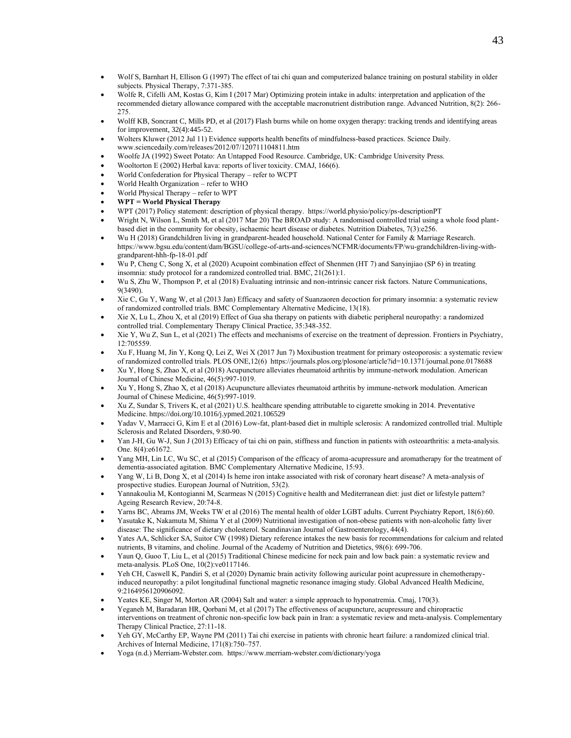- Wolf S, Barnhart H, Ellison G (1997) The effect of tai chi quan and computerized balance training on postural stability in older subjects. Physical Therapy, 7:371-385.
- Wolfe R, Cifelli AM, Kostas G, Kim I (2017 Mar) Optimizing protein intake in adults: interpretation and application of the recommended dietary allowance compared with the acceptable macronutrient distribution range. Advanced Nutrition, 8(2): 266-275.
- Wolff KB, Soncrant C, Mills PD, et al (2017) Flash burns while on home oxygen therapy: tracking trends and identifying areas for improvement, 32(4):445-52.
- Wolters Kluwer (2012 Jul 11) Evidence supports health benefits of mindfulness-based practices. Science Daily. www.sciencedaily.com/releases/2012/07/120711104811.htm
- Woolfe JA (1992) Sweet Potato: An Untapped Food Resource. Cambridge, UK: Cambridge University Press.
- Wooltorton E (2002) Herbal kava: reports of liver toxicity. CMAJ, 166(6).
- World Confederation for Physical Therapy – refer to WCPT
- World Health Organization – refer to WHO
- World Physical Therapy – refer to WPT
- **WPT = World Physical Therapy**
- WPT (2017) Policy statement: description of physical therapy. https://world.physio/policy/ps-descriptionPT
- Wright N, Wilson L, Smith M, et al (2017 Mar 20) The BROAD study: A randomised controlled trial using a whole food plant-based diet in the community for obesity, ischaemic heart disease or diabetes. Nutrition Diabetes, 7(3):e256.
- Wu H (2018) Grandchildren living in grandparent-headed household. National Center for Family & Marriage Research. https://www.bgsu.edu/content/dam/BGSU/college-of-arts-and-sciences/NCFMR/documents/FP/wu-grandchildren-living-with-grandparent-hhh-fp-18-01.pdf
- Wu P, Cheng C, Song X, et al (2020) Acupoint combination effect of Shenmen (HT 7) and Sanyinjiao (SP 6) in treating insomnia: study protocol for a randomized controlled trial. BMC, 21(261):1.
- Wu S, Zhu W, Thompson P, et al (2018) Evaluating intrinsic and non-intrinsic cancer risk factors. Nature Communications, 9(3490).
- Xie C, Gu Y, Wang W, et al (2013 Jan) Efficacy and safety of Suanzaoren decoction for primary insomnia: a systematic review of randomized controlled trials. BMC Complementary Alternative Medicine, 13(18).
- Xie X, Lu L, Zhou X, et al (2019) Effect of Gua sha therapy on patients with diabetic peripheral neuropathy: a randomized controlled trial. Complementary Therapy Clinical Practice, 35:348-352.
- Xie Y, Wu Z, Sun L, et al (2021) The effects and mechanisms of exercise on the treatment of depression. Frontiers in Psychiatry, 12:705559.
- Xu F, Huang M, Jin Y, Kong Q, Lei Z, Wei X (2017 Jun 7) Moxibustion treatment for primary osteoporosis: a systematic review of randomized controlled trials. PLOS ONE,12(6) https://journals.plos.org/plosone/article?id=10.1371/journal.pone.0178688
- Xu Y, Hong S, Zhao X, et al (2018) Acupuncture alleviates rheumatoid arthritis by immune-network modulation. American Journal of Chinese Medicine, 46(5):997-1019.
- Xu Y, Hong S, Zhao X, et al (2018) Acupuncture alleviates rheumatoid arthritis by immune-network modulation. American Journal of Chinese Medicine, 46(5):997-1019.
- Xu Z, Sundar S, Trivers K, et al (2021) U.S. healthcare spending attributable to cigarette smoking in 2014. Preventative Medicine. https://doi.org/10.1016/j.ypmed.2021.106529
- Yadav V, Marracci G, Kim E et al (2016) Low-fat, plant-based diet in multiple sclerosis: A randomized controlled trial. Multiple Sclerosis and Related Disorders, 9:80-90.
- Yan J-H, Gu W-J, Sun J (2013) Efficacy of tai chi on pain, stiffness and function in patients with osteoarthritis: a meta-analysis. One. 8(4):e61672.
- Yang MH, Lin LC, Wu SC, et al (2015) Comparison of the efficacy of aroma-acupressure and aromatherapy for the treatment of dementia-associated agitation. BMC Complementary Alternative Medicine, 15:93.
- Yang W, Li B, Dong X, et al (2014) Is heme iron intake associated with risk of coronary heart disease? A meta-analysis of prospective studies. European Journal of Nutrition, 53(2).
- Yannakoulia M, Kontogianni M, Scarmeas N (2015) Cognitive health and Mediterranean diet: just diet or lifestyle pattern? Ageing Research Review, 20:74-8.
- Yarns BC, Abrams JM, Weeks TW et al (2016) The mental health of older LGBT adults. Current Psychiatry Report, 18(6):60.
- Yasutake K, Nakamuta M, Shima Y et al (2009) Nutritional investigation of non-obese patients with non-alcoholic fatty liver disease: The significance of dietary cholesterol. Scandinavian Journal of Gastroenterology, 44(4).
- Yates AA, Schlicker SA, Suitor CW (1998) Dietary reference intakes the new basis for recommendations for calcium and related nutrients, B vitamins, and choline. Journal of the Academy of Nutrition and Dietetics, 98(6): 699-706.
- Yaun Q, Guoo T, Liu L, et al (2015) Traditional Chinese medicine for neck pain and low back pain: a systematic review and meta-analysis. PLoS One, 10(2):ve0117146.
- Yeh CH, Caswell K, Pandiri S, et al (2020) Dynamic brain activity following auricular point acupressure in chemotherapy-induced neuropathy: a pilot longitudinal functional magnetic resonance imaging study. Global Advanced Health Medicine, 9:2164956120906092.
- Yeates KE, Singer M, Morton AR (2004) Salt and water: a simple approach to hyponatremia. Cmaj, 170(3).
- Yeganeh M, Baradaran HR, Qorbani M, et al (2017) The effectiveness of acupuncture, acupressure and chiropractic interventions on treatment of chronic non-specific low back pain in Iran: a systematic review and meta-analysis. Complementary Therapy Clinical Practice, 27:11-18.
- Yeh GY, McCarthy EP, Wayne PM (2011) Tai chi exercise in patients with chronic heart failure: a randomized clinical trial. Archives of Internal Medicine, 171(8):750–757.
- Yoga (n.d.) Merriam-Webster.com. https://www.merriam-webster.com/dictionary/yoga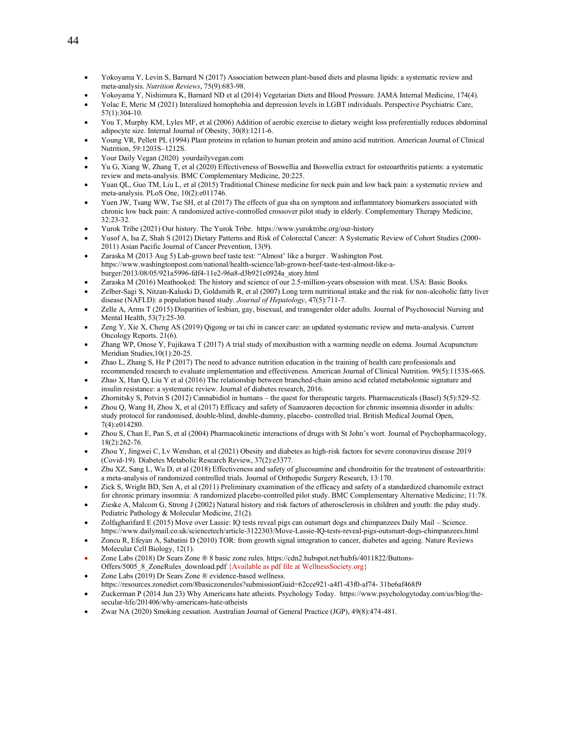- Yokoyama Y, Levin S, Barnard N (2017) Association between plant-based diets and plasma lipids: a systematic review and meta-analysis. *Nutrition Reviews*, 75(9):683-98.
- Yokoyama Y, Nishimura K, Barnard ND et al (2014) Vegetarian Diets and Blood Pressure. JAMA Internal Medicine, 174(4).
- Yolac E, Meric M (2021) Interalized homophobia and depression levels in LGBT individuals. Perspective Psychiatric Care, 57(1):304-10.
- You T, Murphy KM, Lyles MF, et al (2006) Addition of aerobic exercise to dietary weight loss preferentially reduces abdominal adipocyte size. Internal Journal of Obesity, 30(8):1211-6.
- Young VR, Pellett PL (1994) Plant proteins in relation to human protein and amino acid nutrition. American Journal of Clinical Nutrition, 59:1203S–1212S.
- Your Daily Vegan (2020) yourdailyvegan.com
- Yu G, Xiang W, Zhang T, et al (2020) Effectiveness of Boswellia and Boswellia extract for osteoarthritis patients: a systematic review and meta-analysis. BMC Complementary Medicine, 20:225.
- Yuan QL, Guo TM, Liu L, et al (2015) Traditional Chinese medicine for neck pain and low back pain: a systematic review and meta-analysis. PLoS One, 10(2):e011746.
- Yuen JW, Tsang WW, Tse SH, et al (2017) The effects of gua sha on symptom and inflammatory biomarkers associated with chronic low back pain: A randomized active-controlled crossover pilot study in elderly. Complementary Therapy Medicine, 32:23-32.
- Yurok Tribe (2021) Our history. The Yurok Tribe. https://www.yuroktribe.org/our-history
- Yusof A, Isa Z, Shah S (2012) Dietary Patterns and Risk of Colorectal Cancer: A Systematic Review of Cohort Studies (2000-2011) Asian Pacific Journal of Cancer Prevention, 13(9).
- Zaraska M (2013 Aug 5) Lab-grown beef taste test: "Almost' like a burger . Washington Post. https://www.washingtonpost.com/national/health-science/lab-grown-beef-taste-test-almost-like-a-burger/2013/08/05/921a5996-fdf4-11e2-96a8-d3b921c0924a_story.html
- Zaraska M (2016) Meathooked: The history and science of our 2.5-million-years obsession with meat. USA: Basic Books.
- Zelber-Sagi S, Nitzan-Kaluski D, Goldsmith R, et al (2007) Long term nutritional intake and the risk for non-alcoholic fatty liver disease (NAFLD): a population based study. *Journal of Hepatology*, 47(5):711-7.
- Zelle A, Arms T (2015) Disparities of lesbian, gay, bisexual, and transgender older adults. Journal of Psychosocial Nursing and Mental Health, 53(7):25-30.
- Zeng Y, Xie X, Cheng AS (2019) Qigong or tai chi in cancer care: an updated systematic review and meta-analysis. Current Oncology Reports. 21(6).
- Zhang WP, Onose Y, Fujikawa T (2017) A trial study of moxibustion with a warming needle on edema. Journal Acupuncture Meridian Studies,10(1):20-25.
- Zhao L, Zhang S, He P (2017) The need to advance nutrition education in the training of health care professionals and recommended research to evaluate implementation and effectiveness. American Journal of Clinical Nutrition. 99(5):1153S-66S.
- Zhao X, Han Q, Liu Y et al (2016) The relationship between branched-chain amino acid related metabolomic signature and insulin resistance: a systematic review. Journal of diabetes research, 2016.
- Zhornitsky S, Potvin S (2012) Cannabidiol in humans – the quest for therapeutic targets. Pharmaceuticals (Basel) 5(5):529-52.
- Zhou Q, Wang H, Zhou X, et al (2017) Efficacy and safety of Suanzaoren decoction for chronic insomnia disorder in adults: study protocol for randomised, double-blind, double-dummy, placebo- controlled trial. British Medical Journal Open, 7(4):e014280.
- Zhou S, Chan E, Pan S, et al (2004) Pharmacokinetic interactions of drugs with St John's wort. Journal of Psychopharmacology, 18(2):262-76.
- Zhou Y, Jingwei C, Lv Wenshan, et al (2021) Obesity and diabetes as high-risk factors for severe coronavirus disease 2019 (Covid-19). Diabetes Metabolic Research Review, 37(2):e3377.
- Zhu XZ, Sang L, Wu D, et al (2018) Effectiveness and safety of glucosamine and chondroitin for the treatment of osteoarthritis: a meta-analysis of randomized controlled trials. Journal of Orthopedic Surgery Research, 13:170.
- Zick S, Wright BD, Sen A, et al (2011) Preliminary examination of the efficacy and safety of a standardized chamomile extract for chronic primary insomnia: A randomized placebo-controlled pilot study. BMC Complementary Alternative Medicine; 11:78.
- Zieske A, Malcom G, Strong J (2002) Natural history and risk factors of atherosclerosis in children and youth: the pday study. Pediatric Pathology & Molecular Medicine, 21(2).
- Zolfagharifard E (2015) Move over Lassie: IQ tests reveal pigs can outsmart dogs and chimpanzees Daily Mail – Science. https://www.dailymail.co.uk/sciencetech/article-3122303/Move-Lassie-IQ-tests-reveal-pigs-outsmart-dogs-chimpanzees.html
- Zoncu R, Efeyan A, Sabatini D (2010) TOR: from growth signal integration to cancer, diabetes and ageing. Nature Reviews Molecular Cell Biology, 12(1).
- Zone Labs (2018) Dr Sears Zone ® 8 basic zone rules. https://cdn2.hubspot.net/hubfs/4011822/Buttons-Offers/5005_8_ZoneRules_download.pdf {Available as pdf file at WellnessSociety.org}
- Zone Labs (2019) Dr Sears Zone ® evidence-based wellness. https://resources.zonediet.com/8basiczonerules?submissionGuid=62cce921-a4f1-43f0-af74- 31be6af468f9
- Zuckerman P (2014 Jun 23) Why Americans hate atheists. Psychology Today. https://www.psychologytoday.com/us/blog/the-secular-life/201406/why-americans-hate-atheists
- Zwar NA (2020) Smoking cessation. Australian Journal of General Practice (JGP), 49(8):474-481.